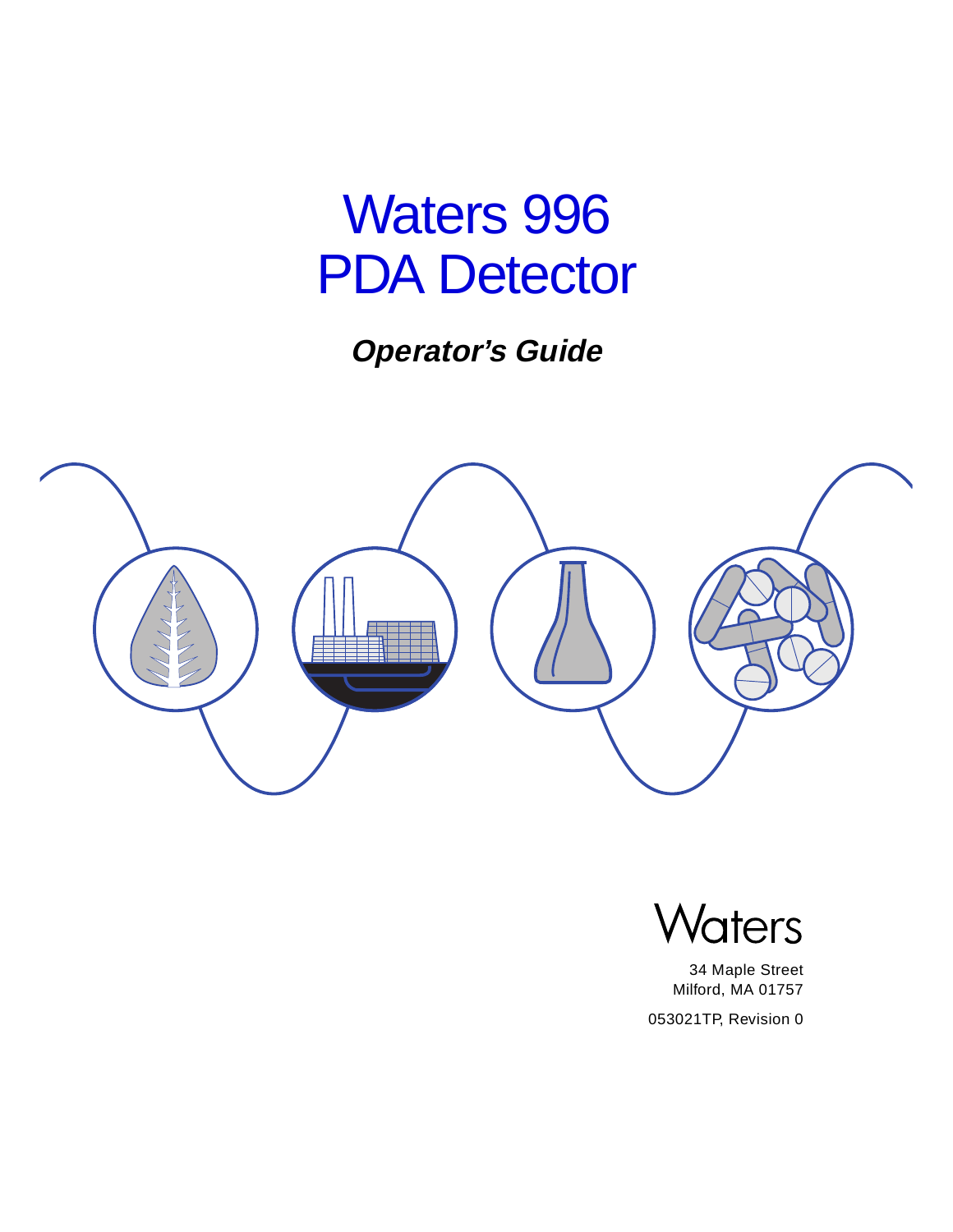# Waters 996 PDA Detector

***Operator's Guide***

Waters

34 Maple Street
Milford, MA 01757

053021TP, Revision 0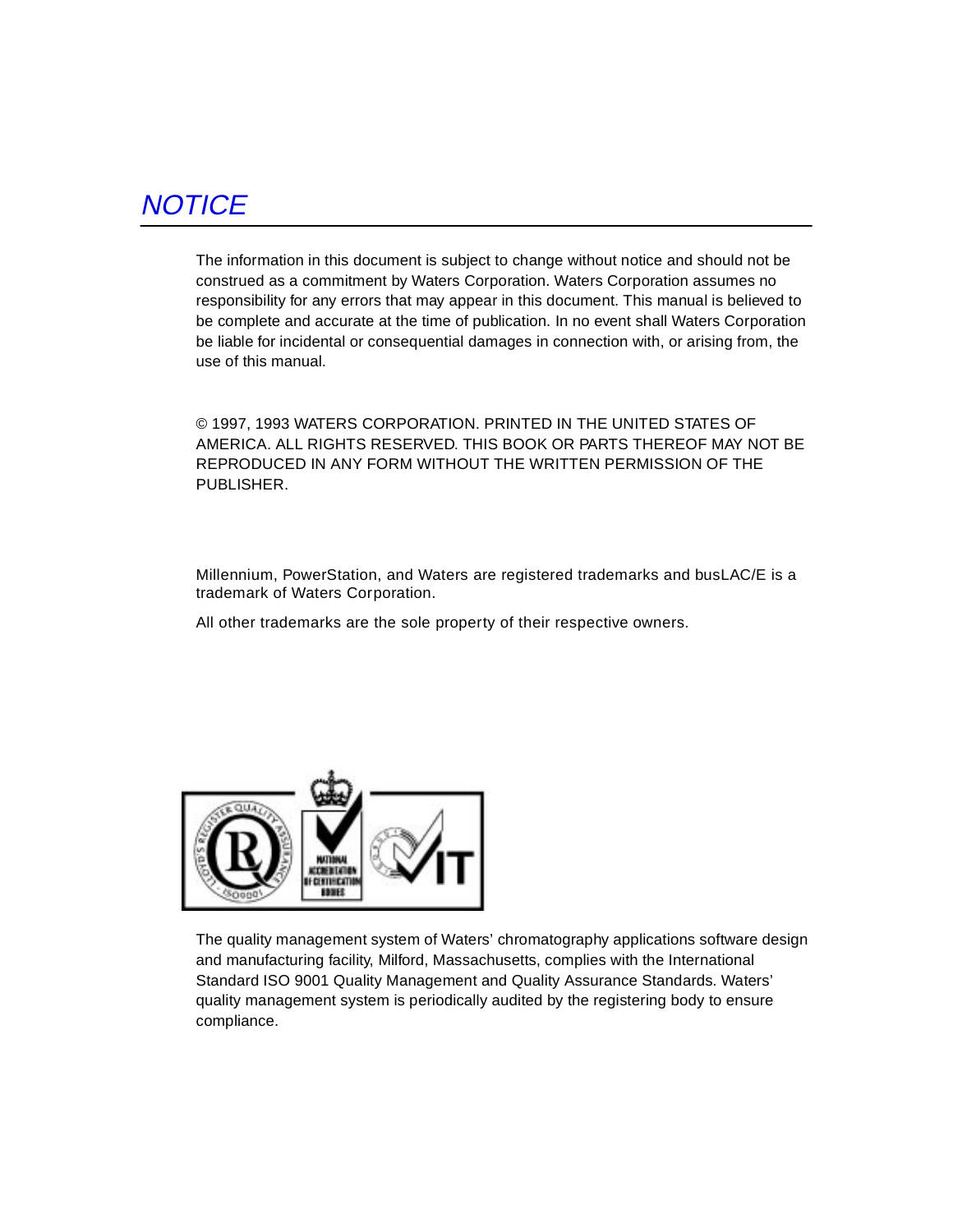# NOTICE

The information in this document is subject to change without notice and should not be construed as a commitment by Waters Corporation. Waters Corporation assumes no responsibility for any errors that may appear in this document. This manual is believed to be complete and accurate at the time of publication. In no event shall Waters Corporation be liable for incidental or consequential damages in connection with, or arising from, the use of this manual.

© 1997, 1993 WATERS CORPORATION. PRINTED IN THE UNITED STATES OF AMERICA. ALL RIGHTS RESERVED. THIS BOOK OR PARTS THEREOF MAY NOT BE REPRODUCED IN ANY FORM WITHOUT THE WRITTEN PERMISSION OF THE PUBLISHER.

Millennium, PowerStation, and Waters are registered trademarks and busLAC/E is a trademark of Waters Corporation.

All other trademarks are the sole property of their respective owners.

The quality management system of Waters' chromatography applications software design and manufacturing facility, Milford, Massachusetts, complies with the International Standard ISO 9001 Quality Management and Quality Assurance Standards. Waters' quality management system is periodically audited by the registering body to ensure compliance.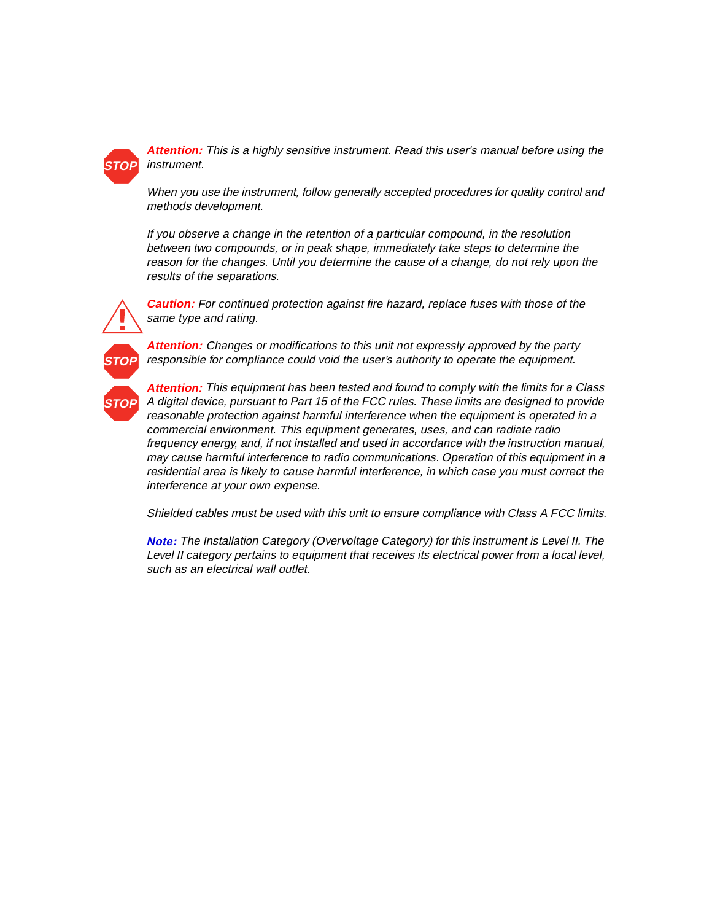***Attention:*** *This is a highly sensitive instrument. Read this user's manual before using the instrument.*

*When you use the instrument, follow generally accepted procedures for quality control and methods development.*

*If you observe a change in the retention of a particular compound, in the resolution between two compounds, or in peak shape, immediately take steps to determine the reason for the changes. Until you determine the cause of a change, do not rely upon the results of the separations.*

***Caution:*** *For continued protection against fire hazard, replace fuses with those of the same type and rating.*

***Attention:*** *Changes or modifications to this unit not expressly approved by the party responsible for compliance could void the user's authority to operate the equipment.*

***Attention:*** *This equipment has been tested and found to comply with the limits for a Class A digital device, pursuant to Part 15 of the FCC rules. These limits are designed to provide reasonable protection against harmful interference when the equipment is operated in a commercial environment. This equipment generates, uses, and can radiate radio frequency energy, and, if not installed and used in accordance with the instruction manual, may cause harmful interference to radio communications. Operation of this equipment in a residential area is likely to cause harmful interference, in which case you must correct the interference at your own expense.*

*Shielded cables must be used with this unit to ensure compliance with Class A FCC limits.*

***Note:*** *The Installation Category (Overvoltage Category) for this instrument is Level II. The Level II category pertains to equipment that receives its electrical power from a local level, such as an electrical wall outlet.*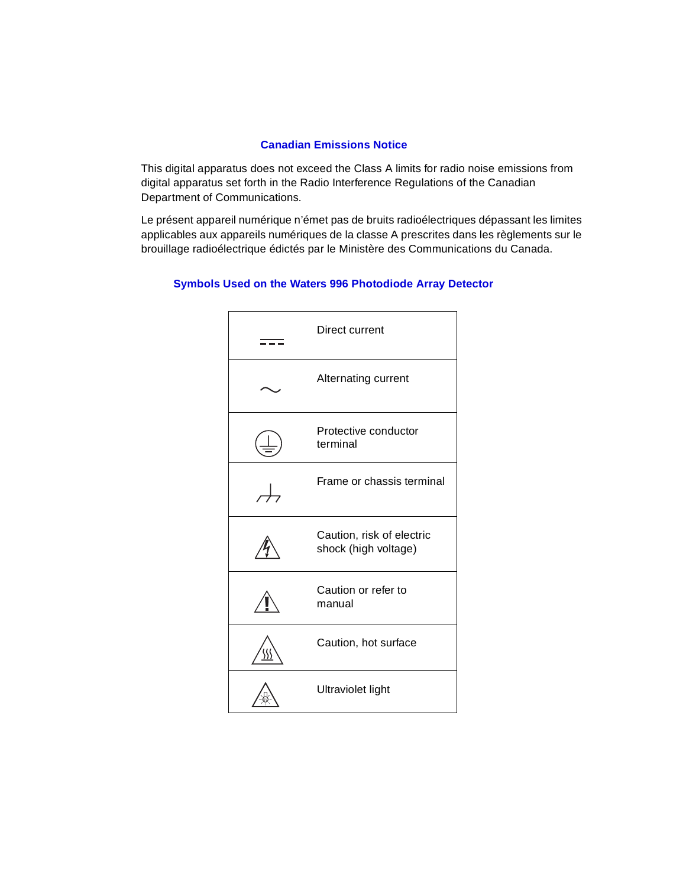## Canadian Emissions Notice

This digital apparatus does not exceed the Class A limits for radio noise emissions from digital apparatus set forth in the Radio Interference Regulations of the Canadian Department of Communications.

Le présent appareil numérique n'émet pas de bruits radioélectriques dépassant les limites applicables aux appareils numériques de la classe A prescrites dans les règlements sur le brouillage radioélectrique édictés par le Ministère des Communications du Canada.

## Symbols Used on the Waters 996 Photodiode Array Detector

| Symbol | Meaning |
|---|---|
| ⎓ | Direct current |
| ∼ | Alternating current |
| | Protective conductor terminal |
| | Frame or chassis terminal |
| | Caution, risk of electric shock (high voltage) |
| | Caution or refer to manual |
| | Caution, hot surface |
| | Ultraviolet light |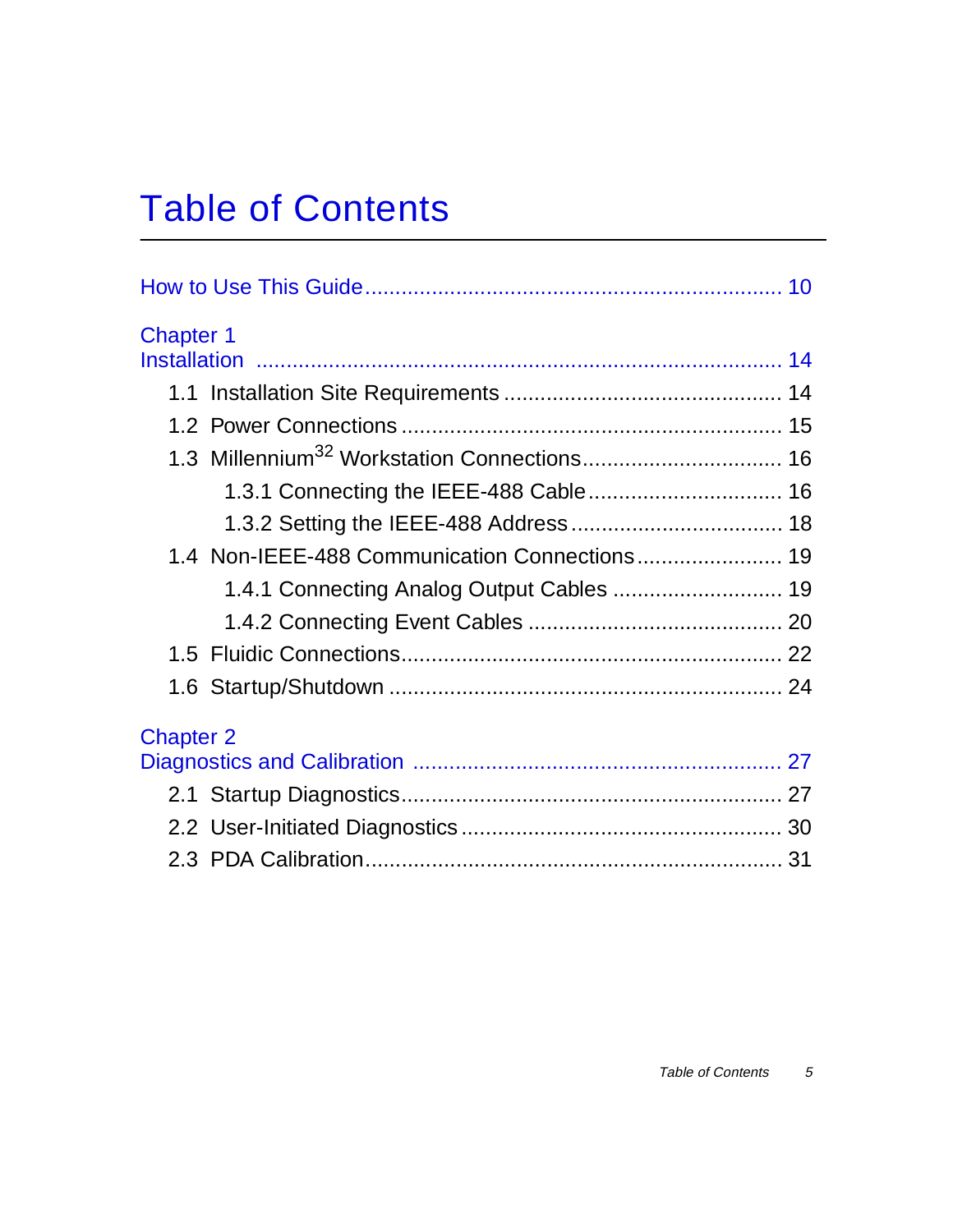# Table of Contents

How to Use This Guide ........................................................................ 10

Chapter 1
Installation ........................................................................................ 14

- 1.1 Installation Site Requirements ............................................. 14
- 1.2 Power Connections .............................................................. 15
- 1.3 Millennium[32] Workstation Connections ................................ 16
  - 1.3.1 Connecting the IEEE-488 Cable ................................ 16
  - 1.3.2 Setting the IEEE-488 Address ................................... 18
- 1.4 Non-IEEE-488 Communication Connections ........................ 19
  - 1.4.1 Connecting Analog Output Cables ............................ 19
  - 1.4.2 Connecting Event Cables .......................................... 20
- 1.5 Fluidic Connections ............................................................... 22
- 1.6 Startup/Shutdown ................................................................. 24

Chapter 2
Diagnostics and Calibration ............................................................. 27

- 2.1 Startup Diagnostics ............................................................... 27
- 2.2 User-Initiated Diagnostics ..................................................... 30
- 2.3 PDA Calibration ..................................................................... 31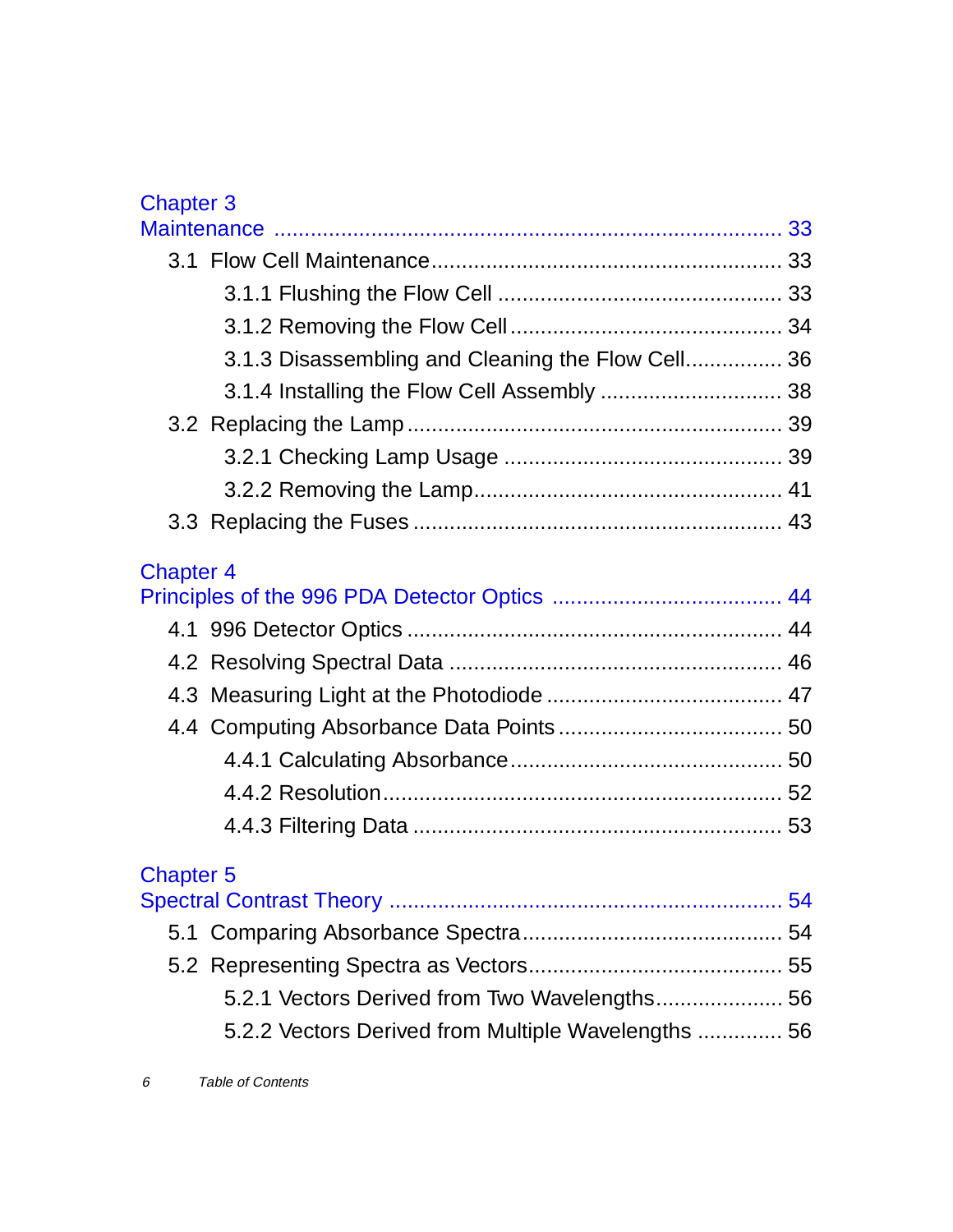Chapter 3
Maintenance ..................................................................................... 33

3.1 Flow Cell Maintenance......................................................... 33

3.1.1 Flushing the Flow Cell ............................................. 33

3.1.2 Removing the Flow Cell............................................ 34

3.1.3 Disassembling and Cleaning the Flow Cell................ 36

3.1.4 Installing the Flow Cell Assembly ............................. 38

3.2 Replacing the Lamp ............................................................ 39

3.2.1 Checking Lamp Usage ............................................. 39

3.2.2 Removing the Lamp.................................................. 41

3.3 Replacing the Fuses ............................................................ 43

Chapter 4
Principles of the 996 PDA Detector Optics ..................................... 44

4.1 996 Detector Optics ............................................................ 44

4.2 Resolving Spectral Data ...................................................... 46

4.3 Measuring Light at the Photodiode ...................................... 47

4.4 Computing Absorbance Data Points .................................... 50

4.4.1 Calculating Absorbance............................................ 50

4.4.2 Resolution................................................................ 52

4.4.3 Filtering Data ........................................................... 53

Chapter 5
Spectral Contrast Theory ................................................................ 54

5.1 Comparing Absorbance Spectra.......................................... 54

5.2 Representing Spectra as Vectors......................................... 55

5.2.1 Vectors Derived from Two Wavelengths..................... 56

5.2.2 Vectors Derived from Multiple Wavelengths .............. 56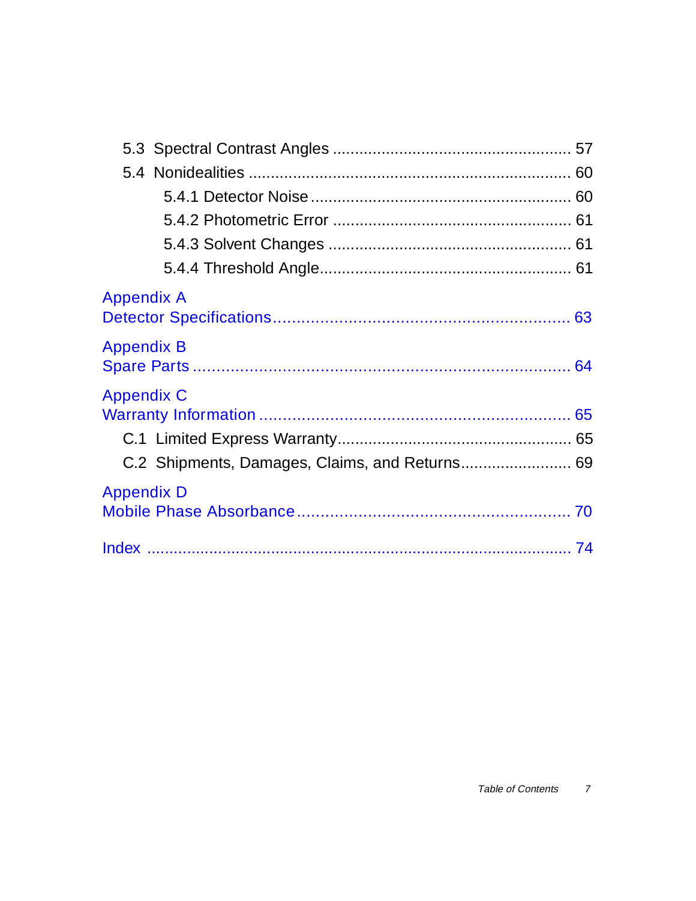5.3 Spectral Contrast Angles ..................................................... 57

5.4 Nonidealities ........................................................................ 60

5.4.1 Detector Noise ......................................................... 60

5.4.2 Photometric Error .................................................... 61

5.4.3 Solvent Changes ..................................................... 61

5.4.4 Threshold Angle....................................................... 61

Appendix A
Detector Specifications............................................................. 63

Appendix B
Spare Parts ............................................................................... 64

Appendix C
Warranty Information ................................................................ 65

C.1 Limited Express Warranty.................................................... 65

C.2 Shipments, Damages, Claims, and Returns........................ 69

Appendix D
Mobile Phase Absorbance ......................................................... 70

Index .......................................................................................... 74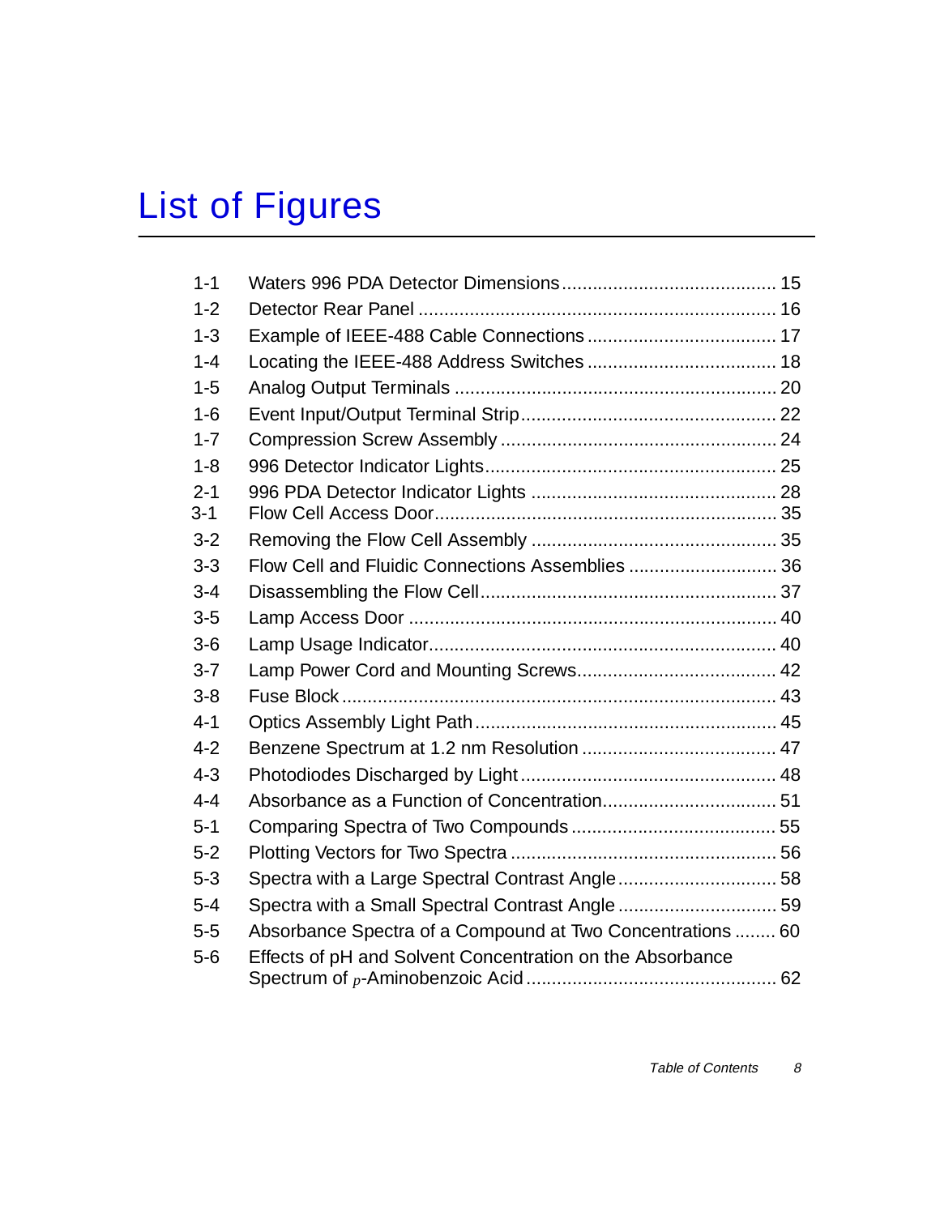# List of Figures

| | | |
|---|---|---|
| 1-1 | Waters 996 PDA Detector Dimensions | 15 |
| 1-2 | Detector Rear Panel | 16 |
| 1-3 | Example of IEEE-488 Cable Connections | 17 |
| 1-4 | Locating the IEEE-488 Address Switches | 18 |
| 1-5 | Analog Output Terminals | 20 |
| 1-6 | Event Input/Output Terminal Strip | 22 |
| 1-7 | Compression Screw Assembly | 24 |
| 1-8 | 996 Detector Indicator Lights | 25 |
| 2-1 | 996 PDA Detector Indicator Lights | 28 |
| 3-1 | Flow Cell Access Door | 35 |
| 3-2 | Removing the Flow Cell Assembly | 35 |
| 3-3 | Flow Cell and Fluidic Connections Assemblies | 36 |
| 3-4 | Disassembling the Flow Cell | 37 |
| 3-5 | Lamp Access Door | 40 |
| 3-6 | Lamp Usage Indicator | 40 |
| 3-7 | Lamp Power Cord and Mounting Screws | 42 |
| 3-8 | Fuse Block | 43 |
| 4-1 | Optics Assembly Light Path | 45 |
| 4-2 | Benzene Spectrum at 1.2 nm Resolution | 47 |
| 4-3 | Photodiodes Discharged by Light | 48 |
| 4-4 | Absorbance as a Function of Concentration | 51 |
| 5-1 | Comparing Spectra of Two Compounds | 55 |
| 5-2 | Plotting Vectors for Two Spectra | 56 |
| 5-3 | Spectra with a Large Spectral Contrast Angle | 58 |
| 5-4 | Spectra with a Small Spectral Contrast Angle | 59 |
| 5-5 | Absorbance Spectra of a Compound at Two Concentrations | 60 |
| 5-6 | Effects of pH and Solvent Concentration on the Absorbance Spectrum of *p*-Aminobenzoic Acid | 62 |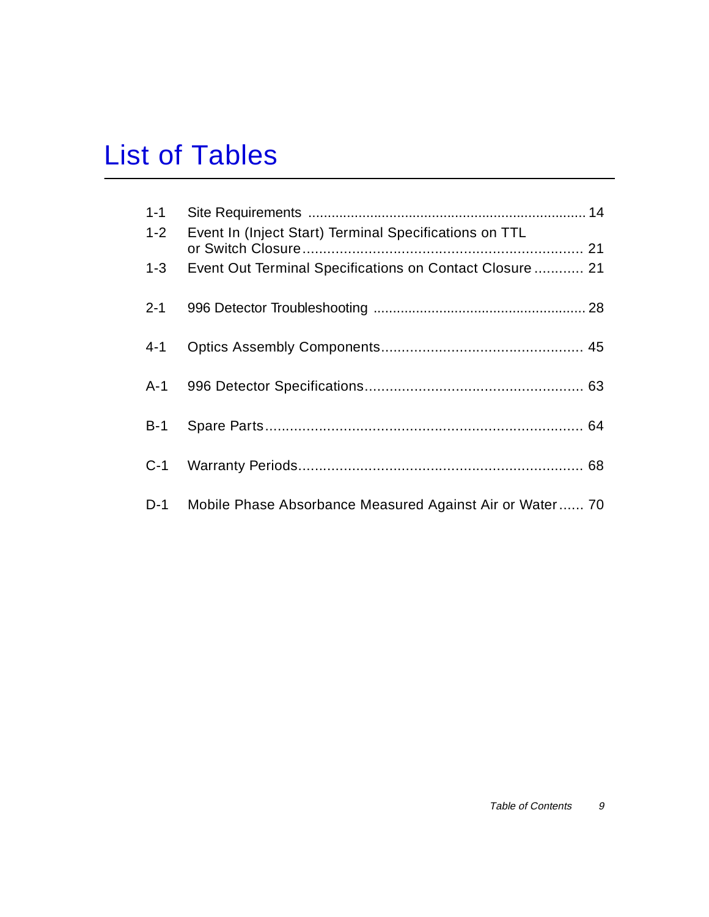# List of Tables

| | | |
|---|---|---|
| 1-1 | Site Requirements | 14 |
| 1-2 | Event In (Inject Start) Terminal Specifications on TTL or Switch Closure | 21 |
| 1-3 | Event Out Terminal Specifications on Contact Closure | 21 |
| 2-1 | 996 Detector Troubleshooting | 28 |
| 4-1 | Optics Assembly Components | 45 |
| A-1 | 996 Detector Specifications | 63 |
| B-1 | Spare Parts | 64 |
| C-1 | Warranty Periods | 68 |
| D-1 | Mobile Phase Absorbance Measured Against Air or Water | 70 |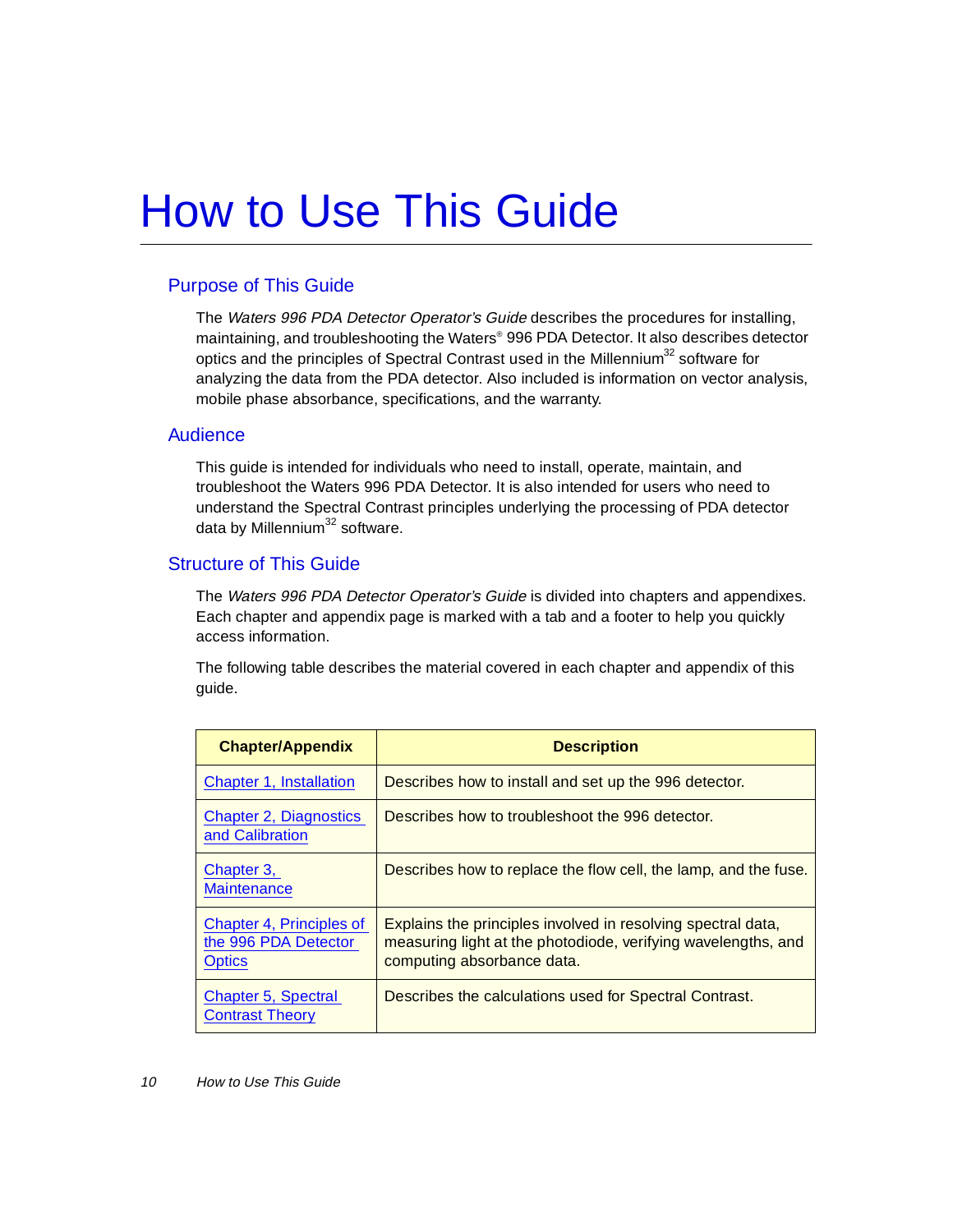# How to Use This Guide

## Purpose of This Guide

The *Waters 996 PDA Detector Operator's Guide* describes the procedures for installing, maintaining, and troubleshooting the Waters® 996 PDA Detector. It also describes detector optics and the principles of Spectral Contrast used in the Millennium[32] software for analyzing the data from the PDA detector. Also included is information on vector analysis, mobile phase absorbance, specifications, and the warranty.

## Audience

This guide is intended for individuals who need to install, operate, maintain, and troubleshoot the Waters 996 PDA Detector. It is also intended for users who need to understand the Spectral Contrast principles underlying the processing of PDA detector data by Millennium[32] software.

## Structure of This Guide

The *Waters 996 PDA Detector Operator's Guide* is divided into chapters and appendixes. Each chapter and appendix page is marked with a tab and a footer to help you quickly access information.

The following table describes the material covered in each chapter and appendix of this guide.

| Chapter/Appendix | Description |
|---|---|
| Chapter 1, Installation | Describes how to install and set up the 996 detector. |
| Chapter 2, Diagnostics and Calibration | Describes how to troubleshoot the 996 detector. |
| Chapter 3, Maintenance | Describes how to replace the flow cell, the lamp, and the fuse. |
| Chapter 4, Principles of the 996 PDA Detector Optics | Explains the principles involved in resolving spectral data, measuring light at the photodiode, verifying wavelengths, and computing absorbance data. |
| Chapter 5, Spectral Contrast Theory | Describes the calculations used for Spectral Contrast. |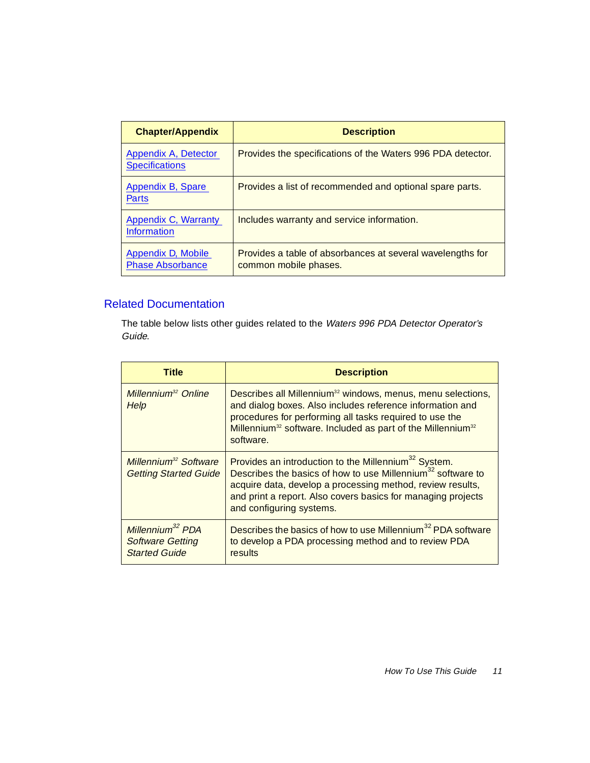| Chapter/Appendix | Description |
|---|---|
| Appendix A, Detector Specifications | Provides the specifications of the Waters 996 PDA detector. |
| Appendix B, Spare Parts | Provides a list of recommended and optional spare parts. |
| Appendix C, Warranty Information | Includes warranty and service information. |
| Appendix D, Mobile Phase Absorbance | Provides a table of absorbances at several wavelengths for common mobile phases. |

## Related Documentation

The table below lists other guides related to the *Waters 996 PDA Detector Operator's Guide*.

| Title | Description |
|---|---|
| *Millennium$^{32}$ Online Help* | Describes all Millennium$^{32}$ windows, menus, menu selections, and dialog boxes. Also includes reference information and procedures for performing all tasks required to use the Millennium$^{32}$ software. Included as part of the Millennium$^{32}$ software. |
| *Millennium$^{32}$ Software Getting Started Guide* | Provides an introduction to the Millennium$^{32}$ System. Describes the basics of how to use Millennium$^{32}$ software to acquire data, develop a processing method, review results, and print a report. Also covers basics for managing projects and configuring systems. |
| *Millennium$^{32}$ PDA Software Getting Started Guide* | Describes the basics of how to use Millennium$^{32}$ PDA software to develop a PDA processing method and to review PDA results |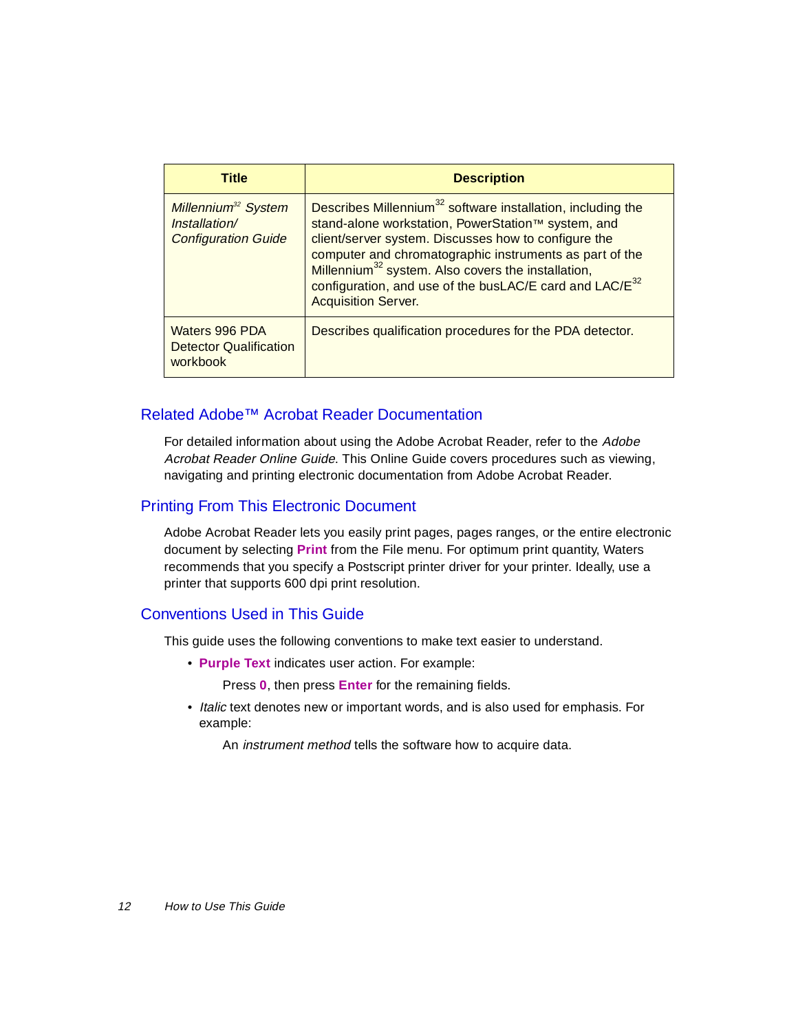| Title | Description |
| --- | --- |
| *Millennium[32] System Installation/ Configuration Guide* | Describes Millennium[32] software installation, including the stand-alone workstation, PowerStation™ system, and client/server system. Discusses how to configure the computer and chromatographic instruments as part of the Millennium[32] system. Also covers the installation, configuration, and use of the busLAC/E card and LAC/E[32] Acquisition Server. |
| Waters 996 PDA Detector Qualification workbook | Describes qualification procedures for the PDA detector. |

## Related Adobe™ Acrobat Reader Documentation

For detailed information about using the Adobe Acrobat Reader, refer to the *Adobe Acrobat Reader Online Guide*. This Online Guide covers procedures such as viewing, navigating and printing electronic documentation from Adobe Acrobat Reader.

## Printing From This Electronic Document

Adobe Acrobat Reader lets you easily print pages, pages ranges, or the entire electronic document by selecting **Print** from the File menu. For optimum print quantity, Waters recommends that you specify a Postscript printer driver for your printer. Ideally, use a printer that supports 600 dpi print resolution.

## Conventions Used in This Guide

This guide uses the following conventions to make text easier to understand.

- **Purple Text** indicates user action. For example:

  Press **0**, then press **Enter** for the remaining fields.

- *Italic* text denotes new or important words, and is also used for emphasis. For example:

  An *instrument method* tells the software how to acquire data.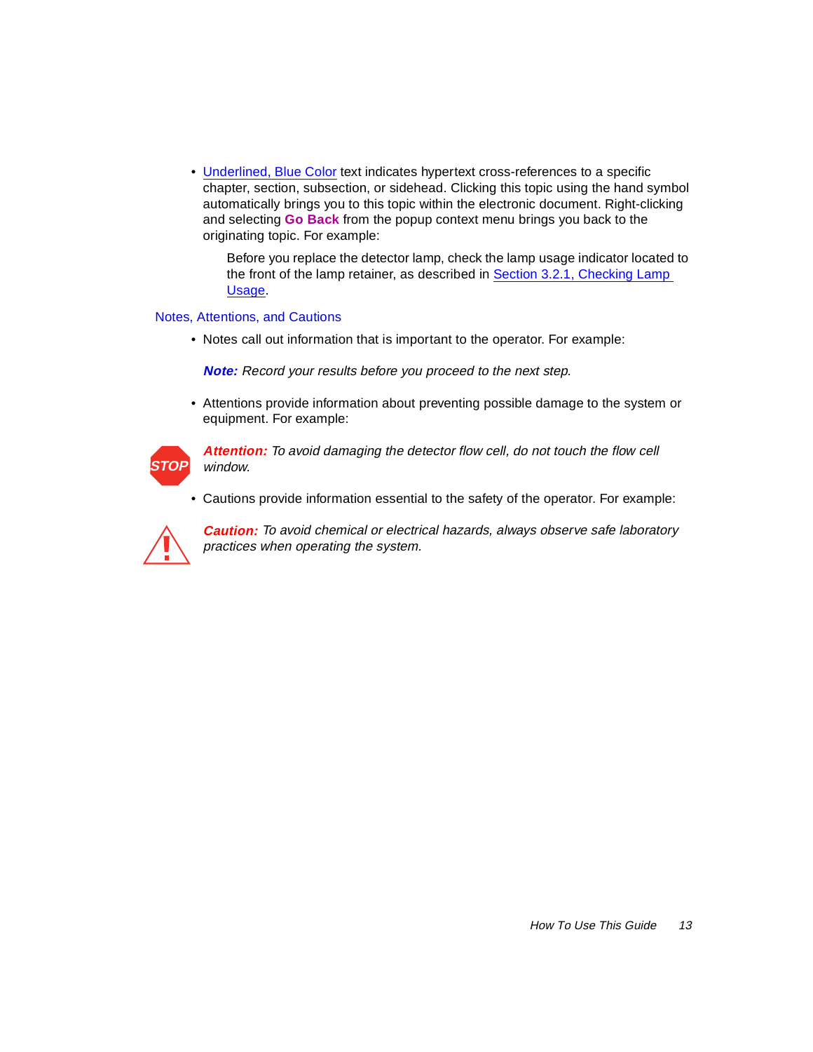- Underlined, Blue Color text indicates hypertext cross-references to a specific chapter, section, subsection, or sidehead. Clicking this topic using the hand symbol automatically brings you to this topic within the electronic document. Right-clicking and selecting **Go Back** from the popup context menu brings you back to the originating topic. For example:

  Before you replace the detector lamp, check the lamp usage indicator located to the front of the lamp retainer, as described in Section 3.2.1, Checking Lamp Usage.

### Notes, Attentions, and Cautions

- Notes call out information that is important to the operator. For example:

  ***Note:*** *Record your results before you proceed to the next step.*

- Attentions provide information about preventing possible damage to the system or equipment. For example:

STOP ***Attention:*** *To avoid damaging the detector flow cell, do not touch the flow cell window.*

- Cautions provide information essential to the safety of the operator. For example:

***Caution:*** *To avoid chemical or electrical hazards, always observe safe laboratory practices when operating the system.*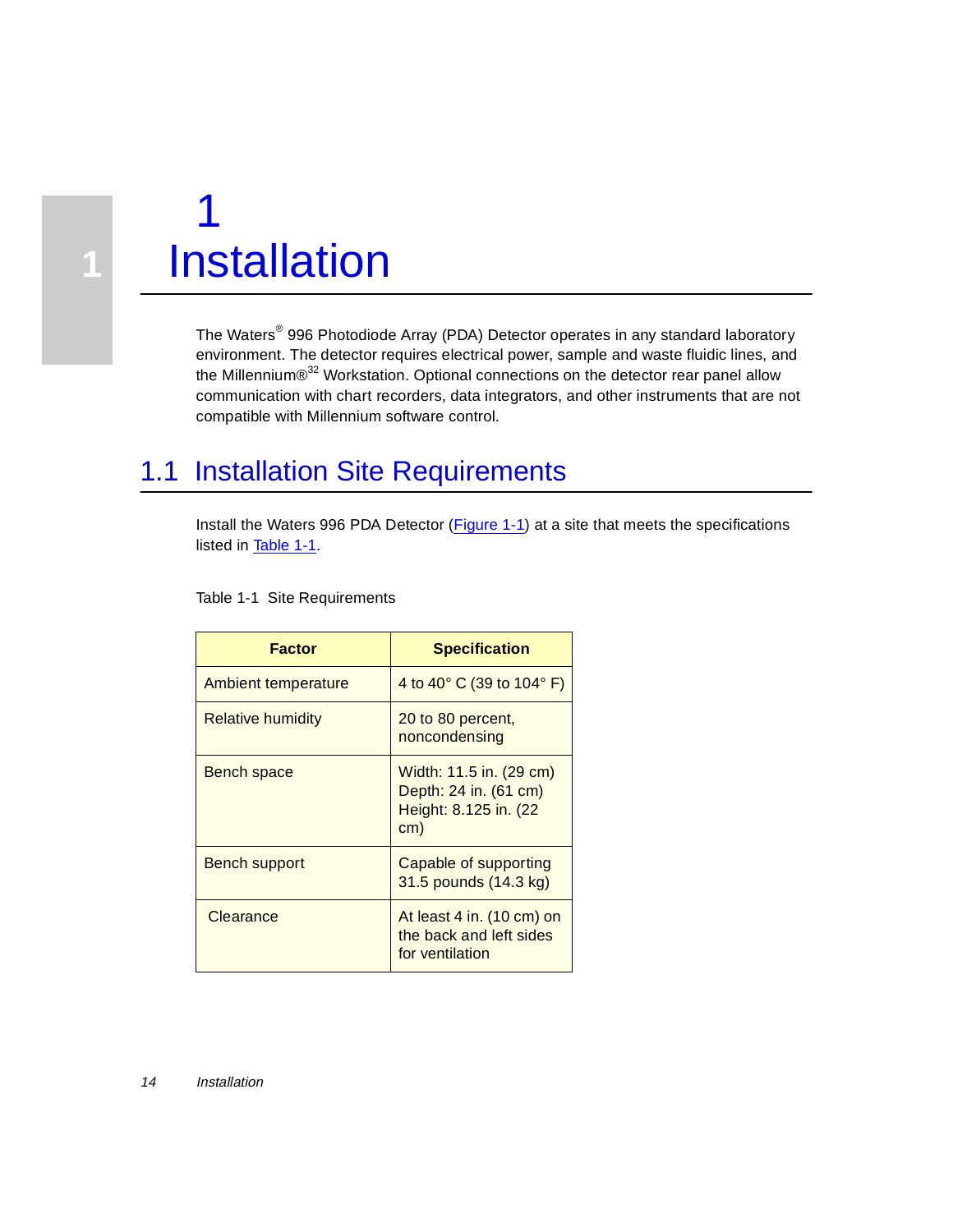# 1 Installation

The Waters® 996 Photodiode Array (PDA) Detector operates in any standard laboratory environment. The detector requires electrical power, sample and waste fluidic lines, and the Millennium®[32] Workstation. Optional connections on the detector rear panel allow communication with chart recorders, data integrators, and other instruments that are not compatible with Millennium software control.

## 1.1 Installation Site Requirements

Install the Waters 996 PDA Detector (Figure 1-1) at a site that meets the specifications listed in Table 1-1.

Table 1-1 Site Requirements

| Factor | Specification |
|---|---|
| Ambient temperature | 4 to 40° C (39 to 104° F) |
| Relative humidity | 20 to 80 percent, noncondensing |
| Bench space | Width: 11.5 in. (29 cm)<br>Depth: 24 in. (61 cm)<br>Height: 8.125 in. (22 cm) |
| Bench support | Capable of supporting 31.5 pounds (14.3 kg) |
| Clearance | At least 4 in. (10 cm) on the back and left sides for ventilation |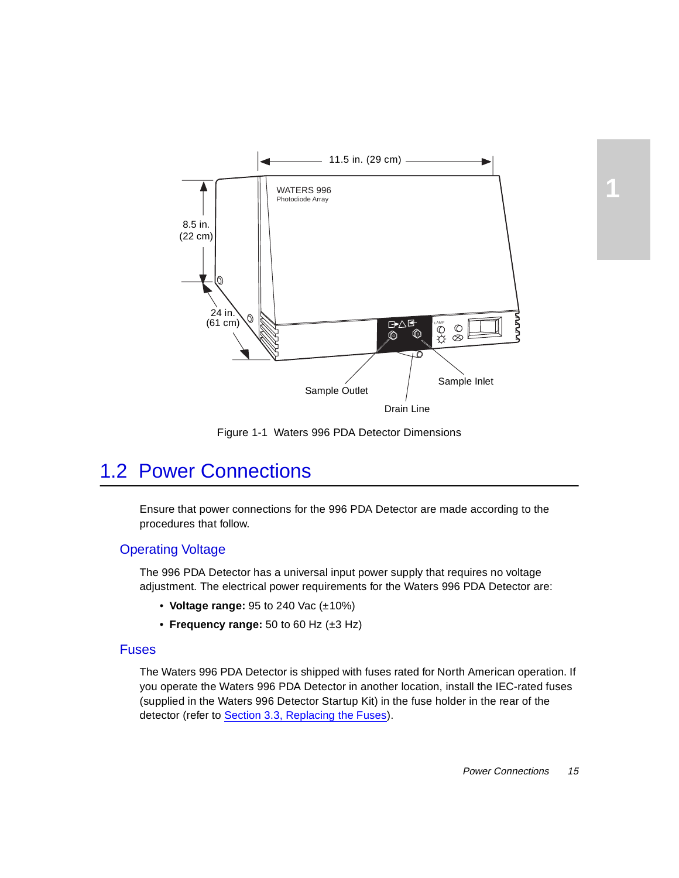Figure 1-1 Waters 996 PDA Detector Dimensions

## 1.2 Power Connections

Ensure that power connections for the 996 PDA Detector are made according to the procedures that follow.

### Operating Voltage

The 996 PDA Detector has a universal input power supply that requires no voltage adjustment. The electrical power requirements for the Waters 996 PDA Detector are:

- **Voltage range:** 95 to 240 Vac (±10%)
- **Frequency range:** 50 to 60 Hz (±3 Hz)

### Fuses

The Waters 996 PDA Detector is shipped with fuses rated for North American operation. If you operate the Waters 996 PDA Detector in another location, install the IEC-rated fuses (supplied in the Waters 996 Detector Startup Kit) in the fuse holder in the rear of the detector (refer to Section 3.3, Replacing the Fuses).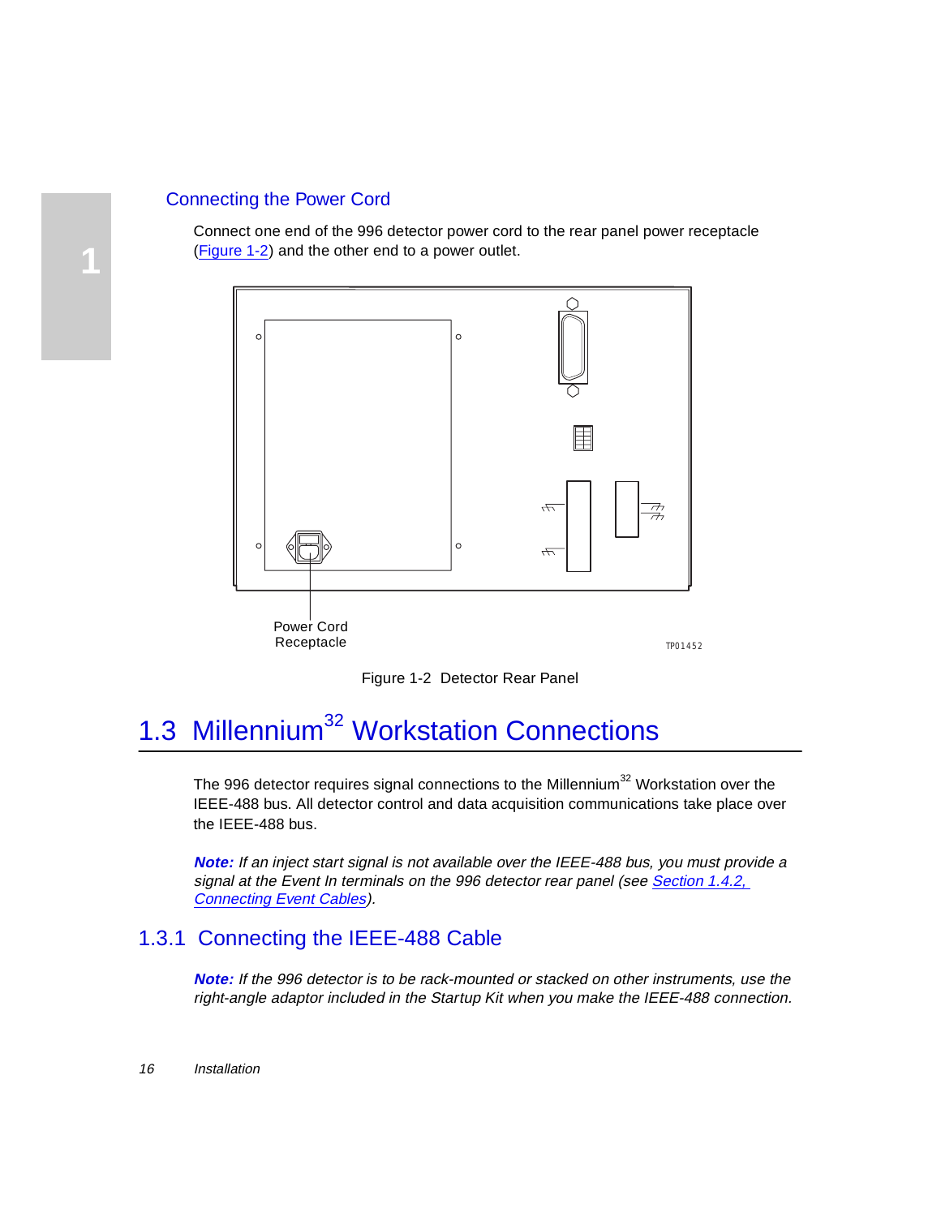### Connecting the Power Cord

Connect one end of the 996 detector power cord to the rear panel power receptacle (Figure 1-2) and the other end to a power outlet.

Power Cord Receptacle

TP01452

Figure 1-2 Detector Rear Panel

## 1.3 Millennium[32] Workstation Connections

The 996 detector requires signal connections to the Millennium[32] Workstation over the IEEE-488 bus. All detector control and data acquisition communications take place over the IEEE-488 bus.

***Note:*** *If an inject start signal is not available over the IEEE-488 bus, you must provide a signal at the Event In terminals on the 996 detector rear panel (see Section 1.4.2, Connecting Event Cables).*

### 1.3.1 Connecting the IEEE-488 Cable

***Note:*** *If the 996 detector is to be rack-mounted or stacked on other instruments, use the right-angle adaptor included in the Startup Kit when you make the IEEE-488 connection.*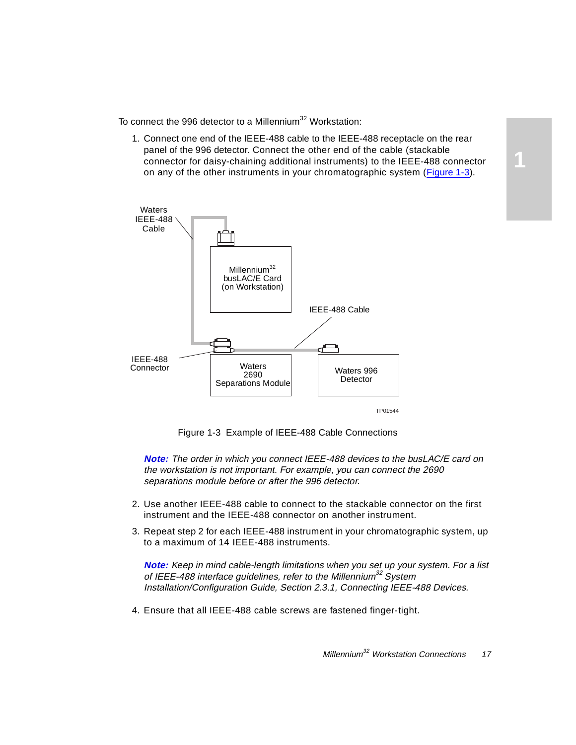To connect the 996 detector to a Millennium[32] Workstation:

1. Connect one end of the IEEE-488 cable to the IEEE-488 receptacle on the rear panel of the 996 detector. Connect the other end of the cable (stackable connector for daisy-chaining additional instruments) to the IEEE-488 connector on any of the other instruments in your chromatographic system (Figure 1-3).

Figure 1-3 Example of IEEE-488 Cable Connections

***Note:*** *The order in which you connect IEEE-488 devices to the busLAC/E card on the workstation is not important. For example, you can connect the 2690 separations module before or after the 996 detector.*

2. Use another IEEE-488 cable to connect to the stackable connector on the first instrument and the IEEE-488 connector on another instrument.
3. Repeat step 2 for each IEEE-488 instrument in your chromatographic system, up to a maximum of 14 IEEE-488 instruments.

***Note:*** *Keep in mind cable-length limitations when you set up your system. For a list of IEEE-488 interface guidelines, refer to the Millennium[32] System Installation/Configuration Guide, Section 2.3.1, Connecting IEEE-488 Devices.*

4. Ensure that all IEEE-488 cable screws are fastened finger-tight.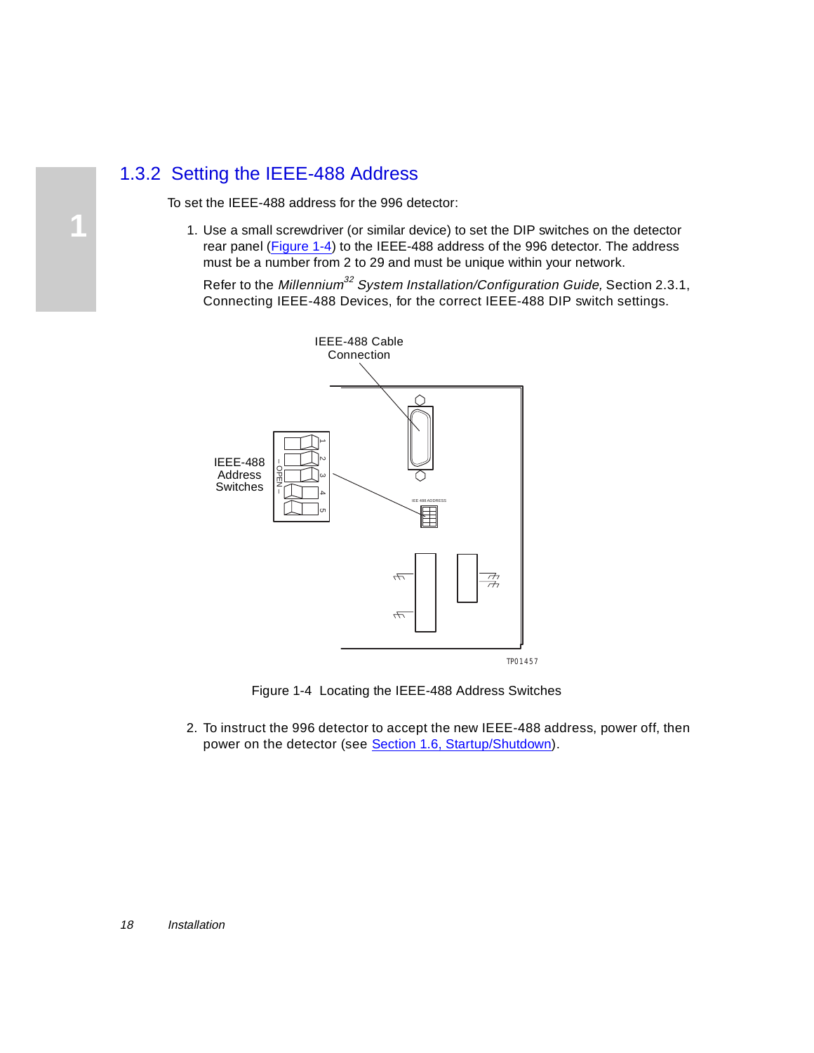### 1.3.2 Setting the IEEE-488 Address

To set the IEEE-488 address for the 996 detector:

1. Use a small screwdriver (or similar device) to set the DIP switches on the detector rear panel (Figure 1-4) to the IEEE-488 address of the 996 detector. The address must be a number from 2 to 29 and must be unique within your network.

   Refer to the *Millennium[32] System Installation/Configuration Guide,* Section 2.3.1, Connecting IEEE-488 Devices, for the correct IEEE-488 DIP switch settings.

Figure 1-4 Locating the IEEE-488 Address Switches

2. To instruct the 996 detector to accept the new IEEE-488 address, power off, then power on the detector (see Section 1.6, Startup/Shutdown).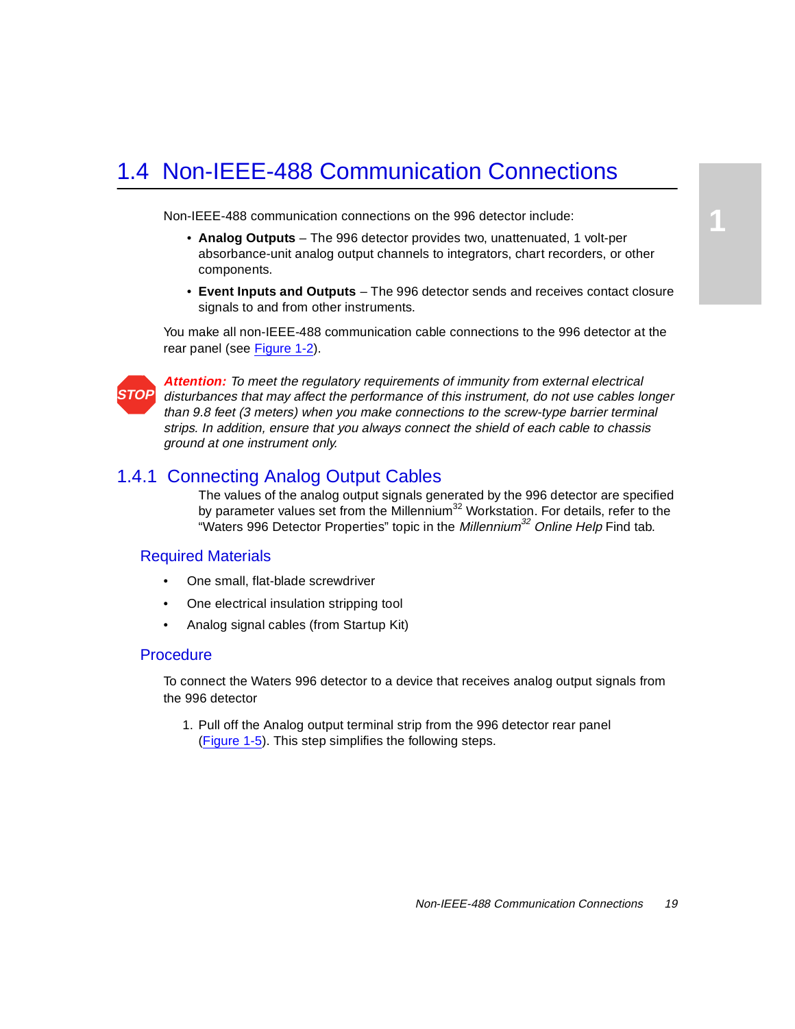## 1.4 Non-IEEE-488 Communication Connections

Non-IEEE-488 communication connections on the 996 detector include:

- **Analog Outputs** – The 996 detector provides two, unattenuated, 1 volt-per absorbance-unit analog output channels to integrators, chart recorders, or other components.
- **Event Inputs and Outputs** – The 996 detector sends and receives contact closure signals to and from other instruments.

You make all non-IEEE-488 communication cable connections to the 996 detector at the rear panel (see Figure 1-2).

STOP ***Attention:*** *To meet the regulatory requirements of immunity from external electrical disturbances that may affect the performance of this instrument, do not use cables longer than 9.8 feet (3 meters) when you make connections to the screw-type barrier terminal strips. In addition, ensure that you always connect the shield of each cable to chassis ground at one instrument only.*

### 1.4.1 Connecting Analog Output Cables

The values of the analog output signals generated by the 996 detector are specified by parameter values set from the Millennium$^{32}$ Workstation. For details, refer to the "Waters 996 Detector Properties" topic in the *Millennium$^{32}$ Online Help* Find tab.

#### Required Materials

- One small, flat-blade screwdriver
- One electrical insulation stripping tool
- Analog signal cables (from Startup Kit)

#### Procedure

To connect the Waters 996 detector to a device that receives analog output signals from the 996 detector

1. Pull off the Analog output terminal strip from the 996 detector rear panel (Figure 1-5). This step simplifies the following steps.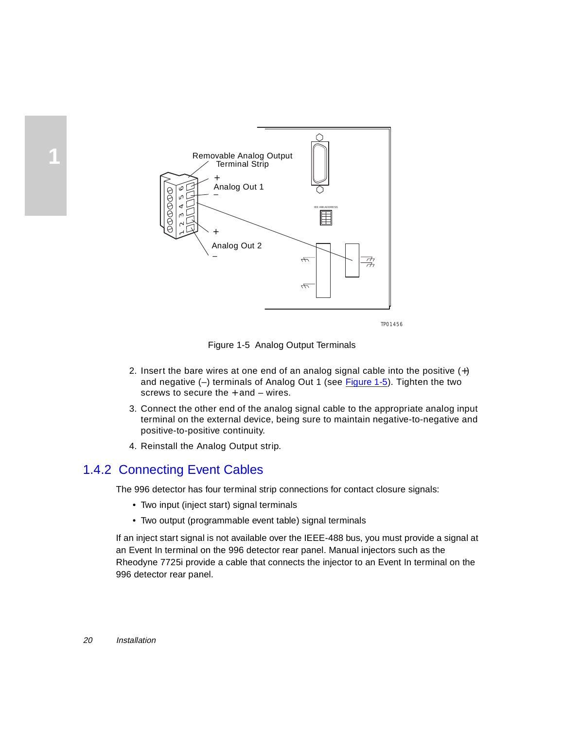Figure 1-5 Analog Output Terminals

2. Insert the bare wires at one end of an analog signal cable into the positive (+) and negative (–) terminals of Analog Out 1 (see Figure 1-5). Tighten the two screws to secure the + and – wires.
3. Connect the other end of the analog signal cable to the appropriate analog input terminal on the external device, being sure to maintain negative-to-negative and positive-to-positive continuity.
4. Reinstall the Analog Output strip.

### 1.4.2 Connecting Event Cables

The 996 detector has four terminal strip connections for contact closure signals:

- Two input (inject start) signal terminals
- Two output (programmable event table) signal terminals

If an inject start signal is not available over the IEEE-488 bus, you must provide a signal at an Event In terminal on the 996 detector rear panel. Manual injectors such as the Rheodyne 7725i provide a cable that connects the injector to an Event In terminal on the 996 detector rear panel.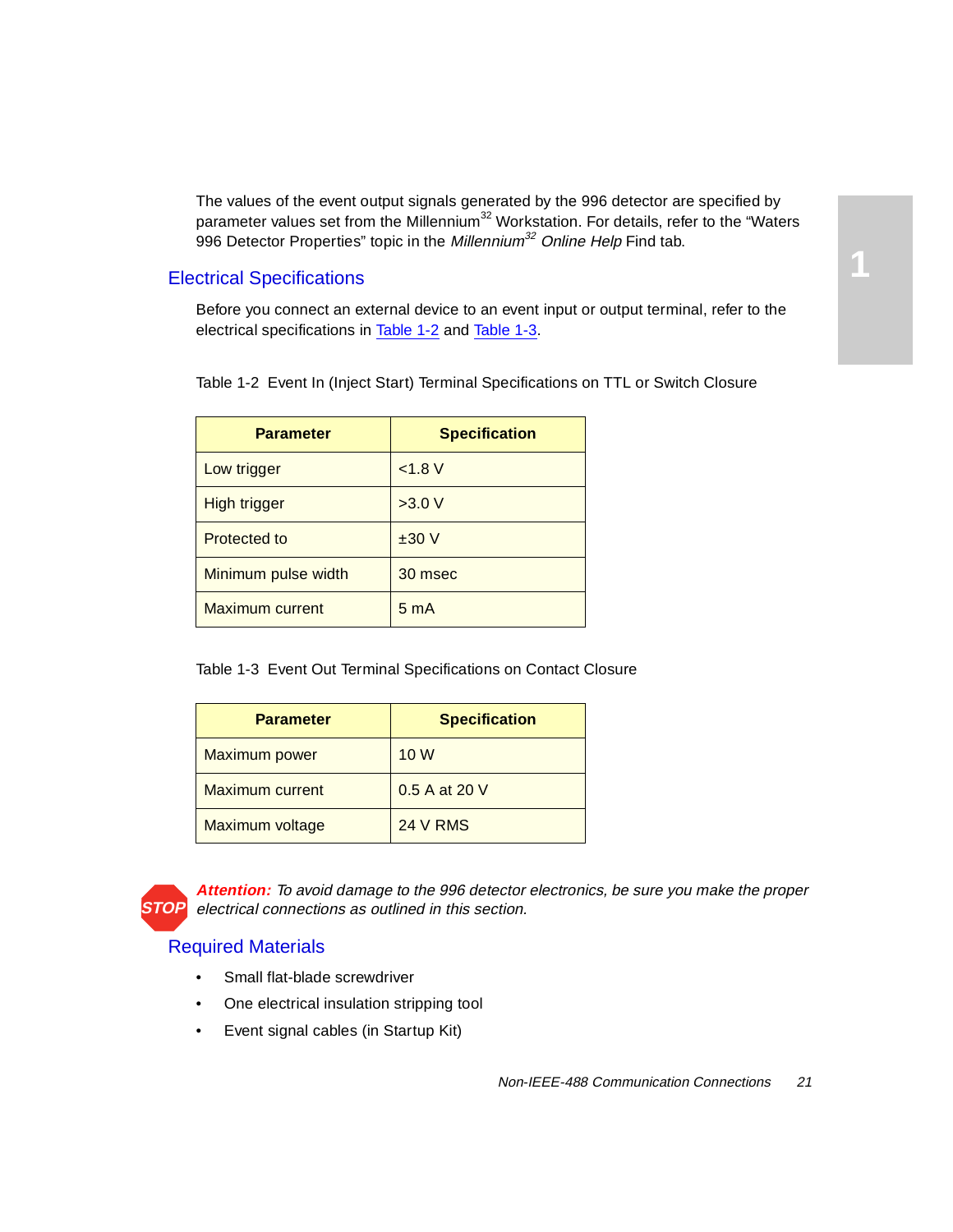The values of the event output signals generated by the 996 detector are specified by parameter values set from the Millennium[32] Workstation. For details, refer to the "Waters 996 Detector Properties" topic in the *Millennium[32] Online Help* Find tab.

## Electrical Specifications

Before you connect an external device to an event input or output terminal, refer to the electrical specifications in Table 1-2 and Table 1-3.

Table 1-2 Event In (Inject Start) Terminal Specifications on TTL or Switch Closure

| Parameter | Specification |
|---|---|
| Low trigger | <1.8 V |
| High trigger | >3.0 V |
| Protected to | ±30 V |
| Minimum pulse width | 30 msec |
| Maximum current | 5 mA |

Table 1-3 Event Out Terminal Specifications on Contact Closure

| Parameter | Specification |
|---|---|
| Maximum power | 10 W |
| Maximum current | 0.5 A at 20 V |
| Maximum voltage | 24 V RMS |

STOP ***Attention:*** *To avoid damage to the 996 detector electronics, be sure you make the proper electrical connections as outlined in this section.*

## Required Materials

- Small flat-blade screwdriver
- One electrical insulation stripping tool
- Event signal cables (in Startup Kit)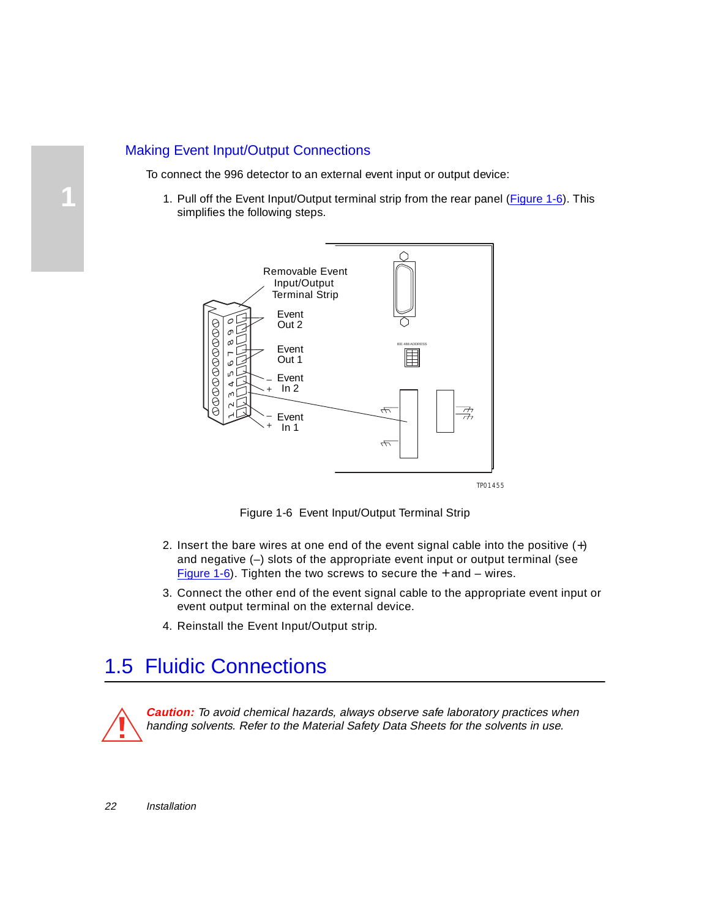## Making Event Input/Output Connections

To connect the 996 detector to an external event input or output device:

1. Pull off the Event Input/Output terminal strip from the rear panel (Figure 1-6). This simplifies the following steps.

Figure 1-6 Event Input/Output Terminal Strip

2. Insert the bare wires at one end of the event signal cable into the positive (+) and negative (–) slots of the appropriate event input or output terminal (see Figure 1-6). Tighten the two screws to secure the + and – wires.
3. Connect the other end of the event signal cable to the appropriate event input or event output terminal on the external device.
4. Reinstall the Event Input/Output strip.

# 1.5 Fluidic Connections

***Caution:** To avoid chemical hazards, always observe safe laboratory practices when handing solvents. Refer to the Material Safety Data Sheets for the solvents in use.*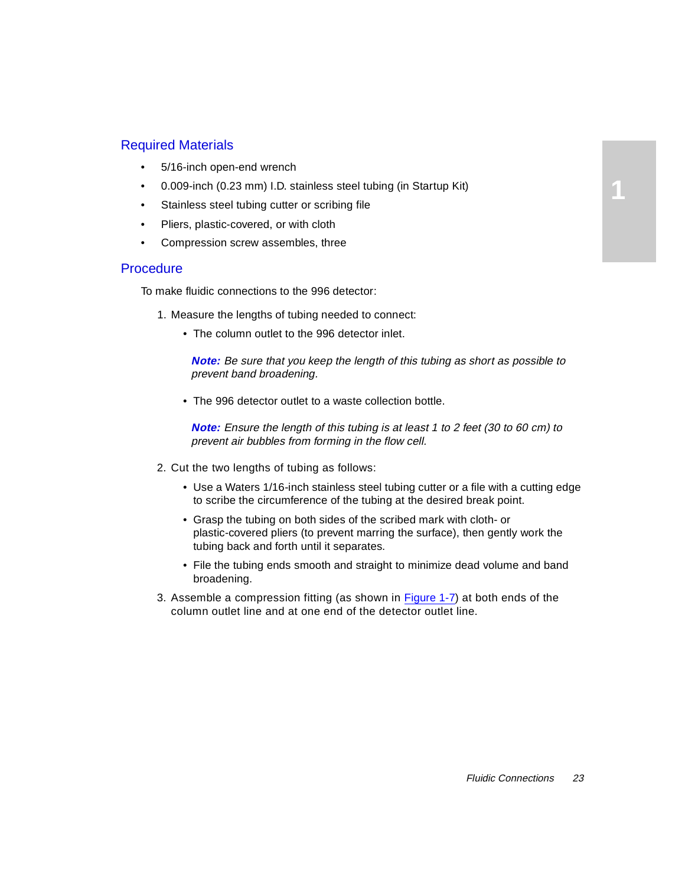## Required Materials

- 5/16-inch open-end wrench
- 0.009-inch (0.23 mm) I.D. stainless steel tubing (in Startup Kit)
- Stainless steel tubing cutter or scribing file
- Pliers, plastic-covered, or with cloth
- Compression screw assembles, three

## Procedure

To make fluidic connections to the 996 detector:

1. Measure the lengths of tubing needed to connect:
   - The column outlet to the 996 detector inlet.

     ***Note:*** *Be sure that you keep the length of this tubing as short as possible to prevent band broadening.*

   - The 996 detector outlet to a waste collection bottle.

     ***Note:*** *Ensure the length of this tubing is at least 1 to 2 feet (30 to 60 cm) to prevent air bubbles from forming in the flow cell.*

2. Cut the two lengths of tubing as follows:
   - Use a Waters 1/16-inch stainless steel tubing cutter or a file with a cutting edge to scribe the circumference of the tubing at the desired break point.
   - Grasp the tubing on both sides of the scribed mark with cloth- or plastic-covered pliers (to prevent marring the surface), then gently work the tubing back and forth until it separates.
   - File the tubing ends smooth and straight to minimize dead volume and band broadening.
3. Assemble a compression fitting (as shown in Figure 1-7) at both ends of the column outlet line and at one end of the detector outlet line.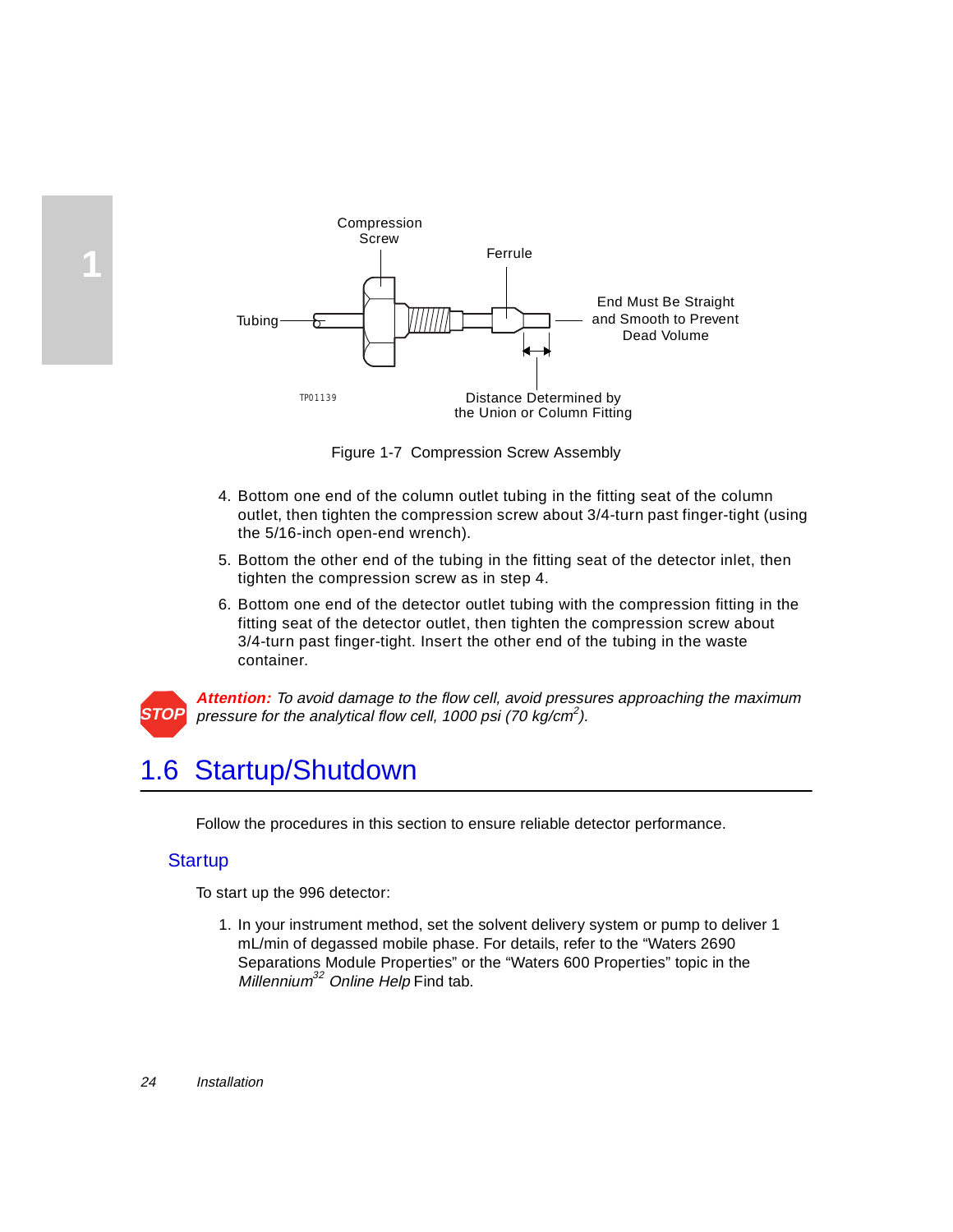Figure 1-7 Compression Screw Assembly

4. Bottom one end of the column outlet tubing in the fitting seat of the column outlet, then tighten the compression screw about 3/4-turn past finger-tight (using the 5/16-inch open-end wrench).
5. Bottom the other end of the tubing in the fitting seat of the detector inlet, then tighten the compression screw as in step 4.
6. Bottom one end of the detector outlet tubing with the compression fitting in the fitting seat of the detector outlet, then tighten the compression screw about 3/4-turn past finger-tight. Insert the other end of the tubing in the waste container.

STOP ***Attention:*** *To avoid damage to the flow cell, avoid pressures approaching the maximum pressure for the analytical flow cell, 1000 psi (70 kg/cm$^2$).*

## 1.6 Startup/Shutdown

Follow the procedures in this section to ensure reliable detector performance.

### Startup

To start up the 996 detector:

1. In your instrument method, set the solvent delivery system or pump to deliver 1 mL/min of degassed mobile phase. For details, refer to the "Waters 2690 Separations Module Properties" or the "Waters 600 Properties" topic in the *Millennium*[32] *Online Help* Find tab.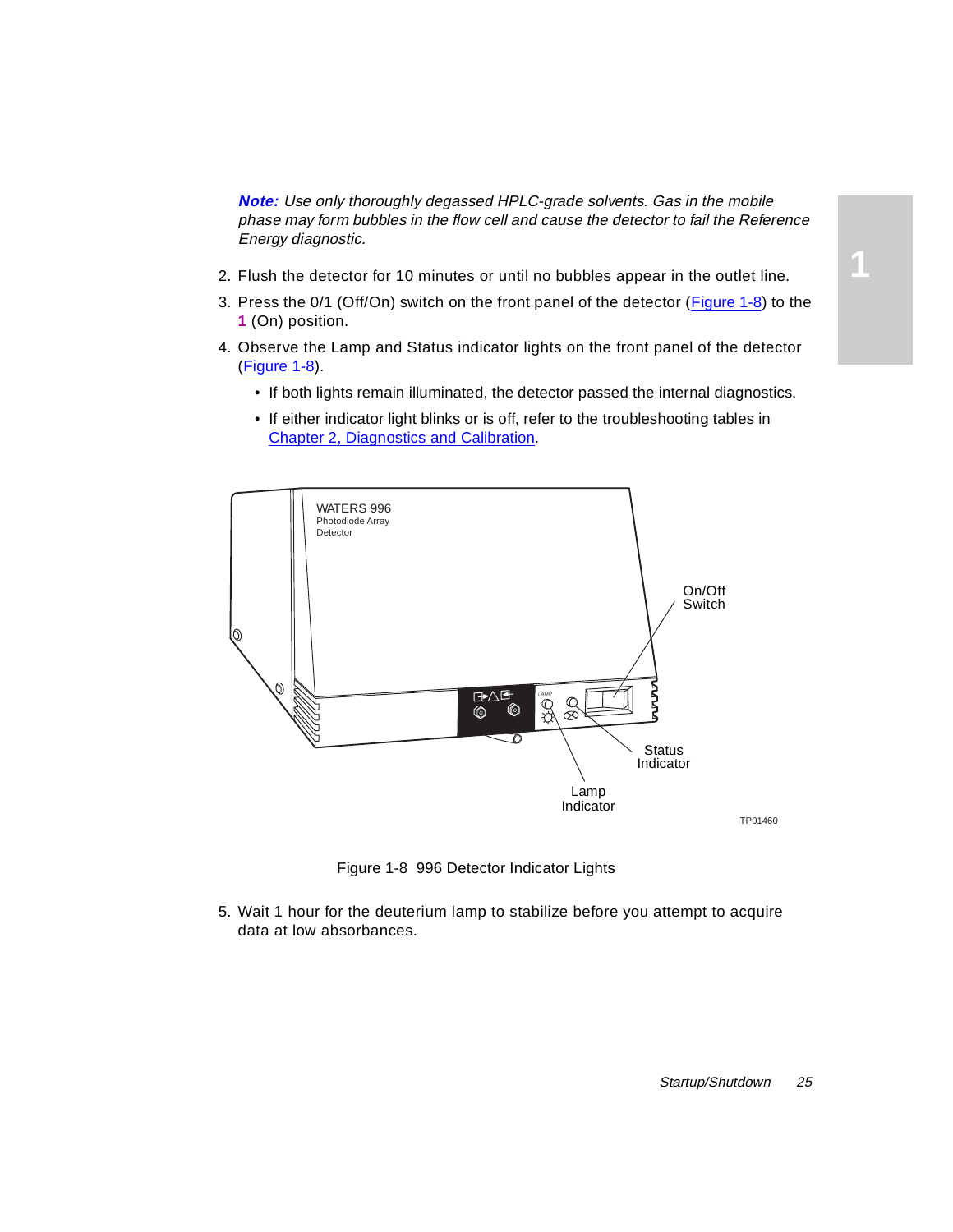***Note:*** *Use only thoroughly degassed HPLC-grade solvents. Gas in the mobile phase may form bubbles in the flow cell and cause the detector to fail the Reference Energy diagnostic.*

2. Flush the detector for 10 minutes or until no bubbles appear in the outlet line.
3. Press the 0/1 (Off/On) switch on the front panel of the detector (Figure 1-8) to the **1** (On) position.
4. Observe the Lamp and Status indicator lights on the front panel of the detector (Figure 1-8).
   - If both lights remain illuminated, the detector passed the internal diagnostics.
   - If either indicator light blinks or is off, refer to the troubleshooting tables in Chapter 2, Diagnostics and Calibration.

Figure 1-8 996 Detector Indicator Lights

5. Wait 1 hour for the deuterium lamp to stabilize before you attempt to acquire data at low absorbances.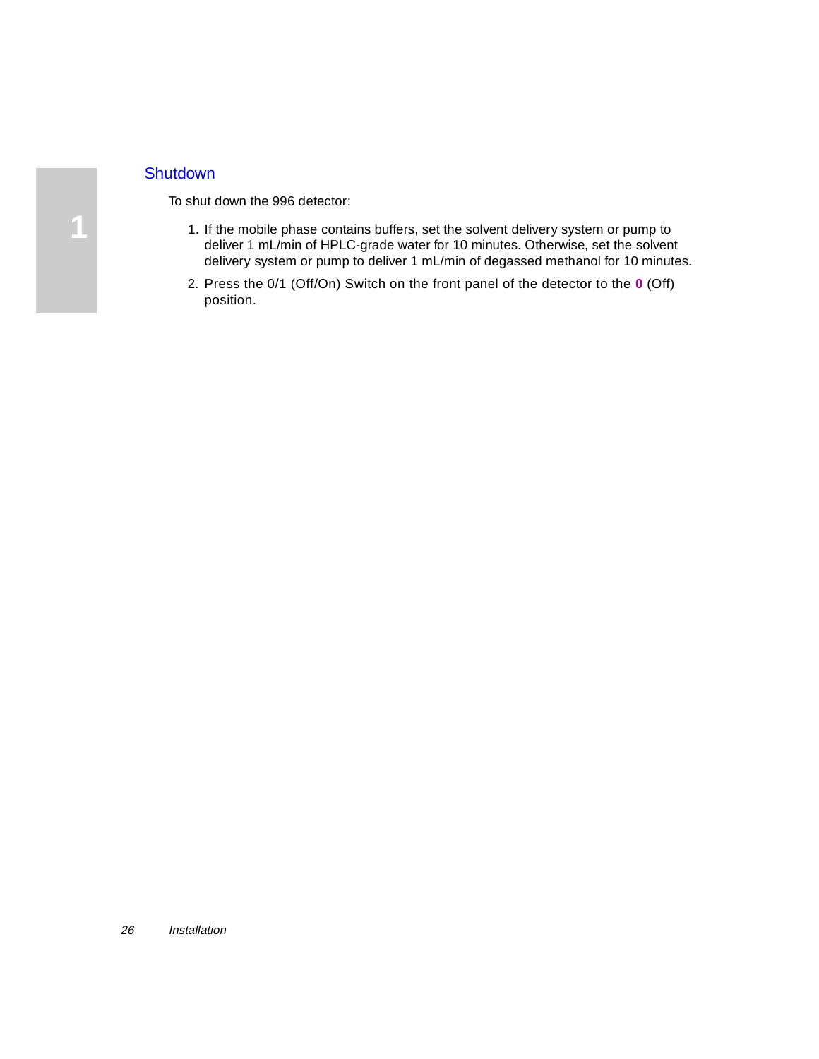## Shutdown

To shut down the 996 detector:

1. If the mobile phase contains buffers, set the solvent delivery system or pump to deliver 1 mL/min of HPLC-grade water for 10 minutes. Otherwise, set the solvent delivery system or pump to deliver 1 mL/min of degassed methanol for 10 minutes.
2. Press the 0/1 (Off/On) Switch on the front panel of the detector to the **0** (Off) position.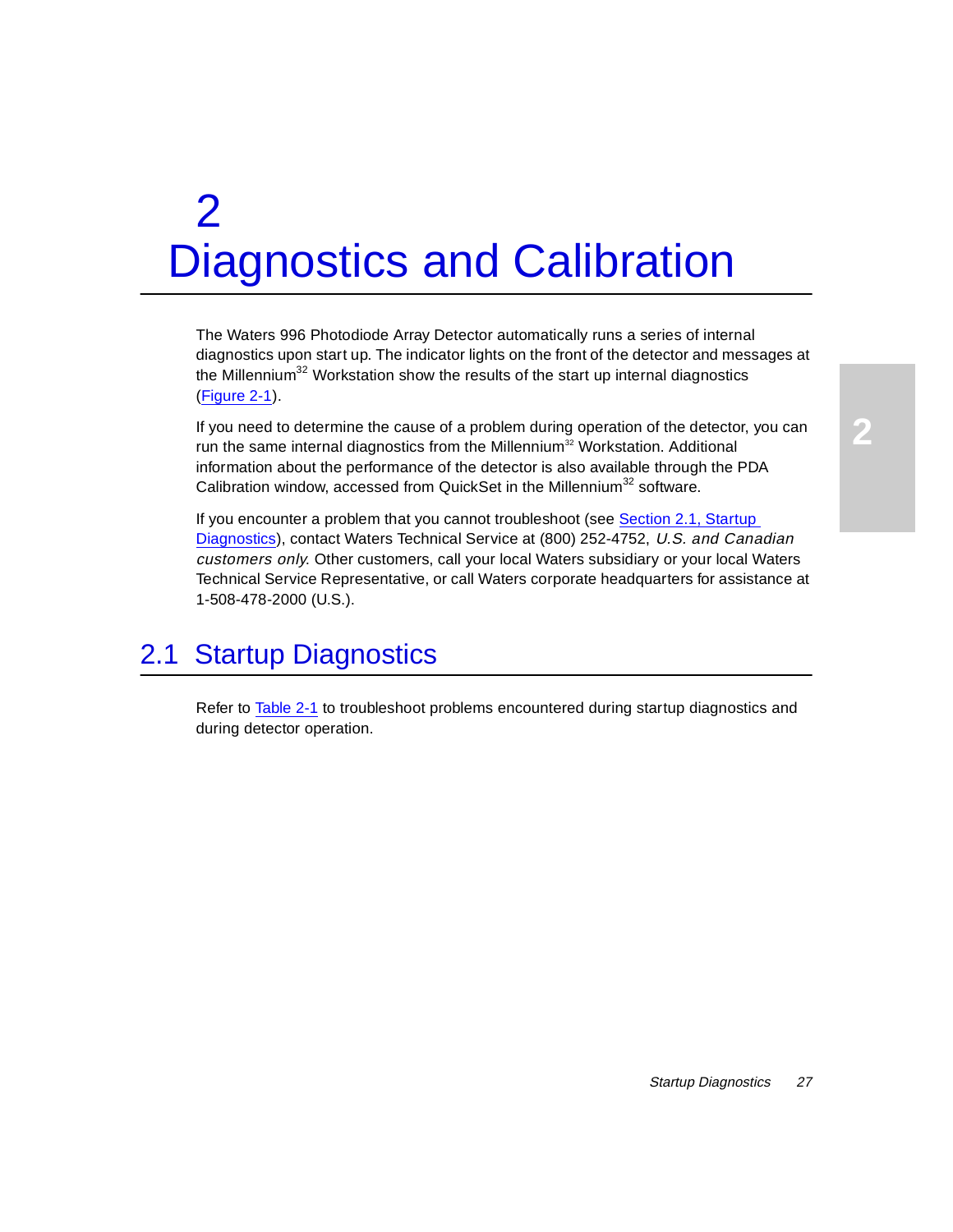# 2 Diagnostics and Calibration

The Waters 996 Photodiode Array Detector automatically runs a series of internal diagnostics upon start up. The indicator lights on the front of the detector and messages at the Millennium[32] Workstation show the results of the start up internal diagnostics (Figure 2-1).

If you need to determine the cause of a problem during operation of the detector, you can run the same internal diagnostics from the Millennium[32] Workstation. Additional information about the performance of the detector is also available through the PDA Calibration window, accessed from QuickSet in the Millennium[32] software.

If you encounter a problem that you cannot troubleshoot (see Section 2.1, Startup Diagnostics), contact Waters Technical Service at (800) 252-4752, *U.S. and Canadian customers only*. Other customers, call your local Waters subsidiary or your local Waters Technical Service Representative, or call Waters corporate headquarters for assistance at 1-508-478-2000 (U.S.).

## 2.1 Startup Diagnostics

Refer to Table 2-1 to troubleshoot problems encountered during startup diagnostics and during detector operation.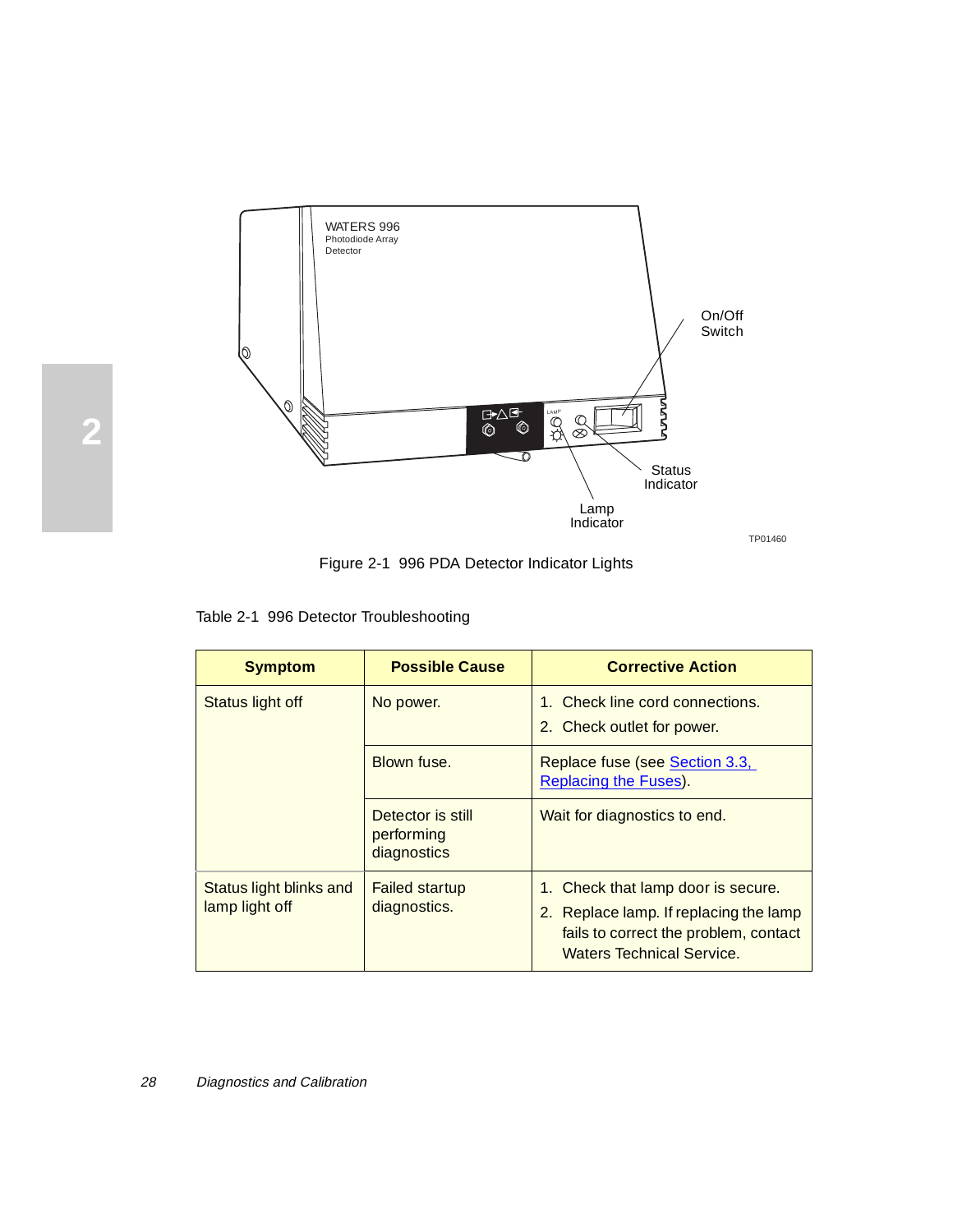Figure 2-1  996 PDA Detector Indicator Lights

Table 2-1  996 Detector Troubleshooting

| Symptom | Possible Cause | Corrective Action |
|---|---|---|
| Status light off | No power. | 1. Check line cord connections. 2. Check outlet for power. |
| | Blown fuse. | Replace fuse (see Section 3.3, Replacing the Fuses). |
| | Detector is still performing diagnostics | Wait for diagnostics to end. |
| Status light blinks and lamp light off | Failed startup diagnostics. | 1. Check that lamp door is secure. 2. Replace lamp. If replacing the lamp fails to correct the problem, contact Waters Technical Service. |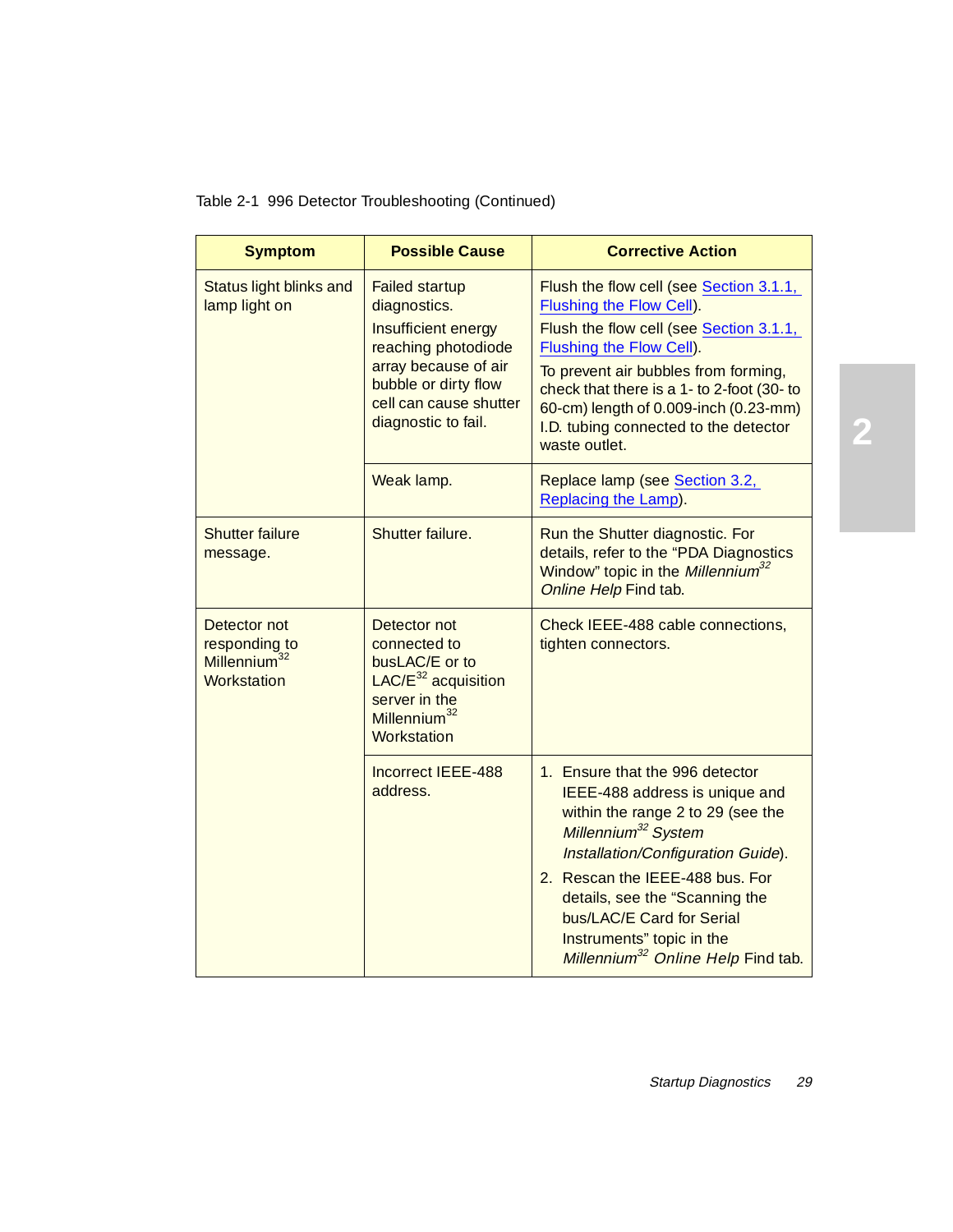Table 2-1 996 Detector Troubleshooting (Continued)

| Symptom | Possible Cause | Corrective Action |
|---|---|---|
| Status light blinks and lamp light on | Failed startup diagnostics. Insufficient energy reaching photodiode array because of air bubble or dirty flow cell can cause shutter diagnostic to fail. | Flush the flow cell (see Section 3.1.1, Flushing the Flow Cell). Flush the flow cell (see Section 3.1.1, Flushing the Flow Cell). To prevent air bubbles from forming, check that there is a 1- to 2-foot (30- to 60-cm) length of 0.009-inch (0.23-mm) I.D. tubing connected to the detector waste outlet. |
| | Weak lamp. | Replace lamp (see Section 3.2, Replacing the Lamp). |
| Shutter failure message. | Shutter failure. | Run the Shutter diagnostic. For details, refer to the “PDA Diagnostics Window” topic in the *Millennium*[32] *Online Help* Find tab. |
| Detector not responding to Millennium[32] Workstation | Detector not connected to busLAC/E or to LAC/E[32] acquisition server in the Millennium[32] Workstation | Check IEEE-488 cable connections, tighten connectors. |
| | Incorrect IEEE-488 address. | 1. Ensure that the 996 detector IEEE-488 address is unique and within the range 2 to 29 (see the *Millennium*[32] *System Installation/Configuration Guide*). 2. Rescan the IEEE-488 bus. For details, see the “Scanning the bus/LAC/E Card for Serial Instruments” topic in the *Millennium*[32] *Online Help* Find tab. |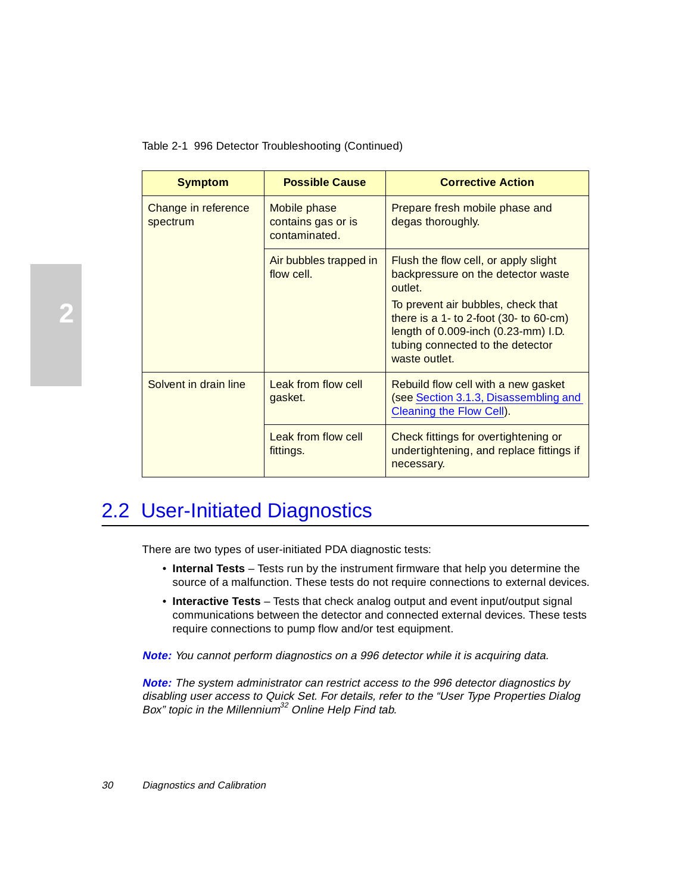Table 2-1 996 Detector Troubleshooting (Continued)

| Symptom | Possible Cause | Corrective Action |
|---|---|---|
| Change in reference spectrum | Mobile phase contains gas or is contaminated. | Prepare fresh mobile phase and degas thoroughly. |
| | Air bubbles trapped in flow cell. | Flush the flow cell, or apply slight backpressure on the detector waste outlet. To prevent air bubbles, check that there is a 1- to 2-foot (30- to 60-cm) length of 0.009-inch (0.23-mm) I.D. tubing connected to the detector waste outlet. |
| Solvent in drain line | Leak from flow cell gasket. | Rebuild flow cell with a new gasket (see Section 3.1.3, Disassembling and Cleaning the Flow Cell). |
| | Leak from flow cell fittings. | Check fittings for overtightening or undertightening, and replace fittings if necessary. |

## 2.2 User-Initiated Diagnostics

There are two types of user-initiated PDA diagnostic tests:

- **Internal Tests** – Tests run by the instrument firmware that help you determine the source of a malfunction. These tests do not require connections to external devices.
- **Interactive Tests** – Tests that check analog output and event input/output signal communications between the detector and connected external devices. These tests require connections to pump flow and/or test equipment.

***Note:*** *You cannot perform diagnostics on a 996 detector while it is acquiring data.*

***Note:*** *The system administrator can restrict access to the 996 detector diagnostics by disabling user access to Quick Set. For details, refer to the "User Type Properties Dialog Box" topic in the Millennium[32] Online Help Find tab.*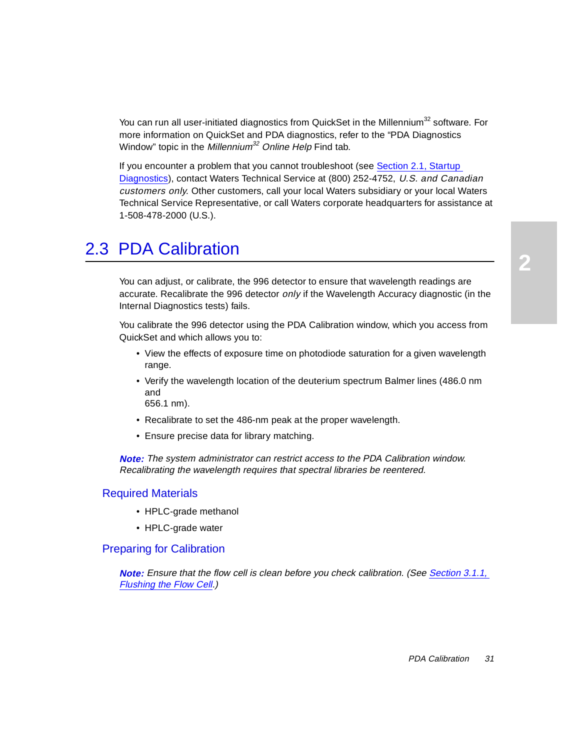You can run all user-initiated diagnostics from QuickSet in the Millennium[32] software. For more information on QuickSet and PDA diagnostics, refer to the “PDA Diagnostics Window” topic in the *Millennium[32] Online Help* Find tab.

If you encounter a problem that you cannot troubleshoot (see Section 2.1, Startup Diagnostics), contact Waters Technical Service at (800) 252-4752, *U.S. and Canadian customers only*. Other customers, call your local Waters subsidiary or your local Waters Technical Service Representative, or call Waters corporate headquarters for assistance at 1-508-478-2000 (U.S.).

## 2.3 PDA Calibration

You can adjust, or calibrate, the 996 detector to ensure that wavelength readings are accurate. Recalibrate the 996 detector *only* if the Wavelength Accuracy diagnostic (in the Internal Diagnostics tests) fails.

You calibrate the 996 detector using the PDA Calibration window, which you access from QuickSet and which allows you to:

- View the effects of exposure time on photodiode saturation for a given wavelength range.
- Verify the wavelength location of the deuterium spectrum Balmer lines (486.0 nm and 656.1 nm).
- Recalibrate to set the 486-nm peak at the proper wavelength.
- Ensure precise data for library matching.

***Note:*** *The system administrator can restrict access to the PDA Calibration window. Recalibrating the wavelength requires that spectral libraries be reentered.*

### Required Materials

- HPLC-grade methanol
- HPLC-grade water

### Preparing for Calibration

***Note:*** *Ensure that the flow cell is clean before you check calibration. (See Section 3.1.1, Flushing the Flow Cell.)*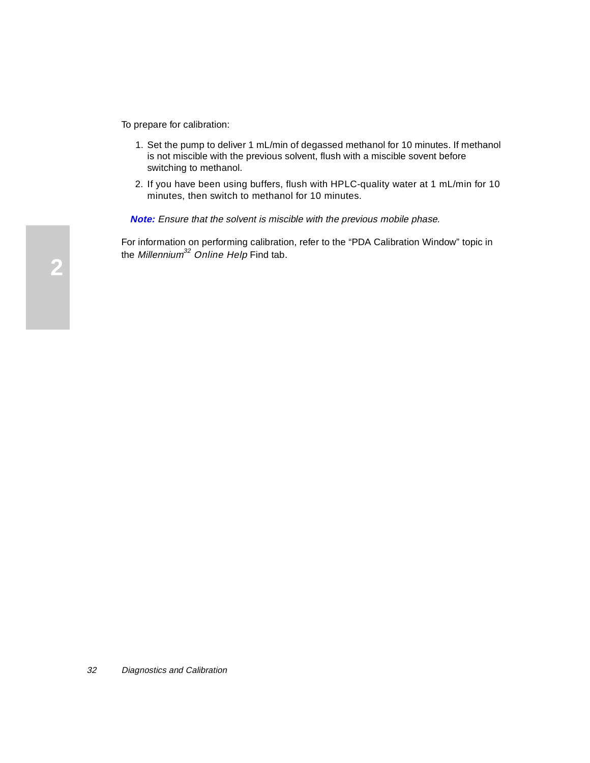To prepare for calibration:

1. Set the pump to deliver 1 mL/min of degassed methanol for 10 minutes. If methanol is not miscible with the previous solvent, flush with a miscible sovent before switching to methanol.
2. If you have been using buffers, flush with HPLC-quality water at 1 mL/min for 10 minutes, then switch to methanol for 10 minutes.

***Note:*** *Ensure that the solvent is miscible with the previous mobile phase.*

For information on performing calibration, refer to the "PDA Calibration Window" topic in the *Millennium*$^{32}$ *Online Help* Find tab.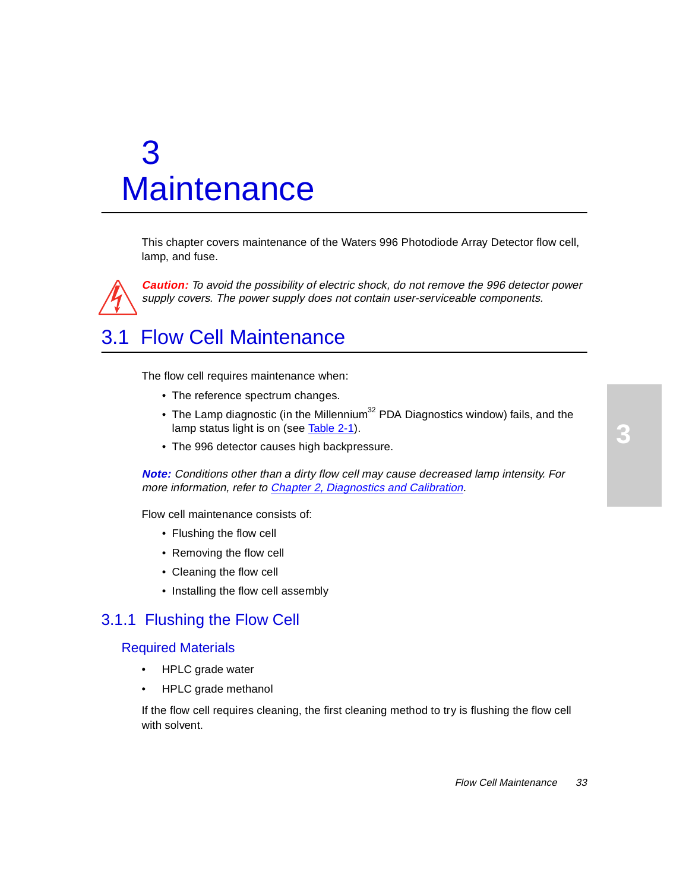# 3 Maintenance

This chapter covers maintenance of the Waters 996 Photodiode Array Detector flow cell, lamp, and fuse.

***Caution:*** *To avoid the possibility of electric shock, do not remove the 996 detector power supply covers. The power supply does not contain user-serviceable components.*

## 3.1 Flow Cell Maintenance

The flow cell requires maintenance when:

- The reference spectrum changes.
- The Lamp diagnostic (in the Millennium[32] PDA Diagnostics window) fails, and the lamp status light is on (see Table 2-1).
- The 996 detector causes high backpressure.

***Note:*** *Conditions other than a dirty flow cell may cause decreased lamp intensity. For more information, refer to Chapter 2, Diagnostics and Calibration.*

Flow cell maintenance consists of:

- Flushing the flow cell
- Removing the flow cell
- Cleaning the flow cell
- Installing the flow cell assembly

### 3.1.1 Flushing the Flow Cell

#### Required Materials

- HPLC grade water
- HPLC grade methanol

If the flow cell requires cleaning, the first cleaning method to try is flushing the flow cell with solvent.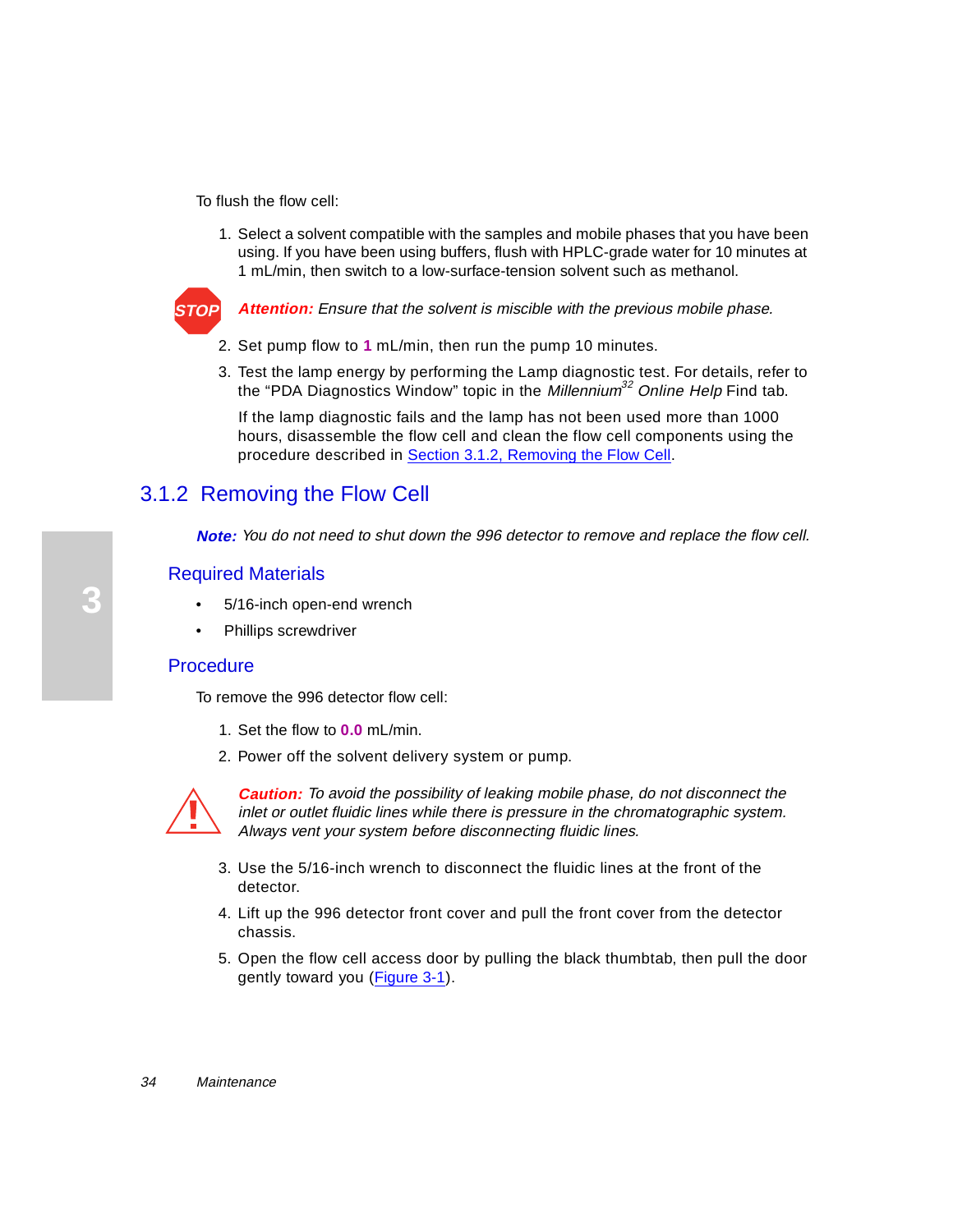To flush the flow cell:

1. Select a solvent compatible with the samples and mobile phases that you have been using. If you have been using buffers, flush with HPLC-grade water for 10 minutes at 1 mL/min, then switch to a low-surface-tension solvent such as methanol.

STOP **Attention:** *Ensure that the solvent is miscible with the previous mobile phase.*

2. Set pump flow to **1** mL/min, then run the pump 10 minutes.
3. Test the lamp energy by performing the Lamp diagnostic test. For details, refer to the “PDA Diagnostics Window” topic in the *Millennium*[32] *Online Help* Find tab.

   If the lamp diagnostic fails and the lamp has not been used more than 1000 hours, disassemble the flow cell and clean the flow cell components using the procedure described in Section 3.1.2, Removing the Flow Cell.

## 3.1.2 Removing the Flow Cell

**Note:** *You do not need to shut down the 996 detector to remove and replace the flow cell.*

### Required Materials

- 5/16-inch open-end wrench
- Phillips screwdriver

### Procedure

To remove the 996 detector flow cell:

1. Set the flow to **0.0** mL/min.
2. Power off the solvent delivery system or pump.

**Caution:** *To avoid the possibility of leaking mobile phase, do not disconnect the inlet or outlet fluidic lines while there is pressure in the chromatographic system. Always vent your system before disconnecting fluidic lines.*

3. Use the 5/16-inch wrench to disconnect the fluidic lines at the front of the detector.
4. Lift up the 996 detector front cover and pull the front cover from the detector chassis.
5. Open the flow cell access door by pulling the black thumbtab, then pull the door gently toward you (Figure 3-1).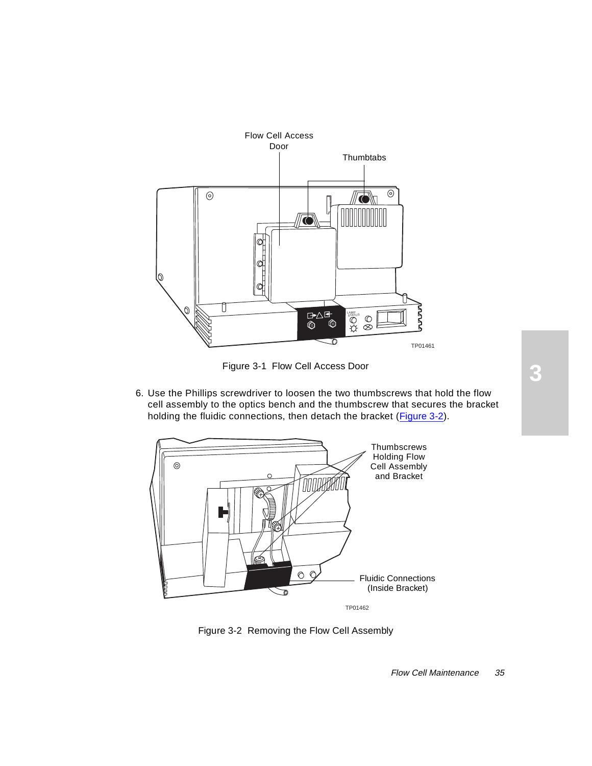Figure 3-1 Flow Cell Access Door

6. Use the Phillips screwdriver to loosen the two thumbscrews that hold the flow cell assembly to the optics bench and the thumbscrew that secures the bracket holding the fluidic connections, then detach the bracket (Figure 3-2).

Figure 3-2 Removing the Flow Cell Assembly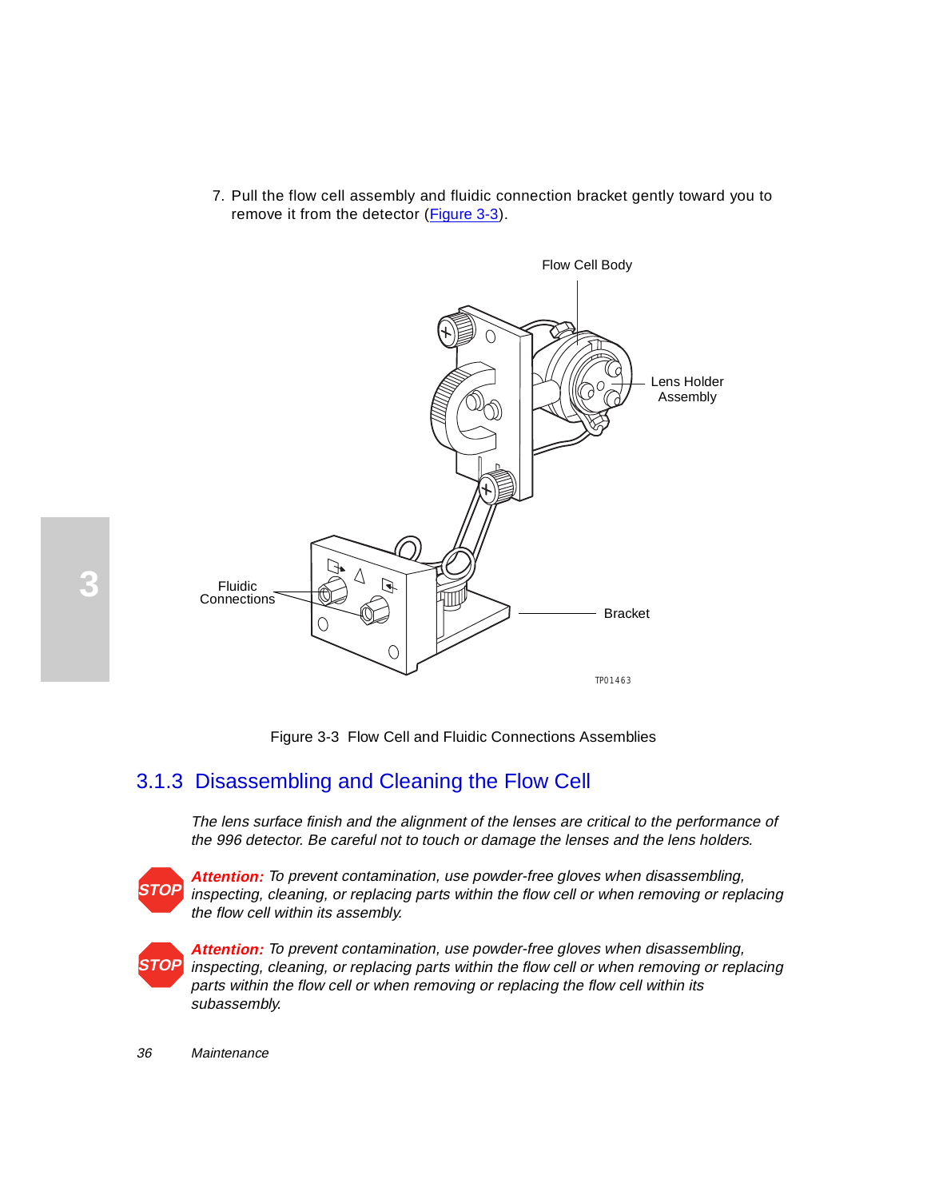7. Pull the flow cell assembly and fluidic connection bracket gently toward you to remove it from the detector (Figure 3-3).

Figure 3-3 Flow Cell and Fluidic Connections Assemblies

## 3.1.3 Disassembling and Cleaning the Flow Cell

*The lens surface finish and the alignment of the lenses are critical to the performance of the 996 detector. Be careful not to touch or damage the lenses and the lens holders.*

STOP ***Attention:*** *To prevent contamination, use powder-free gloves when disassembling, inspecting, cleaning, or replacing parts within the flow cell or when removing or replacing the flow cell within its assembly.*

STOP ***Attention:*** *To prevent contamination, use powder-free gloves when disassembling, inspecting, cleaning, or replacing parts within the flow cell or when removing or replacing parts within the flow cell or when removing or replacing the flow cell within its subassembly.*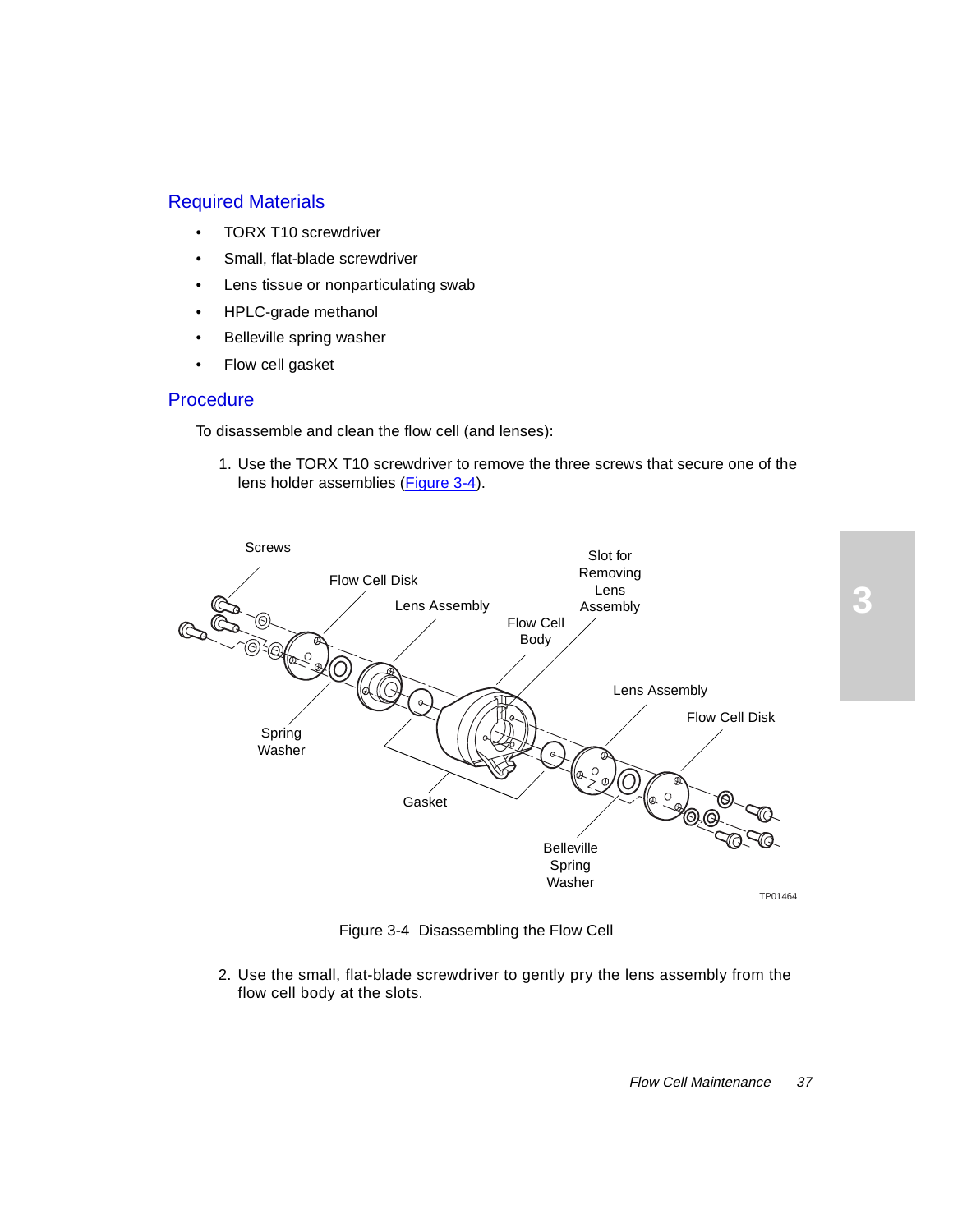## Required Materials

- TORX T10 screwdriver
- Small, flat-blade screwdriver
- Lens tissue or nonparticulating swab
- HPLC-grade methanol
- Belleville spring washer
- Flow cell gasket

## Procedure

To disassemble and clean the flow cell (and lenses):

1. Use the TORX T10 screwdriver to remove the three screws that secure one of the lens holder assemblies (Figure 3-4).

Figure 3-4  Disassembling the Flow Cell

2. Use the small, flat-blade screwdriver to gently pry the lens assembly from the flow cell body at the slots.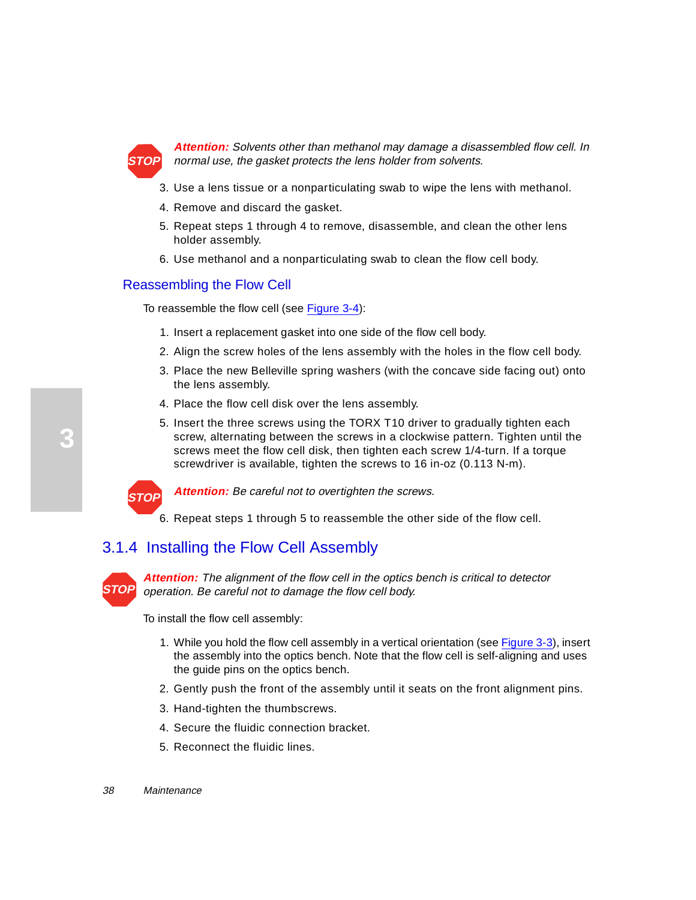**Attention:** *Solvents other than methanol may damage a disassembled flow cell. In normal use, the gasket protects the lens holder from solvents.*

3. Use a lens tissue or a nonparticulating swab to wipe the lens with methanol.
4. Remove and discard the gasket.
5. Repeat steps 1 through 4 to remove, disassemble, and clean the other lens holder assembly.
6. Use methanol and a nonparticulating swab to clean the flow cell body.

### Reassembling the Flow Cell

To reassemble the flow cell (see Figure 3-4):

1. Insert a replacement gasket into one side of the flow cell body.
2. Align the screw holes of the lens assembly with the holes in the flow cell body.
3. Place the new Belleville spring washers (with the concave side facing out) onto the lens assembly.
4. Place the flow cell disk over the lens assembly.
5. Insert the three screws using the TORX T10 driver to gradually tighten each screw, alternating between the screws in a clockwise pattern. Tighten until the screws meet the flow cell disk, then tighten each screw 1/4-turn. If a torque screwdriver is available, tighten the screws to 16 in-oz (0.113 N-m).

**Attention:** *Be careful not to overtighten the screws.*

6. Repeat steps 1 through 5 to reassemble the other side of the flow cell.

## 3.1.4 Installing the Flow Cell Assembly

**Attention:** *The alignment of the flow cell in the optics bench is critical to detector operation. Be careful not to damage the flow cell body.*

To install the flow cell assembly:

1. While you hold the flow cell assembly in a vertical orientation (see Figure 3-3), insert the assembly into the optics bench. Note that the flow cell is self-aligning and uses the guide pins on the optics bench.
2. Gently push the front of the assembly until it seats on the front alignment pins.
3. Hand-tighten the thumbscrews.
4. Secure the fluidic connection bracket.
5. Reconnect the fluidic lines.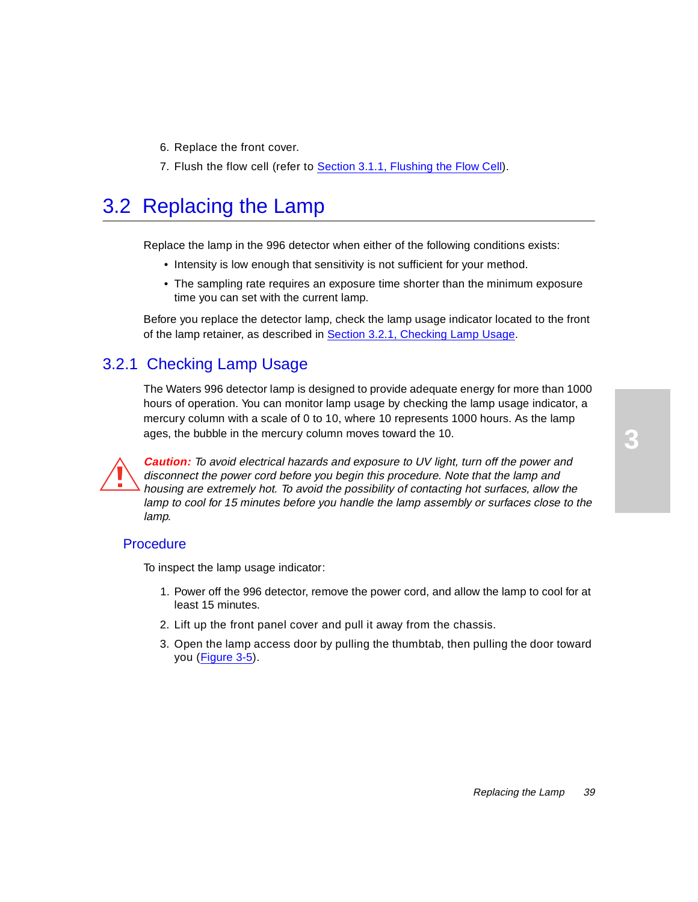6. Replace the front cover.
7. Flush the flow cell (refer to Section 3.1.1, Flushing the Flow Cell).

## 3.2 Replacing the Lamp

Replace the lamp in the 996 detector when either of the following conditions exists:

- Intensity is low enough that sensitivity is not sufficient for your method.
- The sampling rate requires an exposure time shorter than the minimum exposure time you can set with the current lamp.

Before you replace the detector lamp, check the lamp usage indicator located to the front of the lamp retainer, as described in Section 3.2.1, Checking Lamp Usage.

### 3.2.1 Checking Lamp Usage

The Waters 996 detector lamp is designed to provide adequate energy for more than 1000 hours of operation. You can monitor lamp usage by checking the lamp usage indicator, a mercury column with a scale of 0 to 10, where 10 represents 1000 hours. As the lamp ages, the bubble in the mercury column moves toward the 10.

***Caution:*** *To avoid electrical hazards and exposure to UV light, turn off the power and disconnect the power cord before you begin this procedure. Note that the lamp and housing are extremely hot. To avoid the possibility of contacting hot surfaces, allow the lamp to cool for 15 minutes before you handle the lamp assembly or surfaces close to the lamp.*

#### Procedure

To inspect the lamp usage indicator:

1. Power off the 996 detector, remove the power cord, and allow the lamp to cool for at least 15 minutes.
2. Lift up the front panel cover and pull it away from the chassis.
3. Open the lamp access door by pulling the thumbtab, then pulling the door toward you (Figure 3-5).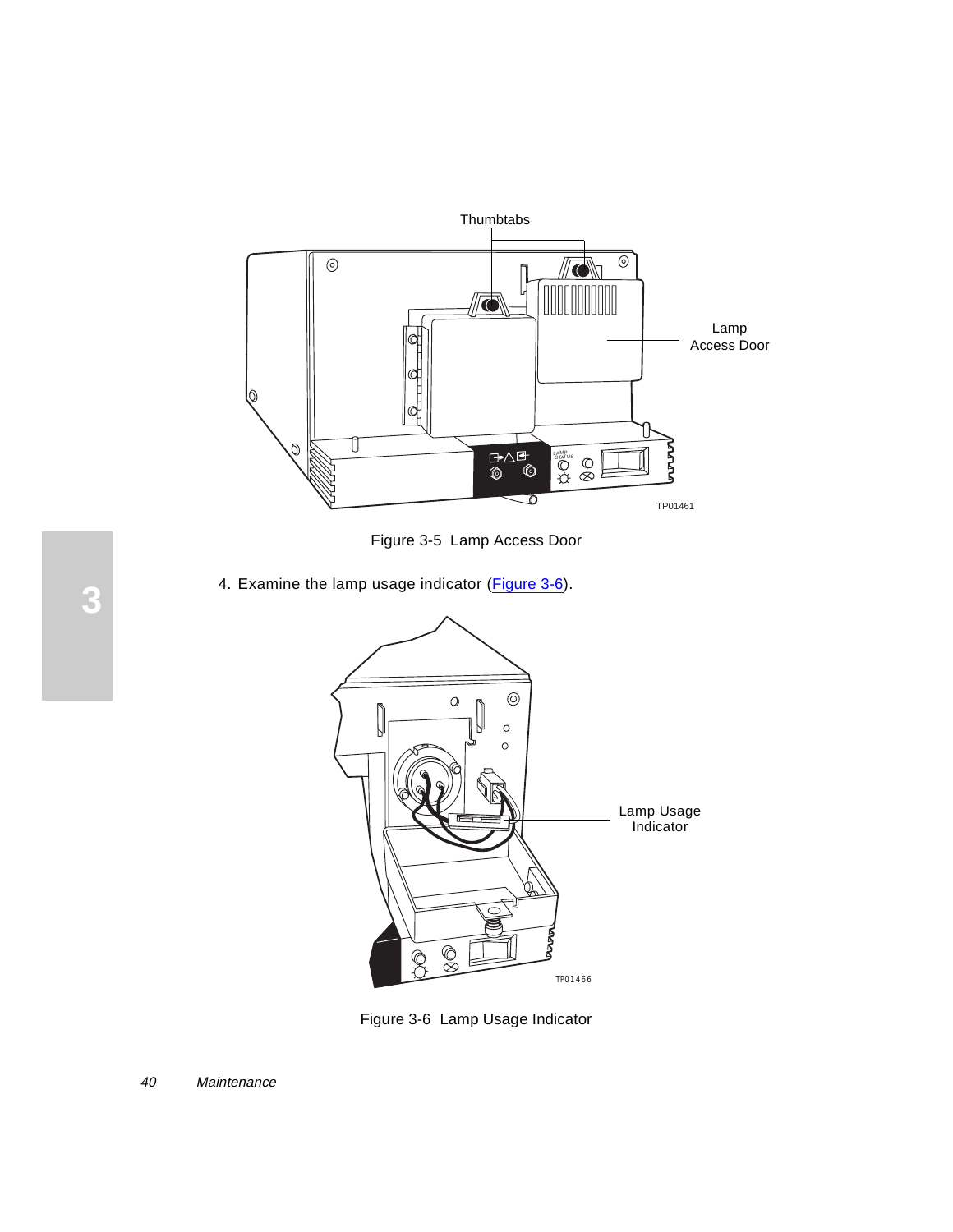Figure 3-5 Lamp Access Door

4. Examine the lamp usage indicator (Figure 3-6).

Figure 3-6 Lamp Usage Indicator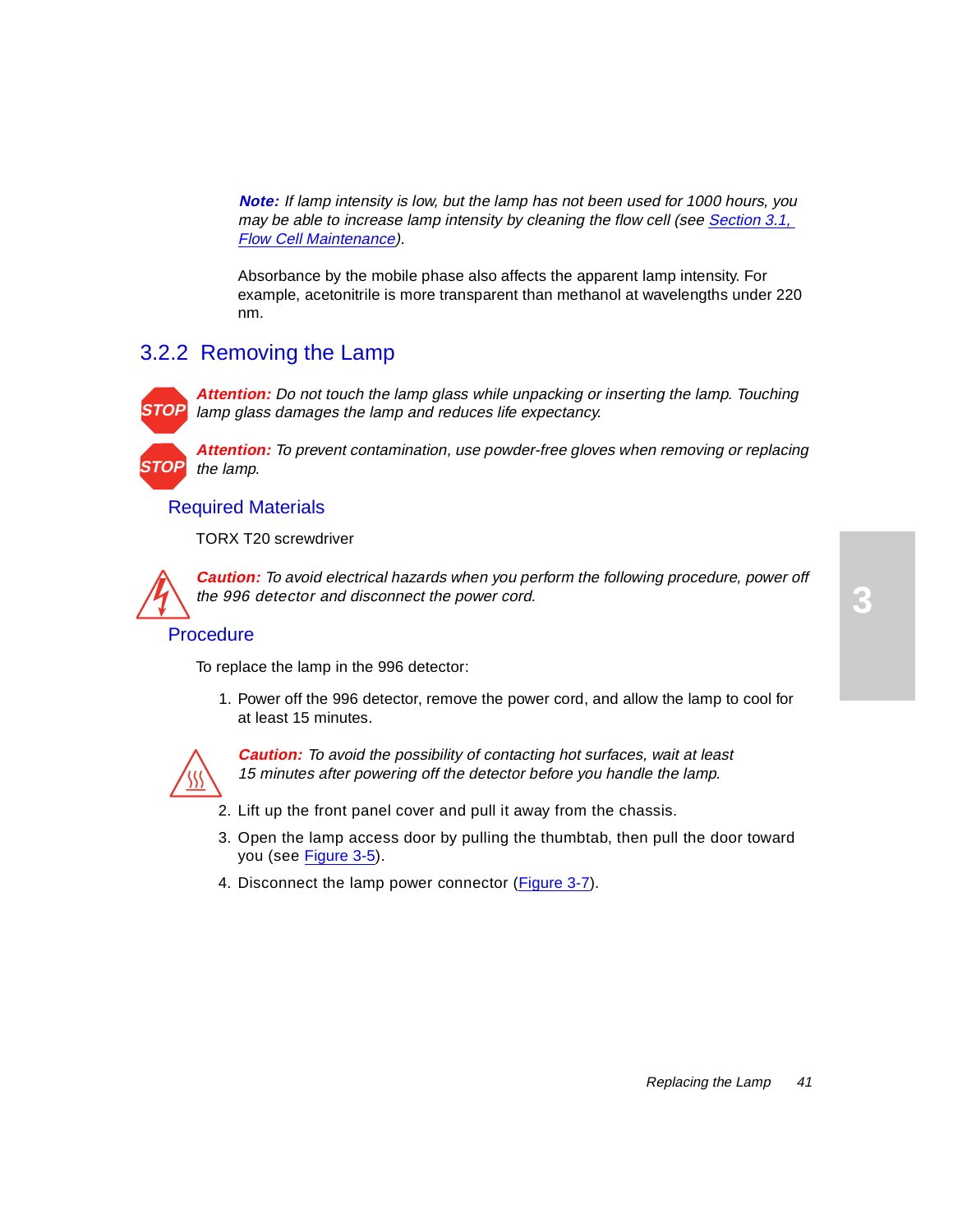***Note:*** *If lamp intensity is low, but the lamp has not been used for 1000 hours, you may be able to increase lamp intensity by cleaning the flow cell (see Section 3.1, Flow Cell Maintenance).*

Absorbance by the mobile phase also affects the apparent lamp intensity. For example, acetonitrile is more transparent than methanol at wavelengths under 220 nm.

### 3.2.2 Removing the Lamp

***Attention:*** *Do not touch the lamp glass while unpacking or inserting the lamp. Touching lamp glass damages the lamp and reduces life expectancy.*

***Attention:*** *To prevent contamination, use powder-free gloves when removing or replacing the lamp.*

#### Required Materials

TORX T20 screwdriver

***Caution:*** *To avoid electrical hazards when you perform the following procedure, power off the 996 detector and disconnect the power cord.*

#### Procedure

To replace the lamp in the 996 detector:

1. Power off the 996 detector, remove the power cord, and allow the lamp to cool for at least 15 minutes.

   ***Caution:*** *To avoid the possibility of contacting hot surfaces, wait at least 15 minutes after powering off the detector before you handle the lamp.*

2. Lift up the front panel cover and pull it away from the chassis.
3. Open the lamp access door by pulling the thumbtab, then pull the door toward you (see Figure 3-5).
4. Disconnect the lamp power connector (Figure 3-7).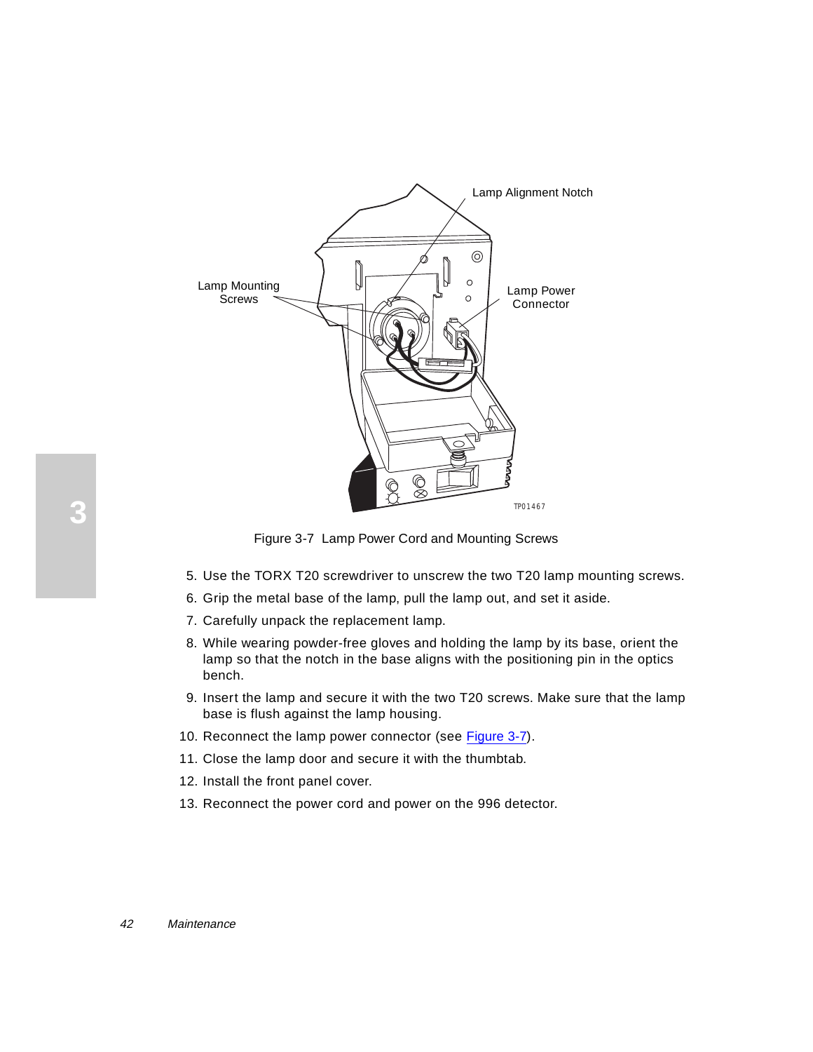Figure 3-7 Lamp Power Cord and Mounting Screws

5. Use the TORX T20 screwdriver to unscrew the two T20 lamp mounting screws.
6. Grip the metal base of the lamp, pull the lamp out, and set it aside.
7. Carefully unpack the replacement lamp.
8. While wearing powder-free gloves and holding the lamp by its base, orient the lamp so that the notch in the base aligns with the positioning pin in the optics bench.
9. Insert the lamp and secure it with the two T20 screws. Make sure that the lamp base is flush against the lamp housing.
10. Reconnect the lamp power connector (see Figure 3-7).
11. Close the lamp door and secure it with the thumbtab.
12. Install the front panel cover.
13. Reconnect the power cord and power on the 996 detector.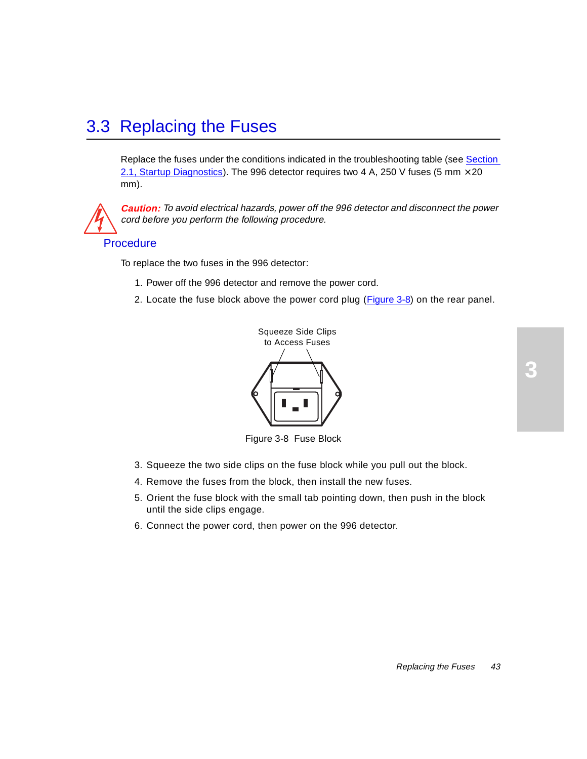## 3.3 Replacing the Fuses

Replace the fuses under the conditions indicated in the troubleshooting table (see Section 2.1, Startup Diagnostics). The 996 detector requires two 4 A, 250 V fuses (5 mm ×20 mm).

***Caution:** To avoid electrical hazards, power off the 996 detector and disconnect the power cord before you perform the following procedure.*

### Procedure

To replace the two fuses in the 996 detector:

1. Power off the 996 detector and remove the power cord.
2. Locate the fuse block above the power cord plug (Figure 3-8) on the rear panel.

Squeeze Side Clips to Access Fuses

Figure 3-8 Fuse Block

3. Squeeze the two side clips on the fuse block while you pull out the block.
4. Remove the fuses from the block, then install the new fuses.
5. Orient the fuse block with the small tab pointing down, then push in the block until the side clips engage.
6. Connect the power cord, then power on the 996 detector.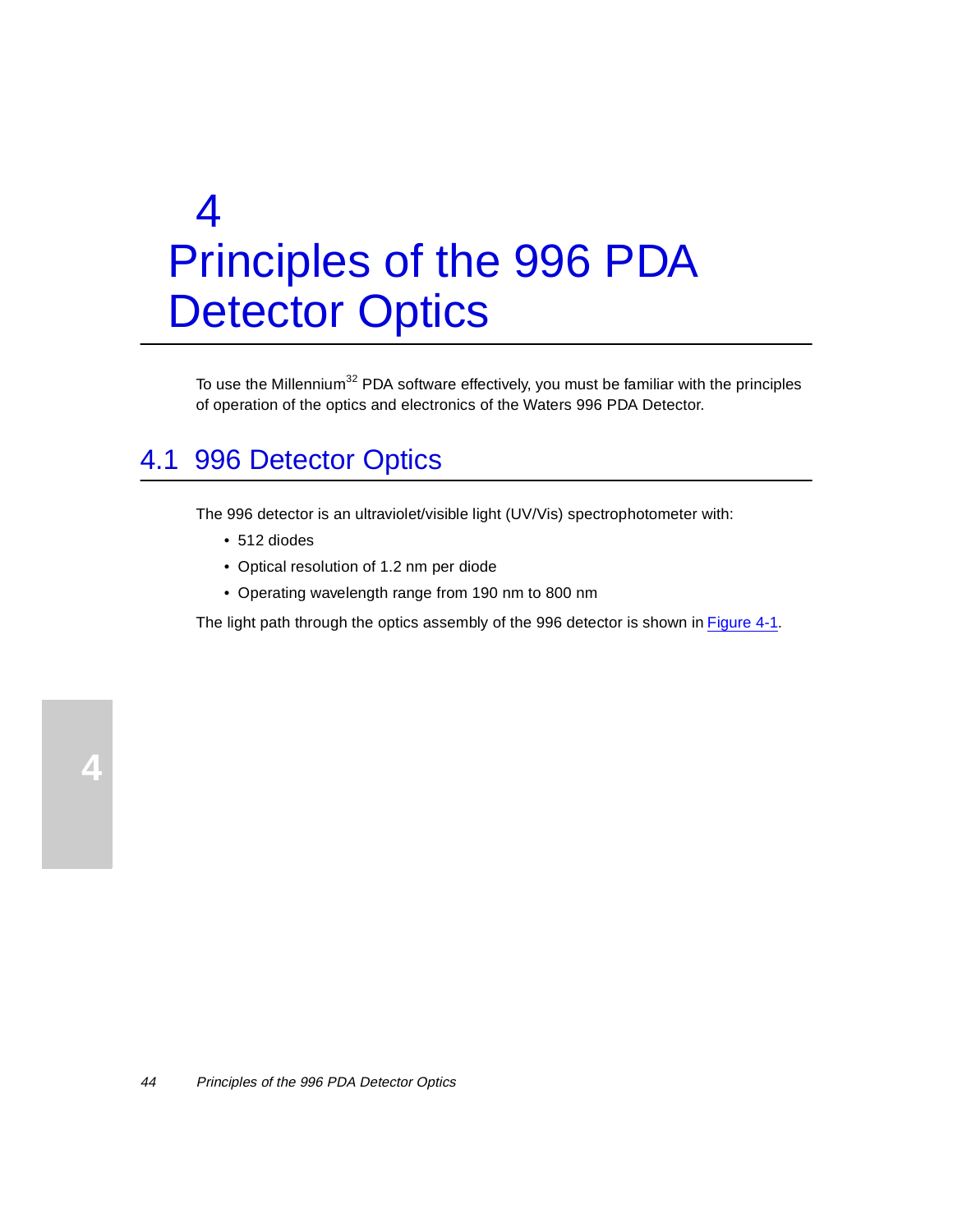# 4 Principles of the 996 PDA Detector Optics

To use the Millennium[32] PDA software effectively, you must be familiar with the principles of operation of the optics and electronics of the Waters 996 PDA Detector.

## 4.1 996 Detector Optics

The 996 detector is an ultraviolet/visible light (UV/Vis) spectrophotometer with:

- 512 diodes
- Optical resolution of 1.2 nm per diode
- Operating wavelength range from 190 nm to 800 nm

The light path through the optics assembly of the 996 detector is shown in Figure 4-1.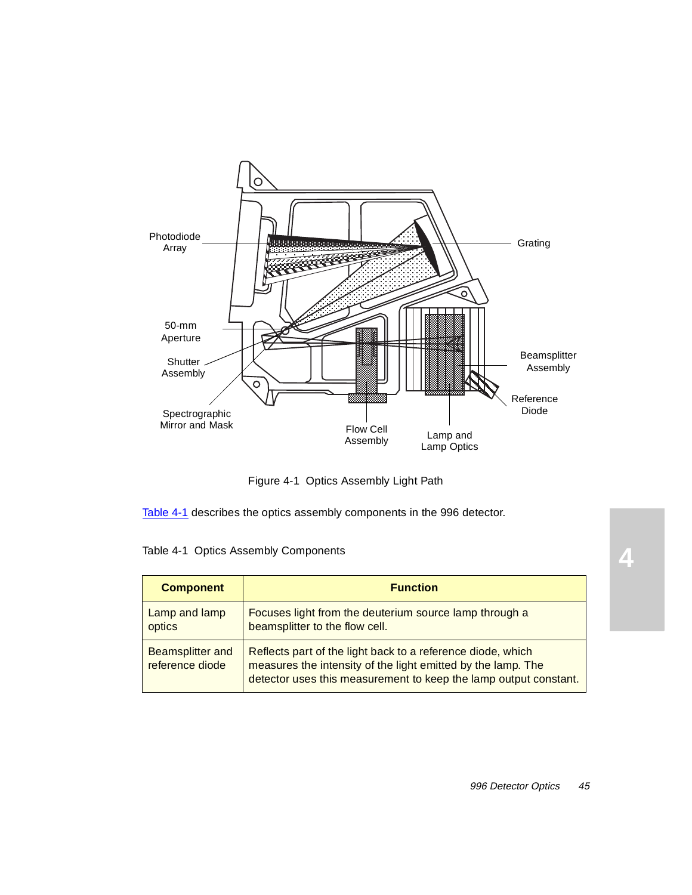Figure 4-1 Optics Assembly Light Path

Table 4-1 describes the optics assembly components in the 996 detector.

Table 4-1 Optics Assembly Components

| Component | Function |
|---|---|
| Lamp and lamp optics | Focuses light from the deuterium source lamp through a beamsplitter to the flow cell. |
| Beamsplitter and reference diode | Reflects part of the light back to a reference diode, which measures the intensity of the light emitted by the lamp. The detector uses this measurement to keep the lamp output constant. |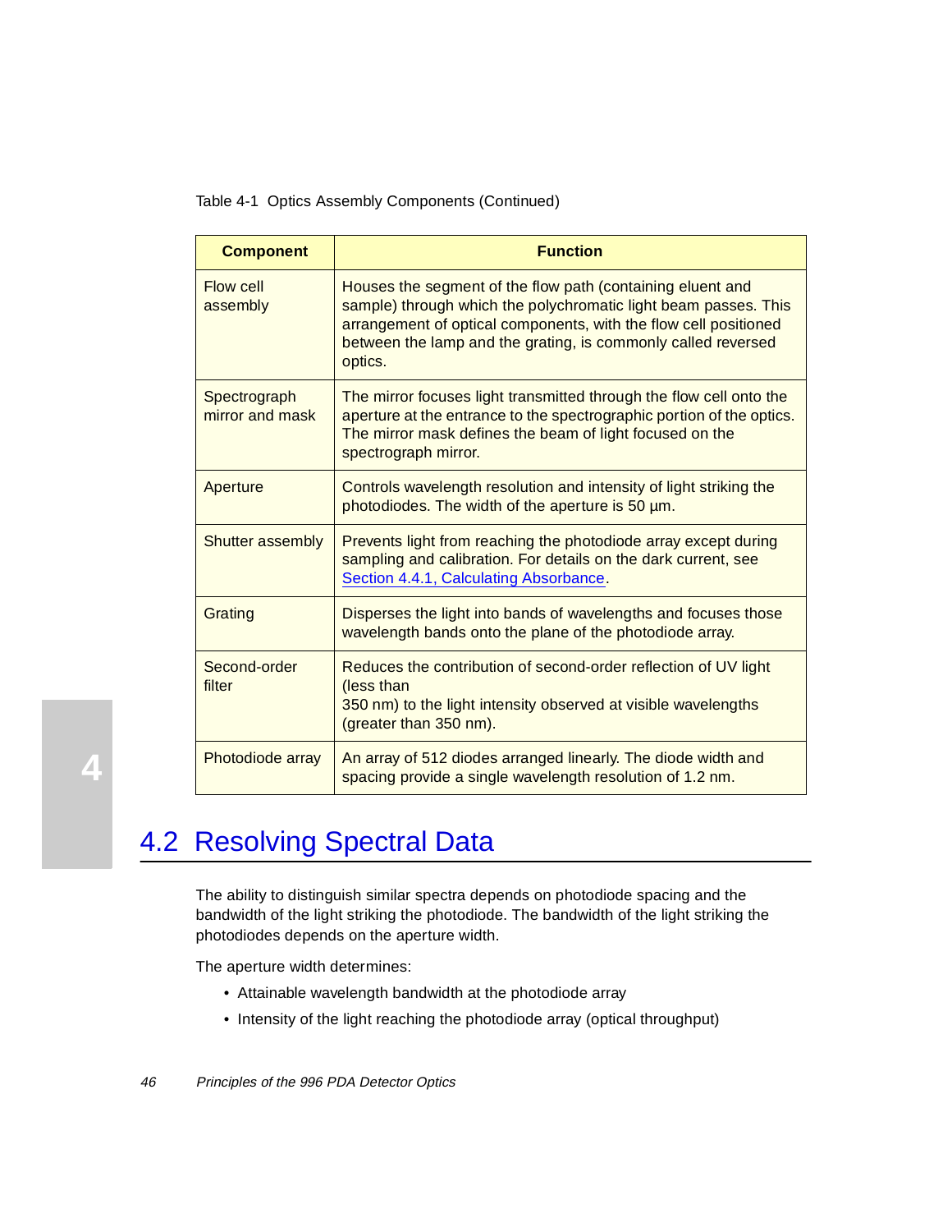Table 4-1 Optics Assembly Components (Continued)

| Component | Function |
| --- | --- |
| Flow cell assembly | Houses the segment of the flow path (containing eluent and sample) through which the polychromatic light beam passes. This arrangement of optical components, with the flow cell positioned between the lamp and the grating, is commonly called reversed optics. |
| Spectrograph mirror and mask | The mirror focuses light transmitted through the flow cell onto the aperture at the entrance to the spectrographic portion of the optics. The mirror mask defines the beam of light focused on the spectrograph mirror. |
| Aperture | Controls wavelength resolution and intensity of light striking the photodiodes. The width of the aperture is 50 µm. |
| Shutter assembly | Prevents light from reaching the photodiode array except during sampling and calibration. For details on the dark current, see Section 4.4.1, Calculating Absorbance. |
| Grating | Disperses the light into bands of wavelengths and focuses those wavelength bands onto the plane of the photodiode array. |
| Second-order filter | Reduces the contribution of second-order reflection of UV light (less than 350 nm) to the light intensity observed at visible wavelengths (greater than 350 nm). |
| Photodiode array | An array of 512 diodes arranged linearly. The diode width and spacing provide a single wavelength resolution of 1.2 nm. |

## 4.2 Resolving Spectral Data

The ability to distinguish similar spectra depends on photodiode spacing and the bandwidth of the light striking the photodiode. The bandwidth of the light striking the photodiodes depends on the aperture width.

The aperture width determines:

- Attainable wavelength bandwidth at the photodiode array
- Intensity of the light reaching the photodiode array (optical throughput)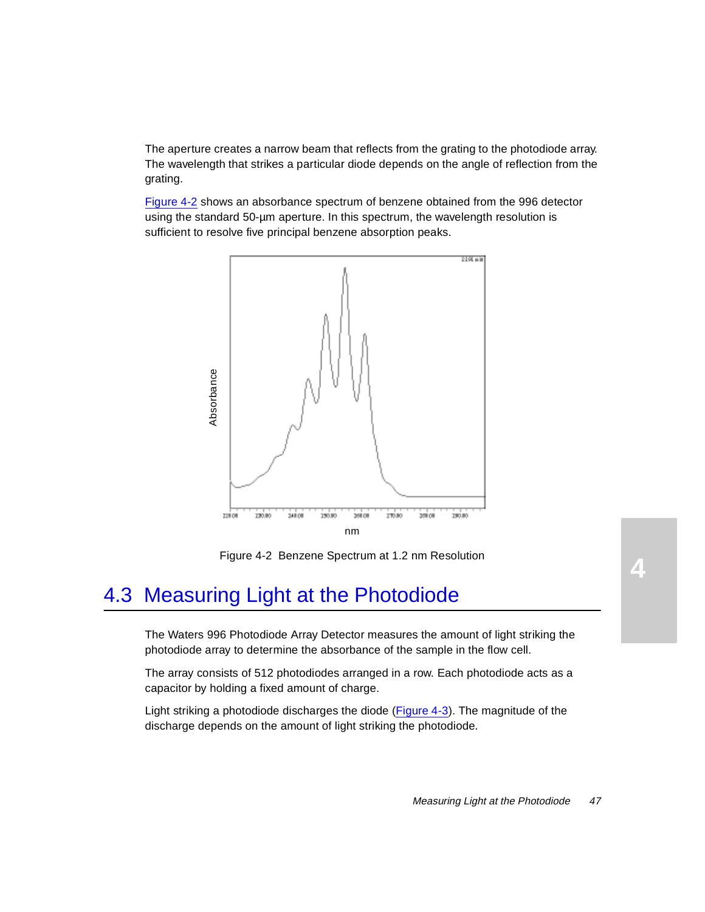The aperture creates a narrow beam that reflects from the grating to the photodiode array. The wavelength that strikes a particular diode depends on the angle of reflection from the grating.

Figure 4-2 shows an absorbance spectrum of benzene obtained from the 996 detector using the standard 50-µm aperture. In this spectrum, the wavelength resolution is sufficient to resolve five principal benzene absorption peaks.

Figure 4-2  Benzene Spectrum at 1.2 nm Resolution

## 4.3 Measuring Light at the Photodiode

The Waters 996 Photodiode Array Detector measures the amount of light striking the photodiode array to determine the absorbance of the sample in the flow cell.

The array consists of 512 photodiodes arranged in a row. Each photodiode acts as a capacitor by holding a fixed amount of charge.

Light striking a photodiode discharges the diode (Figure 4-3). The magnitude of the discharge depends on the amount of light striking the photodiode.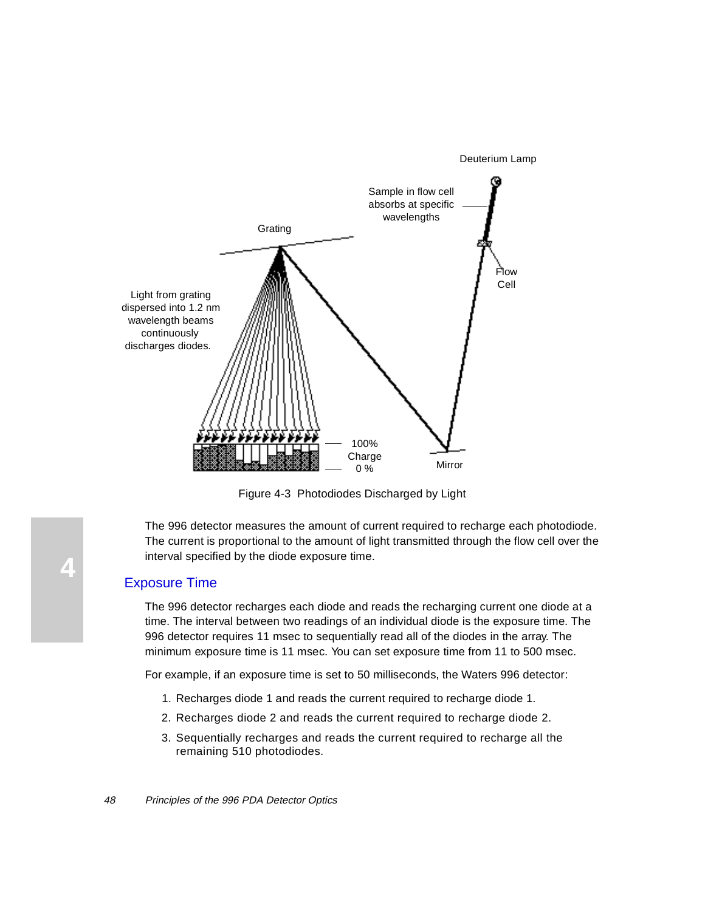Figure 4-3  Photodiodes Discharged by Light

The 996 detector measures the amount of current required to recharge each photodiode. The current is proportional to the amount of light transmitted through the flow cell over the interval specified by the diode exposure time.

## Exposure Time

The 996 detector recharges each diode and reads the recharging current one diode at a time. The interval between two readings of an individual diode is the exposure time. The 996 detector requires 11 msec to sequentially read all of the diodes in the array. The minimum exposure time is 11 msec. You can set exposure time from 11 to 500 msec.

For example, if an exposure time is set to 50 milliseconds, the Waters 996 detector:

1. Recharges diode 1 and reads the current required to recharge diode 1.
2. Recharges diode 2 and reads the current required to recharge diode 2.
3. Sequentially recharges and reads the current required to recharge all the remaining 510 photodiodes.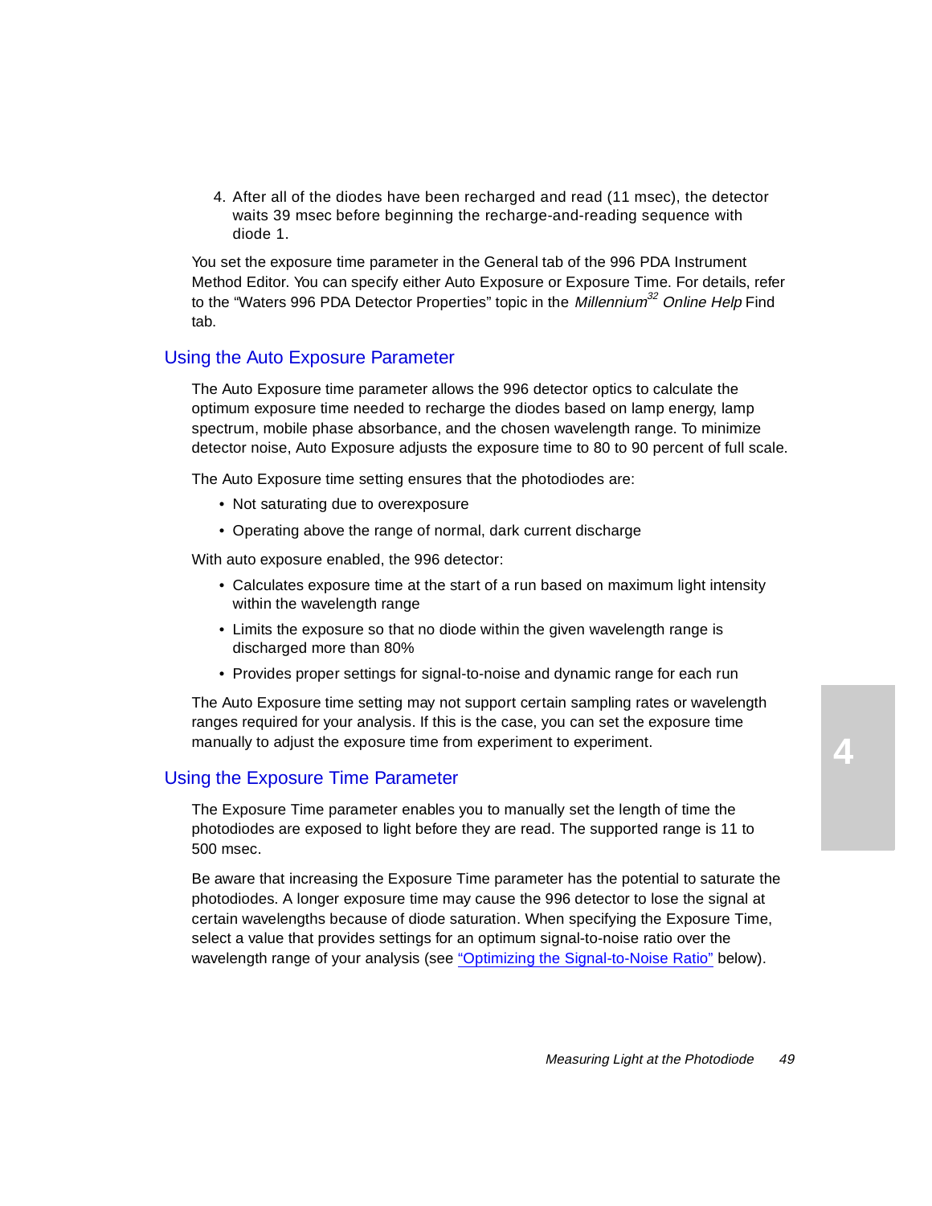4. After all of the diodes have been recharged and read (11 msec), the detector waits 39 msec before beginning the recharge-and-reading sequence with diode 1.

You set the exposure time parameter in the General tab of the 996 PDA Instrument Method Editor. You can specify either Auto Exposure or Exposure Time. For details, refer to the "Waters 996 PDA Detector Properties" topic in the *Millennium*[32] *Online Help* Find tab.

## Using the Auto Exposure Parameter

The Auto Exposure time parameter allows the 996 detector optics to calculate the optimum exposure time needed to recharge the diodes based on lamp energy, lamp spectrum, mobile phase absorbance, and the chosen wavelength range. To minimize detector noise, Auto Exposure adjusts the exposure time to 80 to 90 percent of full scale.

The Auto Exposure time setting ensures that the photodiodes are:

- Not saturating due to overexposure
- Operating above the range of normal, dark current discharge

With auto exposure enabled, the 996 detector:

- Calculates exposure time at the start of a run based on maximum light intensity within the wavelength range
- Limits the exposure so that no diode within the given wavelength range is discharged more than 80%
- Provides proper settings for signal-to-noise and dynamic range for each run

The Auto Exposure time setting may not support certain sampling rates or wavelength ranges required for your analysis. If this is the case, you can set the exposure time manually to adjust the exposure time from experiment to experiment.

## Using the Exposure Time Parameter

The Exposure Time parameter enables you to manually set the length of time the photodiodes are exposed to light before they are read. The supported range is 11 to 500 msec.

Be aware that increasing the Exposure Time parameter has the potential to saturate the photodiodes. A longer exposure time may cause the 996 detector to lose the signal at certain wavelengths because of diode saturation. When specifying the Exposure Time, select a value that provides settings for an optimum signal-to-noise ratio over the wavelength range of your analysis (see "Optimizing the Signal-to-Noise Ratio" below).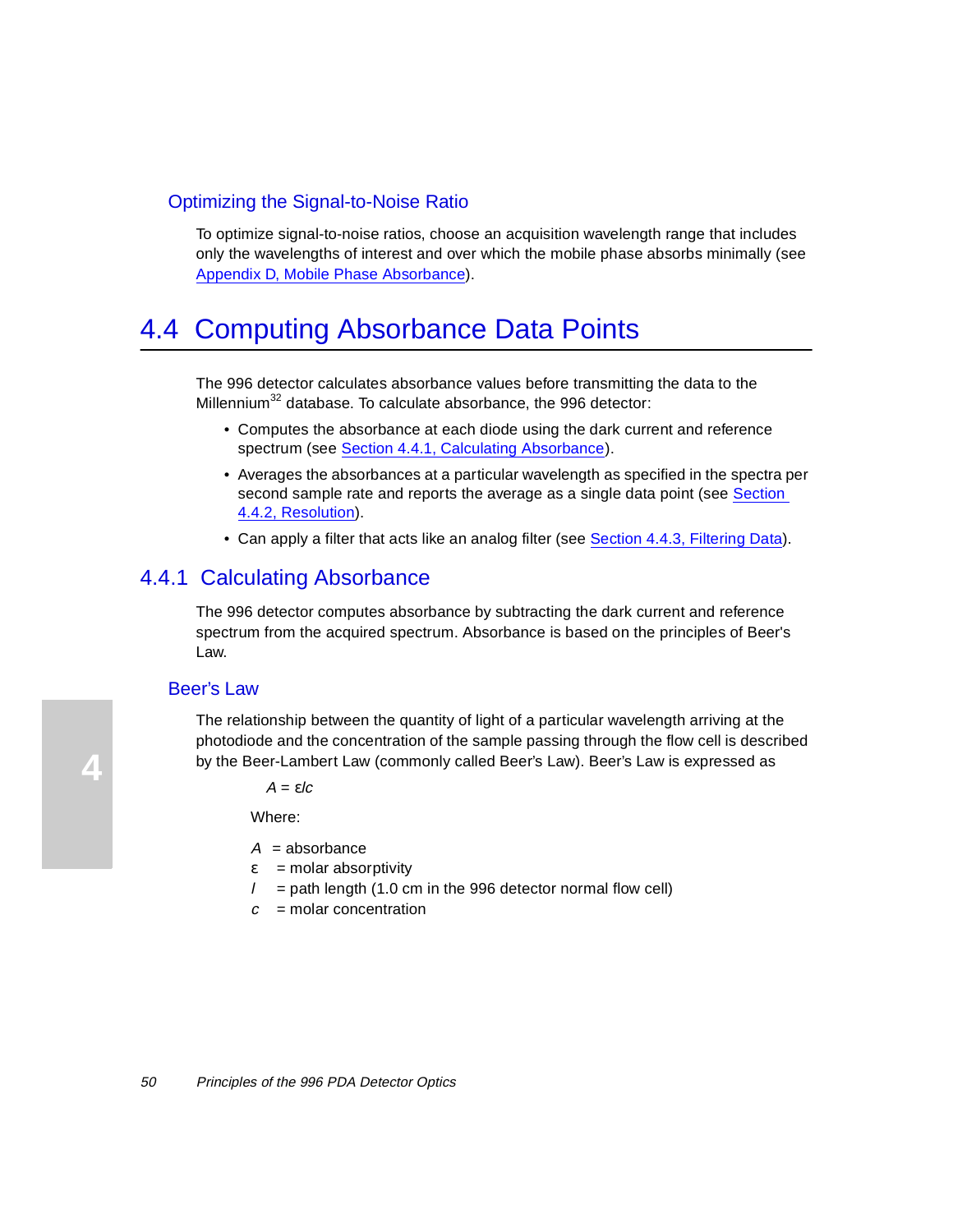### Optimizing the Signal-to-Noise Ratio

To optimize signal-to-noise ratios, choose an acquisition wavelength range that includes only the wavelengths of interest and over which the mobile phase absorbs minimally (see Appendix D, Mobile Phase Absorbance).

## 4.4 Computing Absorbance Data Points

The 996 detector calculates absorbance values before transmitting the data to the Millennium[32] database. To calculate absorbance, the 996 detector:

- Computes the absorbance at each diode using the dark current and reference spectrum (see Section 4.4.1, Calculating Absorbance).
- Averages the absorbances at a particular wavelength as specified in the spectra per second sample rate and reports the average as a single data point (see Section 4.4.2, Resolution).
- Can apply a filter that acts like an analog filter (see Section 4.4.3, Filtering Data).

### 4.4.1 Calculating Absorbance

The 996 detector computes absorbance by subtracting the dark current and reference spectrum from the acquired spectrum. Absorbance is based on the principles of Beer's Law.

#### Beer's Law

The relationship between the quantity of light of a particular wavelength arriving at the photodiode and the concentration of the sample passing through the flow cell is described by the Beer-Lambert Law (commonly called Beer's Law). Beer's Law is expressed as

$$A = \varepsilon l c$$

Where:

$A$ = absorbance
$\varepsilon$ = molar absorptivity
$l$ = path length (1.0 cm in the 996 detector normal flow cell)
$c$ = molar concentration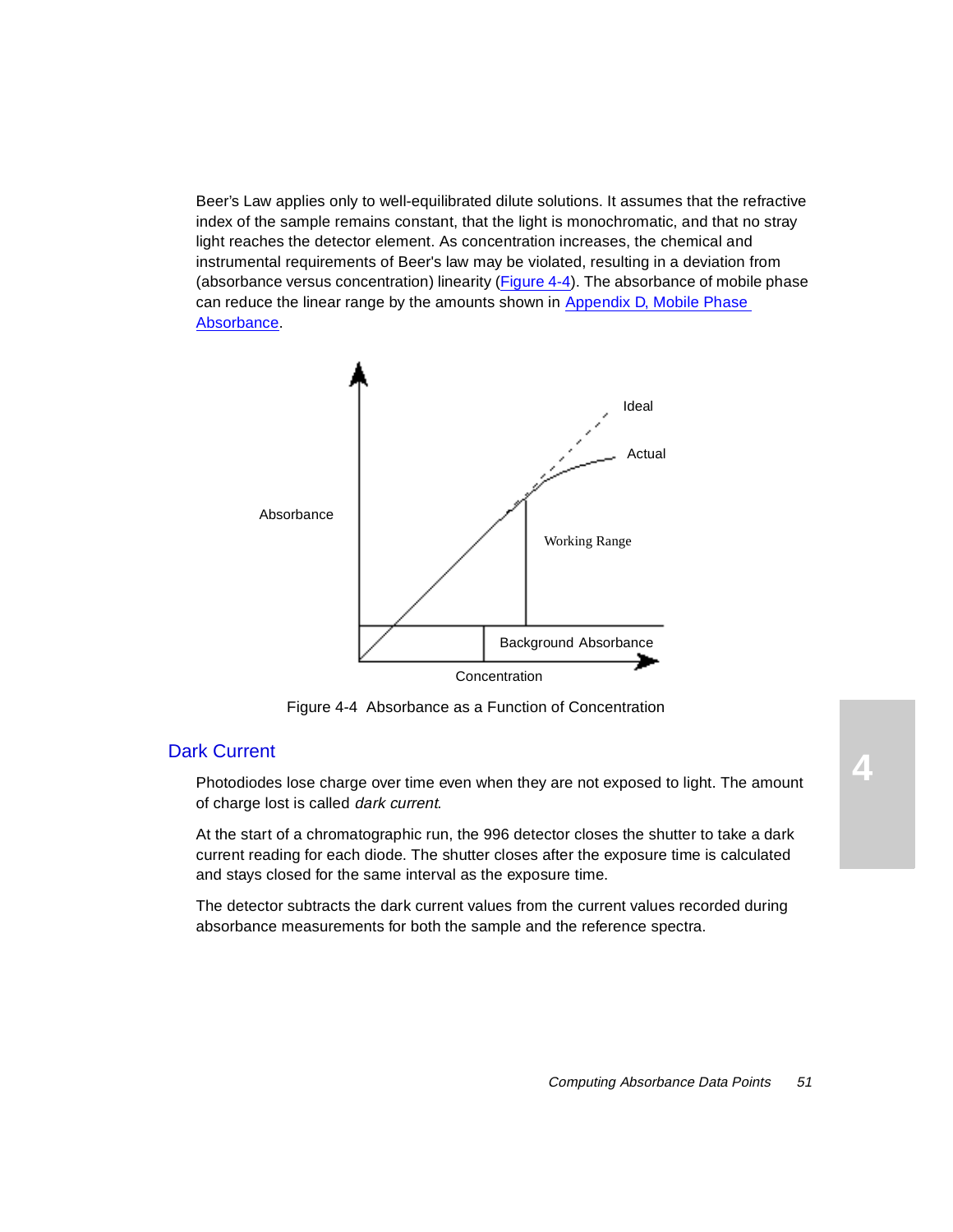Beer's Law applies only to well-equilibrated dilute solutions. It assumes that the refractive index of the sample remains constant, that the light is monochromatic, and that no stray light reaches the detector element. As concentration increases, the chemical and instrumental requirements of Beer's law may be violated, resulting in a deviation from (absorbance versus concentration) linearity (Figure 4-4). The absorbance of mobile phase can reduce the linear range by the amounts shown in Appendix D, Mobile Phase Absorbance.

Figure 4-4  Absorbance as a Function of Concentration

## Dark Current

Photodiodes lose charge over time even when they are not exposed to light. The amount of charge lost is called *dark current*.

At the start of a chromatographic run, the 996 detector closes the shutter to take a dark current reading for each diode. The shutter closes after the exposure time is calculated and stays closed for the same interval as the exposure time.

The detector subtracts the dark current values from the current values recorded during absorbance measurements for both the sample and the reference spectra.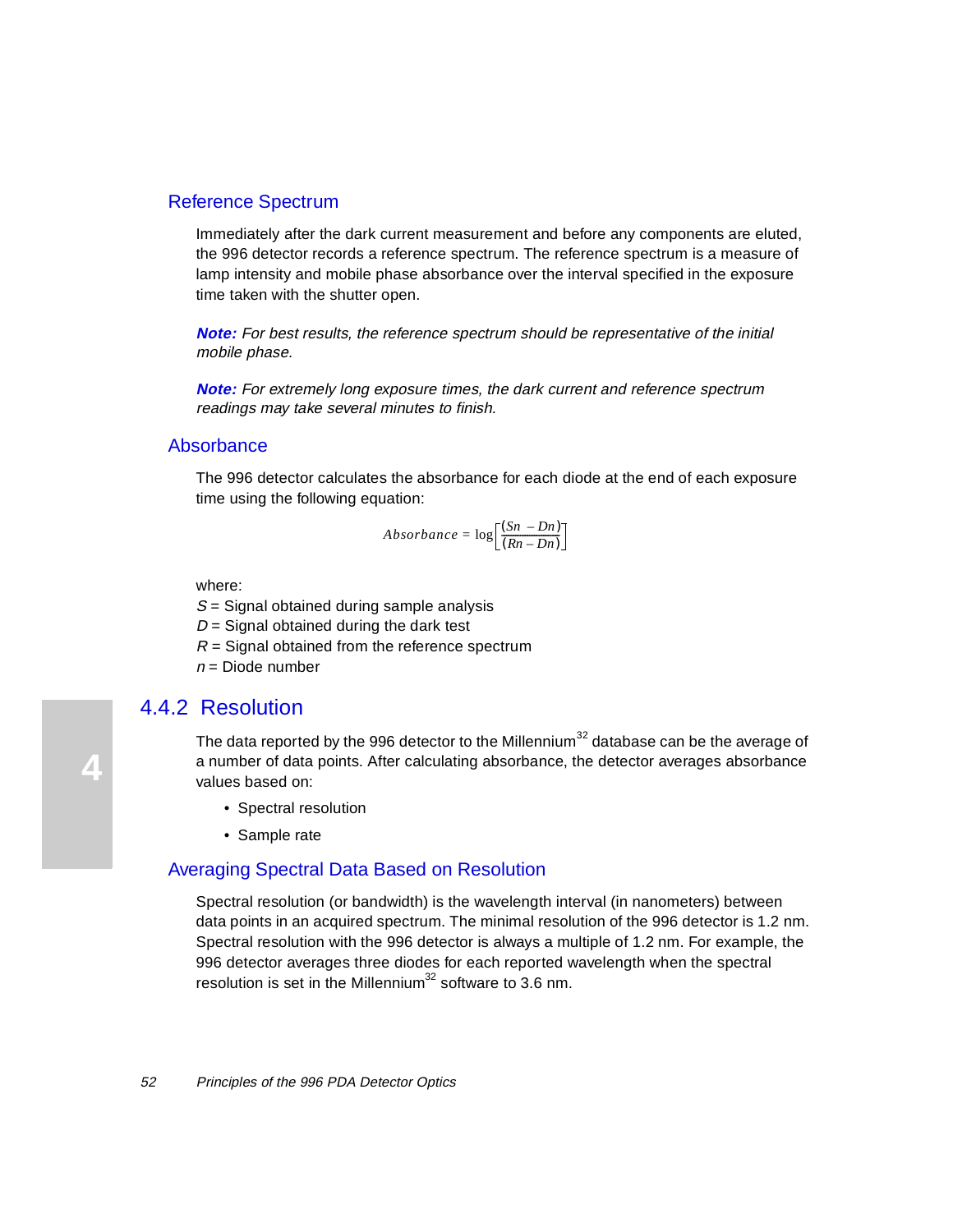### Reference Spectrum

Immediately after the dark current measurement and before any components are eluted, the 996 detector records a reference spectrum. The reference spectrum is a measure of lamp intensity and mobile phase absorbance over the interval specified in the exposure time taken with the shutter open.

***Note:*** *For best results, the reference spectrum should be representative of the initial mobile phase.*

***Note:*** *For extremely long exposure times, the dark current and reference spectrum readings may take several minutes to finish.*

### Absorbance

The 996 detector calculates the absorbance for each diode at the end of each exposure time using the following equation:

$$Absorbance = \log\left[\frac{(Sn - Dn)}{(Rn - Dn)}\right]$$

where:

*S* = Signal obtained during sample analysis
*D* = Signal obtained during the dark test
*R* = Signal obtained from the reference spectrum
*n* = Diode number

## 4.4.2 Resolution

The data reported by the 996 detector to the Millennium[32] database can be the average of a number of data points. After calculating absorbance, the detector averages absorbance values based on:

- Spectral resolution
- Sample rate

### Averaging Spectral Data Based on Resolution

Spectral resolution (or bandwidth) is the wavelength interval (in nanometers) between data points in an acquired spectrum. The minimal resolution of the 996 detector is 1.2 nm. Spectral resolution with the 996 detector is always a multiple of 1.2 nm. For example, the 996 detector averages three diodes for each reported wavelength when the spectral resolution is set in the Millennium[32] software to 3.6 nm.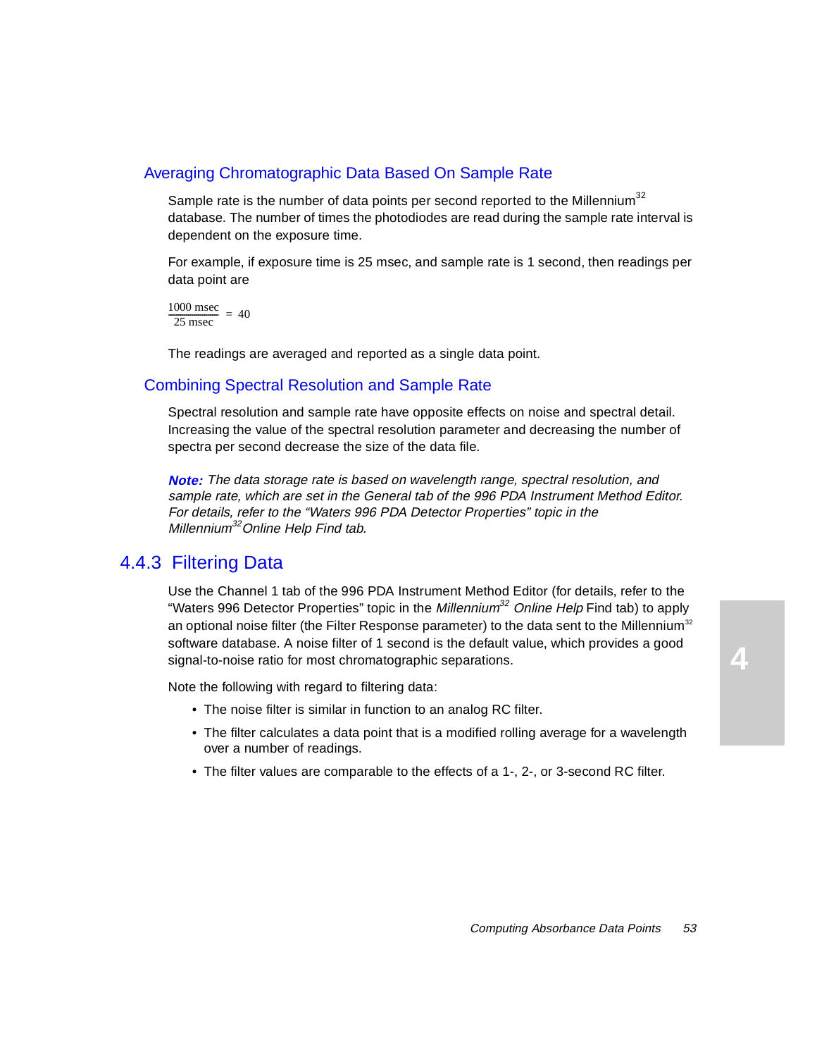### Averaging Chromatographic Data Based On Sample Rate

Sample rate is the number of data points per second reported to the Millennium[32] database. The number of times the photodiodes are read during the sample rate interval is dependent on the exposure time.

For example, if exposure time is 25 msec, and sample rate is 1 second, then readings per data point are

$$\frac{1000 \text{ msec}}{25 \text{ msec}} = 40$$

The readings are averaged and reported as a single data point.

### Combining Spectral Resolution and Sample Rate

Spectral resolution and sample rate have opposite effects on noise and spectral detail. Increasing the value of the spectral resolution parameter and decreasing the number of spectra per second decrease the size of the data file.

***Note:*** *The data storage rate is based on wavelength range, spectral resolution, and sample rate, which are set in the General tab of the 996 PDA Instrument Method Editor. For details, refer to the "Waters 996 PDA Detector Properties" topic in the Millennium[32] Online Help Find tab.*

## 4.4.3 Filtering Data

Use the Channel 1 tab of the 996 PDA Instrument Method Editor (for details, refer to the "Waters 996 Detector Properties" topic in the *Millennium[32] Online Help* Find tab) to apply an optional noise filter (the Filter Response parameter) to the data sent to the Millennium[32] software database. A noise filter of 1 second is the default value, which provides a good signal-to-noise ratio for most chromatographic separations.

Note the following with regard to filtering data:

- The noise filter is similar in function to an analog RC filter.
- The filter calculates a data point that is a modified rolling average for a wavelength over a number of readings.
- The filter values are comparable to the effects of a 1-, 2-, or 3-second RC filter.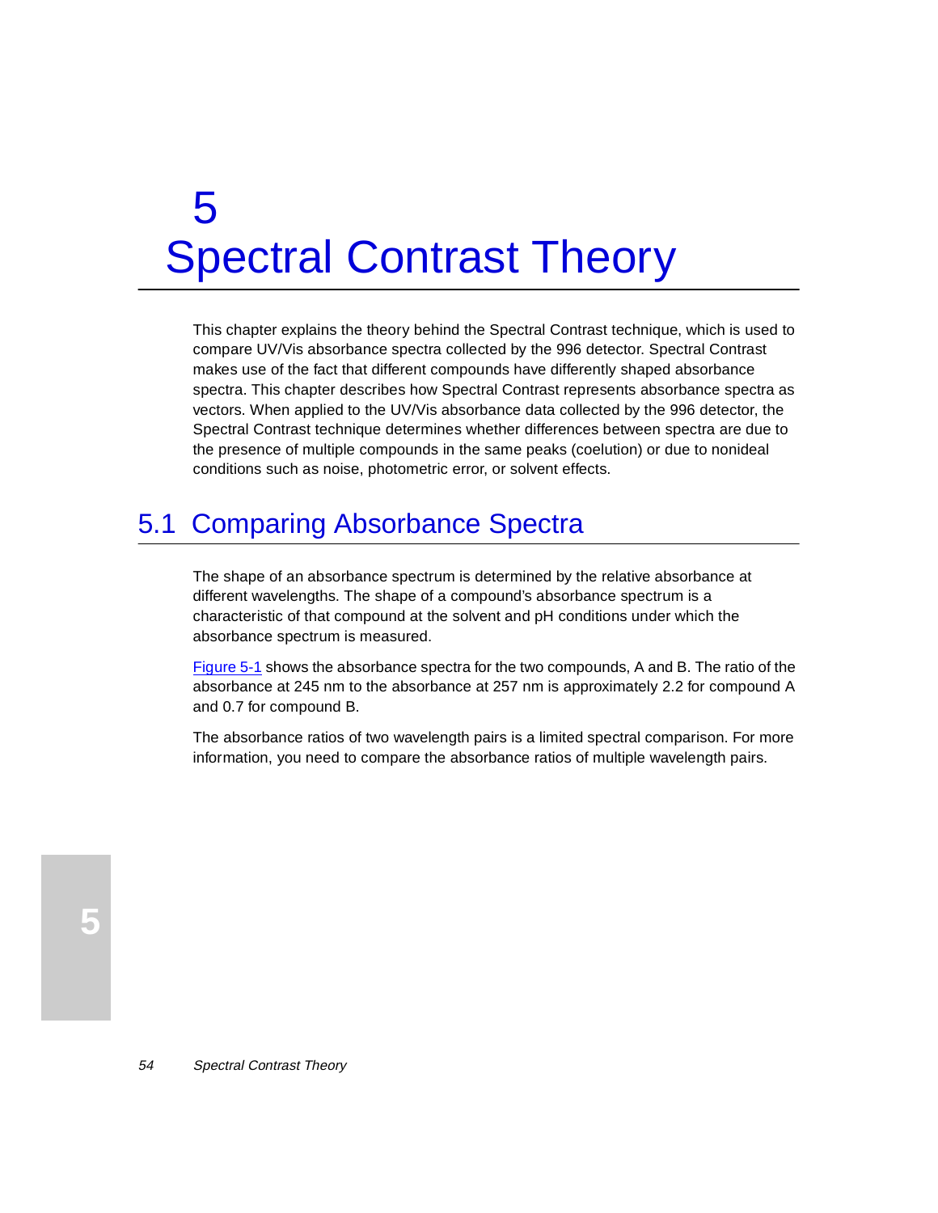# 5 Spectral Contrast Theory

This chapter explains the theory behind the Spectral Contrast technique, which is used to compare UV/Vis absorbance spectra collected by the 996 detector. Spectral Contrast makes use of the fact that different compounds have differently shaped absorbance spectra. This chapter describes how Spectral Contrast represents absorbance spectra as vectors. When applied to the UV/Vis absorbance data collected by the 996 detector, the Spectral Contrast technique determines whether differences between spectra are due to the presence of multiple compounds in the same peaks (coelution) or due to nonideal conditions such as noise, photometric error, or solvent effects.

## 5.1 Comparing Absorbance Spectra

The shape of an absorbance spectrum is determined by the relative absorbance at different wavelengths. The shape of a compound's absorbance spectrum is a characteristic of that compound at the solvent and pH conditions under which the absorbance spectrum is measured.

Figure 5-1 shows the absorbance spectra for the two compounds, A and B. The ratio of the absorbance at 245 nm to the absorbance at 257 nm is approximately 2.2 for compound A and 0.7 for compound B.

The absorbance ratios of two wavelength pairs is a limited spectral comparison. For more information, you need to compare the absorbance ratios of multiple wavelength pairs.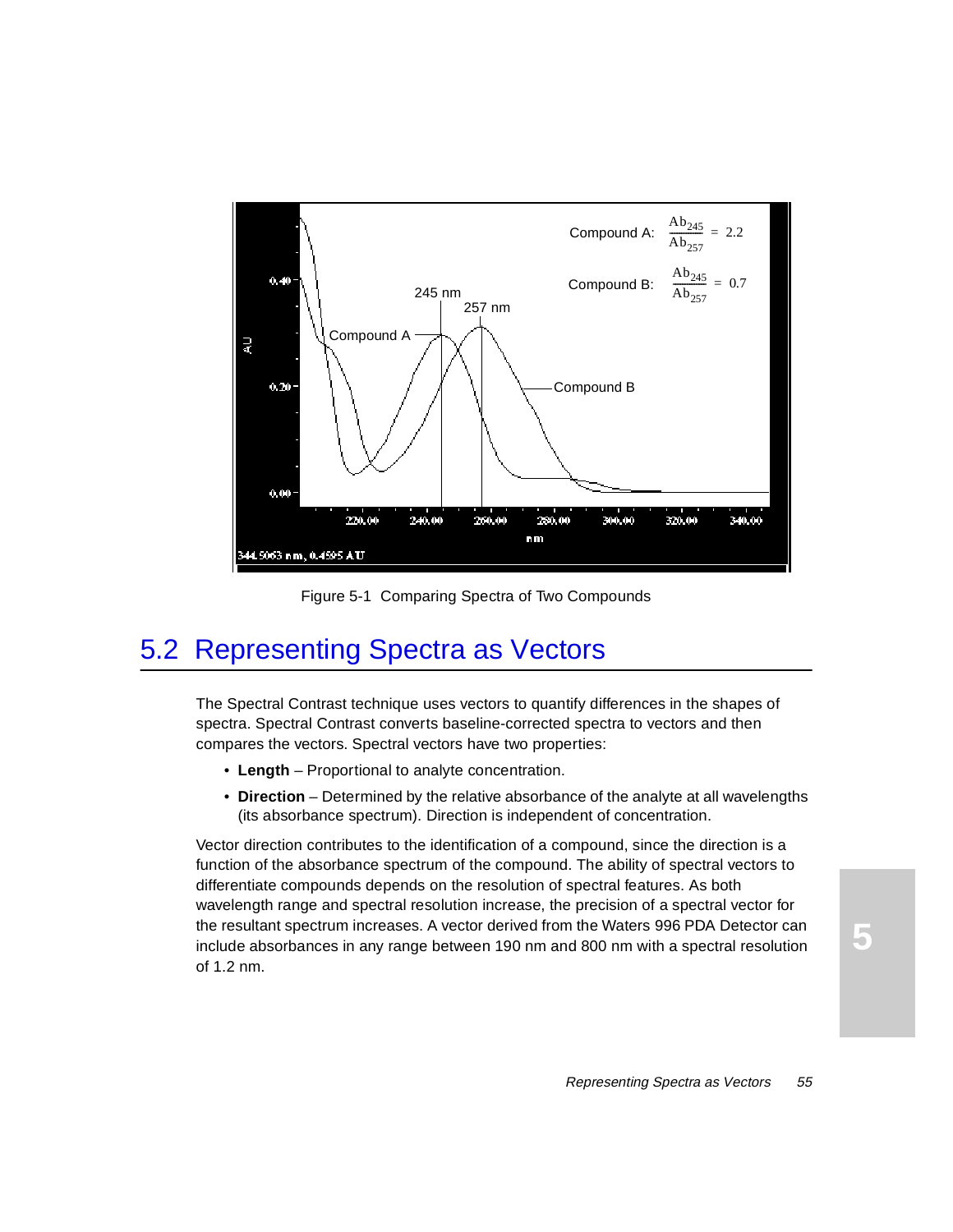Figure 5-1 Comparing Spectra of Two Compounds

## 5.2 Representing Spectra as Vectors

The Spectral Contrast technique uses vectors to quantify differences in the shapes of spectra. Spectral Contrast converts baseline-corrected spectra to vectors and then compares the vectors. Spectral vectors have two properties:

- **Length** – Proportional to analyte concentration.
- **Direction** – Determined by the relative absorbance of the analyte at all wavelengths (its absorbance spectrum). Direction is independent of concentration.

Vector direction contributes to the identification of a compound, since the direction is a function of the absorbance spectrum of the compound. The ability of spectral vectors to differentiate compounds depends on the resolution of spectral features. As both wavelength range and spectral resolution increase, the precision of a spectral vector for the resultant spectrum increases. A vector derived from the Waters 996 PDA Detector can include absorbances in any range between 190 nm and 800 nm with a spectral resolution of 1.2 nm.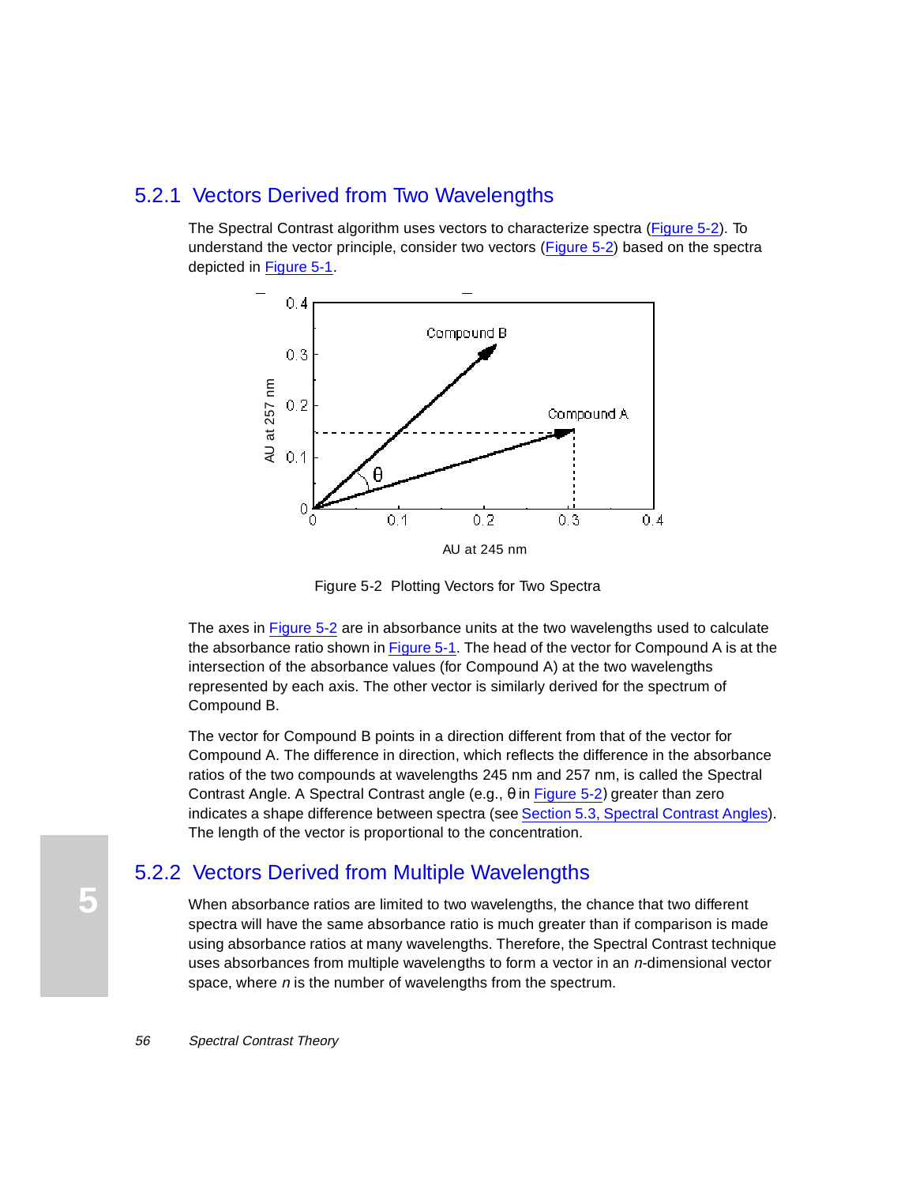### 5.2.1 Vectors Derived from Two Wavelengths

The Spectral Contrast algorithm uses vectors to characterize spectra (Figure 5-2). To understand the vector principle, consider two vectors (Figure 5-2) based on the spectra depicted in Figure 5-1.

Figure 5-2 Plotting Vectors for Two Spectra

The axes in Figure 5-2 are in absorbance units at the two wavelengths used to calculate the absorbance ratio shown in Figure 5-1. The head of the vector for Compound A is at the intersection of the absorbance values (for Compound A) at the two wavelengths represented by each axis. The other vector is similarly derived for the spectrum of Compound B.

The vector for Compound B points in a direction different from that of the vector for Compound A. The difference in direction, which reflects the difference in the absorbance ratios of the two compounds at wavelengths 245 nm and 257 nm, is called the Spectral Contrast Angle. A Spectral Contrast angle (e.g., θ in Figure 5-2) greater than zero indicates a shape difference between spectra (see Section 5.3, Spectral Contrast Angles). The length of the vector is proportional to the concentration.

### 5.2.2 Vectors Derived from Multiple Wavelengths

When absorbance ratios are limited to two wavelengths, the chance that two different spectra will have the same absorbance ratio is much greater than if comparison is made using absorbance ratios at many wavelengths. Therefore, the Spectral Contrast technique uses absorbances from multiple wavelengths to form a vector in an *n*-dimensional vector space, where *n* is the number of wavelengths from the spectrum.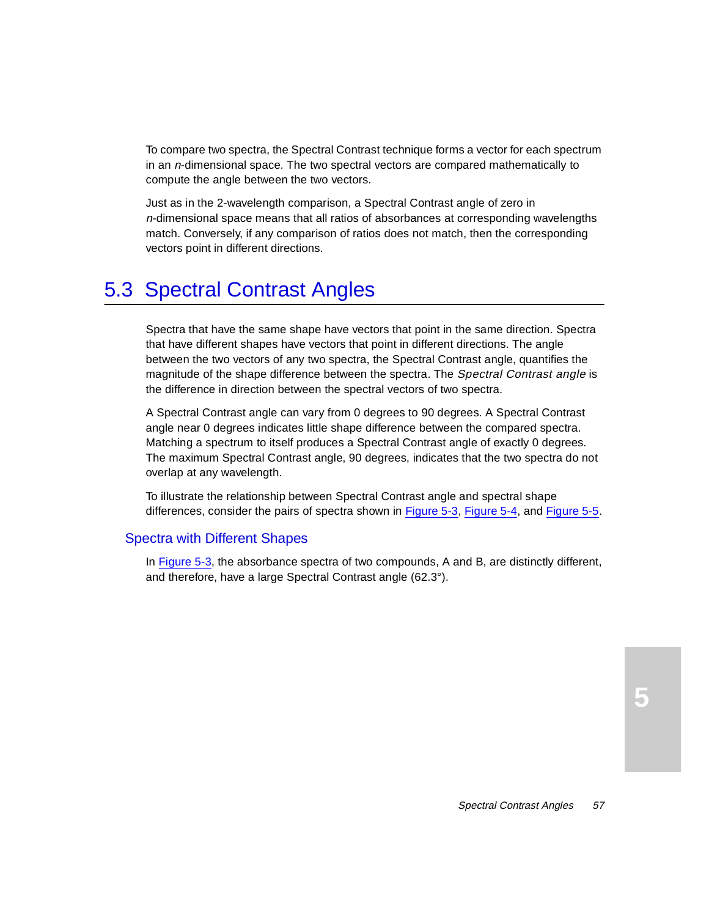To compare two spectra, the Spectral Contrast technique forms a vector for each spectrum in an *n*-dimensional space. The two spectral vectors are compared mathematically to compute the angle between the two vectors.

Just as in the 2-wavelength comparison, a Spectral Contrast angle of zero in *n*-dimensional space means that all ratios of absorbances at corresponding wavelengths match. Conversely, if any comparison of ratios does not match, then the corresponding vectors point in different directions.

## 5.3 Spectral Contrast Angles

Spectra that have the same shape have vectors that point in the same direction. Spectra that have different shapes have vectors that point in different directions. The angle between the two vectors of any two spectra, the Spectral Contrast angle, quantifies the magnitude of the shape difference between the spectra. The *Spectral Contrast angle* is the difference in direction between the spectral vectors of two spectra.

A Spectral Contrast angle can vary from 0 degrees to 90 degrees. A Spectral Contrast angle near 0 degrees indicates little shape difference between the compared spectra. Matching a spectrum to itself produces a Spectral Contrast angle of exactly 0 degrees. The maximum Spectral Contrast angle, 90 degrees, indicates that the two spectra do not overlap at any wavelength.

To illustrate the relationship between Spectral Contrast angle and spectral shape differences, consider the pairs of spectra shown in Figure 5-3, Figure 5-4, and Figure 5-5.

### Spectra with Different Shapes

In Figure 5-3, the absorbance spectra of two compounds, A and B, are distinctly different, and therefore, have a large Spectral Contrast angle (62.3°).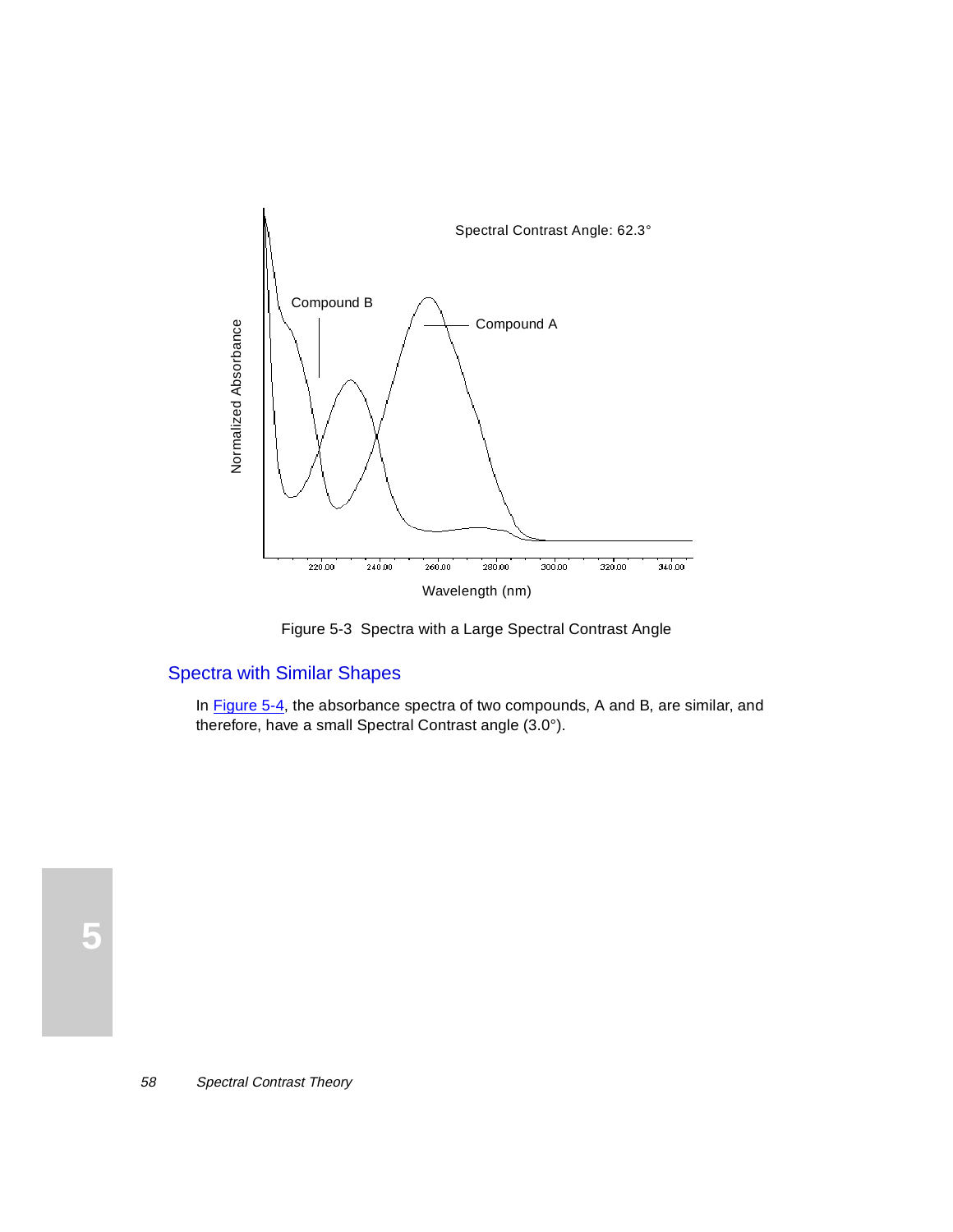Figure 5-3 Spectra with a Large Spectral Contrast Angle

## Spectra with Similar Shapes

In Figure 5-4, the absorbance spectra of two compounds, A and B, are similar, and therefore, have a small Spectral Contrast angle (3.0°).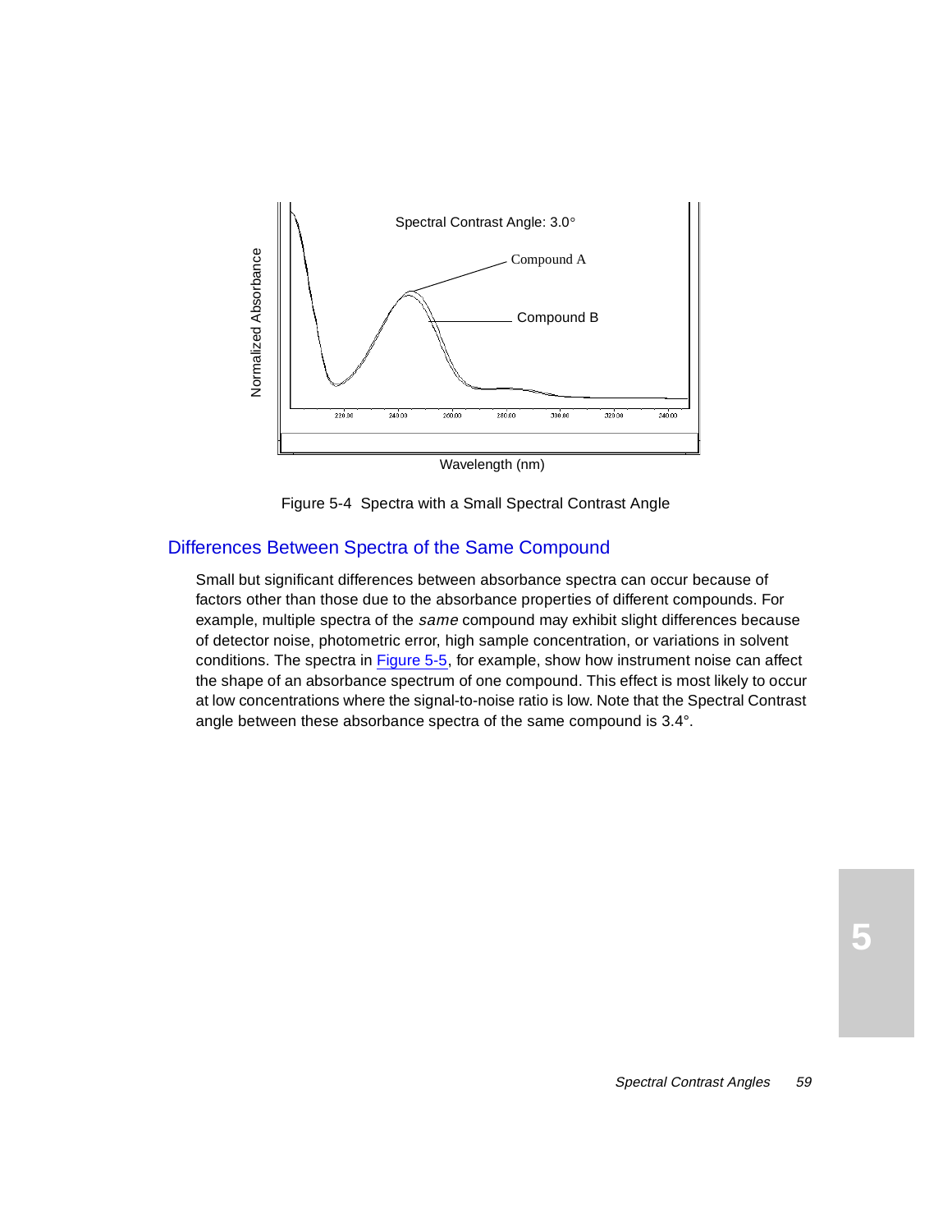Figure 5-4  Spectra with a Small Spectral Contrast Angle

## Differences Between Spectra of the Same Compound

Small but significant differences between absorbance spectra can occur because of factors other than those due to the absorbance properties of different compounds. For example, multiple spectra of the *same* compound may exhibit slight differences because of detector noise, photometric error, high sample concentration, or variations in solvent conditions. The spectra in Figure 5-5, for example, show how instrument noise can affect the shape of an absorbance spectrum of one compound. This effect is most likely to occur at low concentrations where the signal-to-noise ratio is low. Note that the Spectral Contrast angle between these absorbance spectra of the same compound is 3.4°.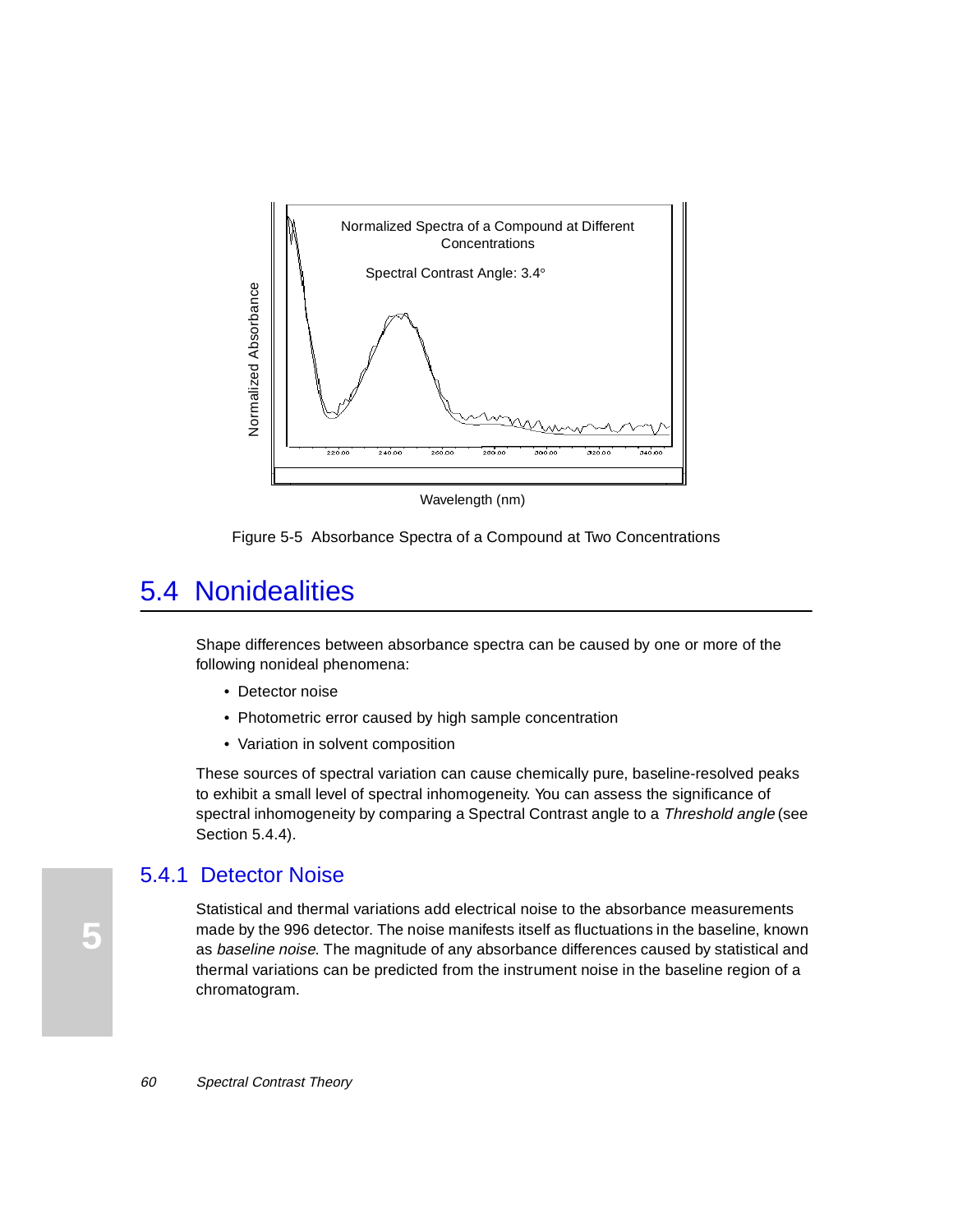Figure 5-5  Absorbance Spectra of a Compound at Two Concentrations

## 5.4 Nonidealities

Shape differences between absorbance spectra can be caused by one or more of the following nonideal phenomena:

- Detector noise
- Photometric error caused by high sample concentration
- Variation in solvent composition

These sources of spectral variation can cause chemically pure, baseline-resolved peaks to exhibit a small level of spectral inhomogeneity. You can assess the significance of spectral inhomogeneity by comparing a Spectral Contrast angle to a *Threshold angle* (see Section 5.4.4).

### 5.4.1 Detector Noise

Statistical and thermal variations add electrical noise to the absorbance measurements made by the 996 detector. The noise manifests itself as fluctuations in the baseline, known as *baseline noise*. The magnitude of any absorbance differences caused by statistical and thermal variations can be predicted from the instrument noise in the baseline region of a chromatogram.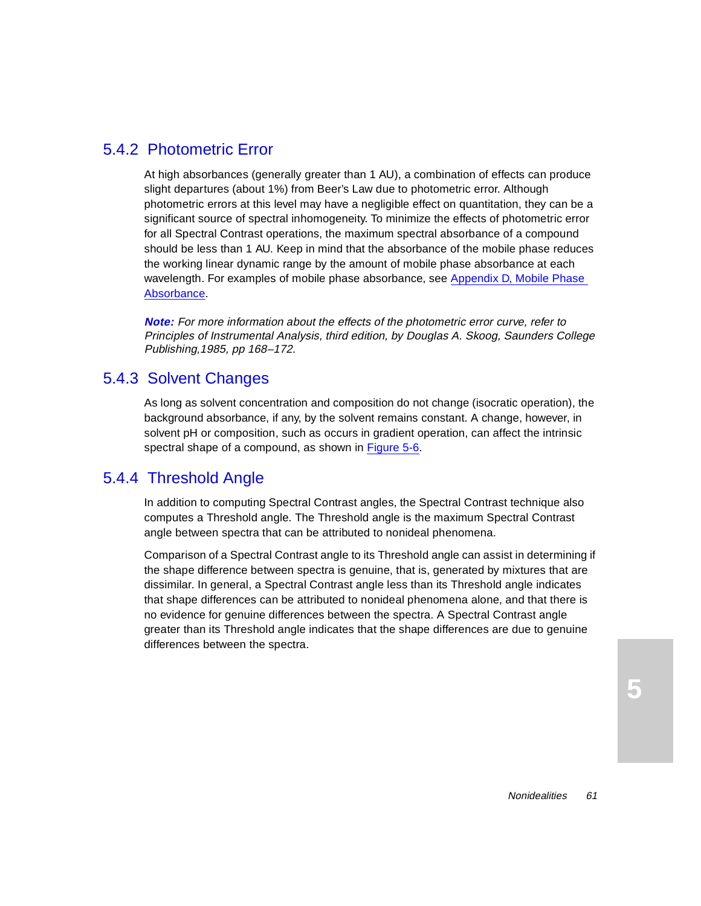### 5.4.2 Photometric Error

At high absorbances (generally greater than 1 AU), a combination of effects can produce slight departures (about 1%) from Beer's Law due to photometric error. Although photometric errors at this level may have a negligible effect on quantitation, they can be a significant source of spectral inhomogeneity. To minimize the effects of photometric error for all Spectral Contrast operations, the maximum spectral absorbance of a compound should be less than 1 AU. Keep in mind that the absorbance of the mobile phase reduces the working linear dynamic range by the amount of mobile phase absorbance at each wavelength. For examples of mobile phase absorbance, see Appendix D, Mobile Phase Absorbance.

***Note:*** *For more information about the effects of the photometric error curve, refer to Principles of Instrumental Analysis, third edition, by Douglas A. Skoog, Saunders College Publishing,1985, pp 168–172.*

### 5.4.3 Solvent Changes

As long as solvent concentration and composition do not change (isocratic operation), the background absorbance, if any, by the solvent remains constant. A change, however, in solvent pH or composition, such as occurs in gradient operation, can affect the intrinsic spectral shape of a compound, as shown in Figure 5-6.

### 5.4.4 Threshold Angle

In addition to computing Spectral Contrast angles, the Spectral Contrast technique also computes a Threshold angle. The Threshold angle is the maximum Spectral Contrast angle between spectra that can be attributed to nonideal phenomena.

Comparison of a Spectral Contrast angle to its Threshold angle can assist in determining if the shape difference between spectra is genuine, that is, generated by mixtures that are dissimilar. In general, a Spectral Contrast angle less than its Threshold angle indicates that shape differences can be attributed to nonideal phenomena alone, and that there is no evidence for genuine differences between the spectra. A Spectral Contrast angle greater than its Threshold angle indicates that the shape differences are due to genuine differences between the spectra.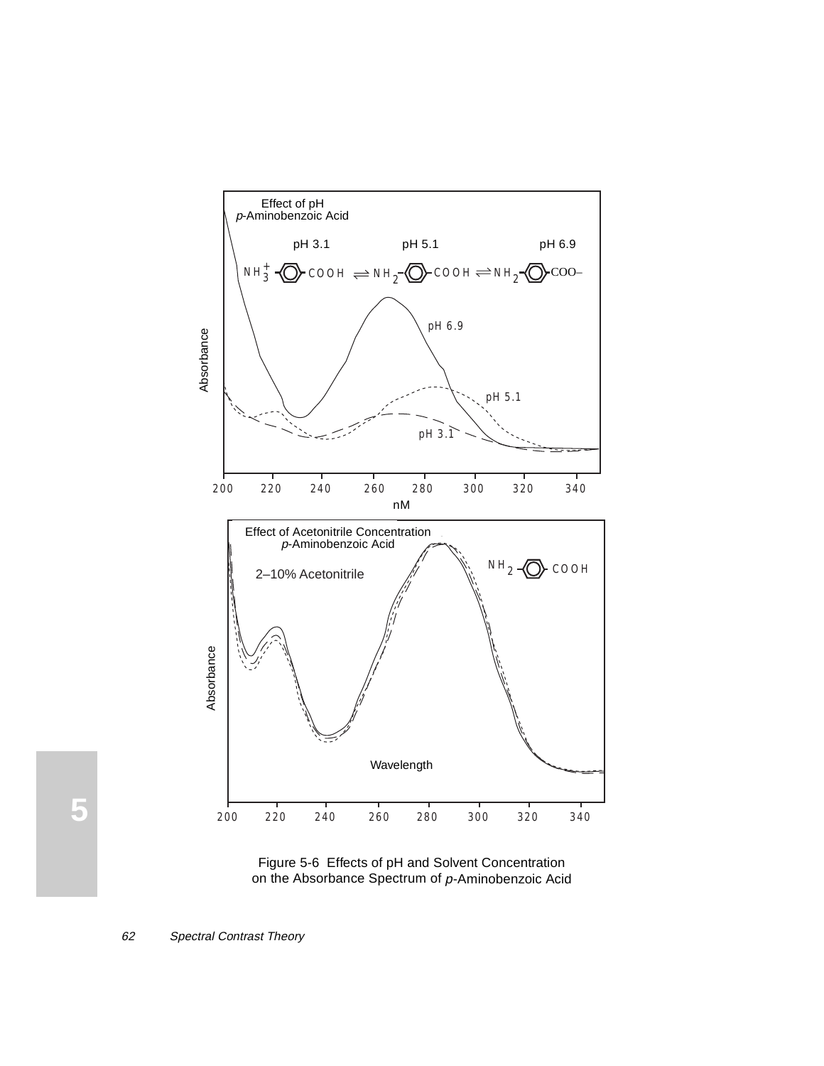Figure 5-6 Effects of pH and Solvent Concentration on the Absorbance Spectrum of *p*-Aminobenzoic Acid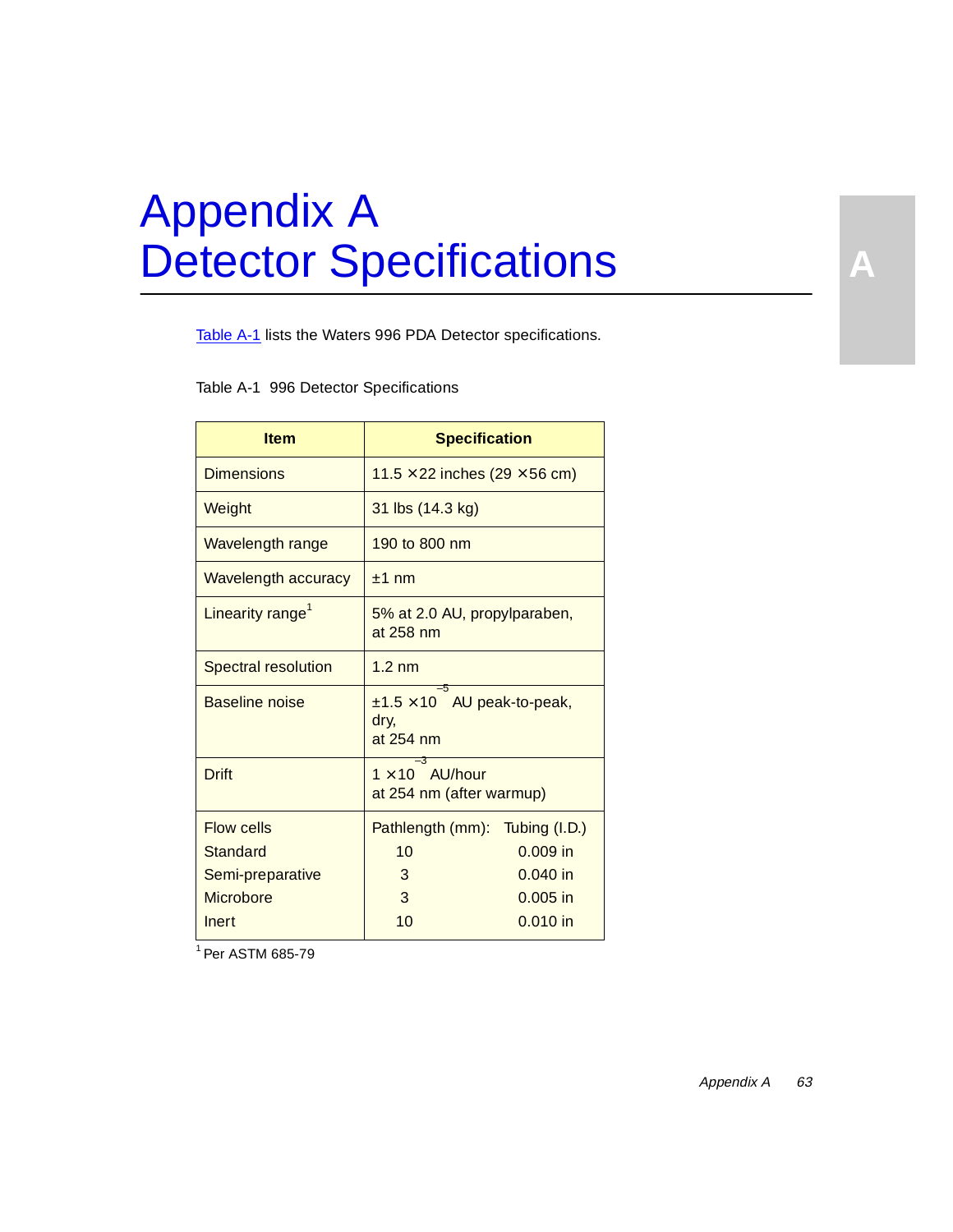# Appendix A
# Detector Specifications

Table A-1 lists the Waters 996 PDA Detector specifications.

Table A-1 996 Detector Specifications

| Item | Specification |
|---|---|
| Dimensions | 11.5 × 22 inches (29 × 56 cm) |
| Weight | 31 lbs (14.3 kg) |
| Wavelength range | 190 to 800 nm |
| Wavelength accuracy | ±1 nm |
| Linearity range[1] | 5% at 2.0 AU, propylparaben, at 258 nm |
| Spectral resolution | 1.2 nm |
| Baseline noise | $\pm 1.5 \times 10^{-5}$ AU peak-to-peak, dry, at 254 nm |
| Drift | $1 \times 10^{-3}$ AU/hour at 254 nm (after warmup) |
| Flow cells | Pathlength (mm): Tubing (I.D.) |
| Standard | 10 0.009 in |
| Semi-preparative | 3 0.040 in |
| Microbore | 3 0.005 in |
| Inert | 10 0.010 in |

[1] Per ASTM 685-79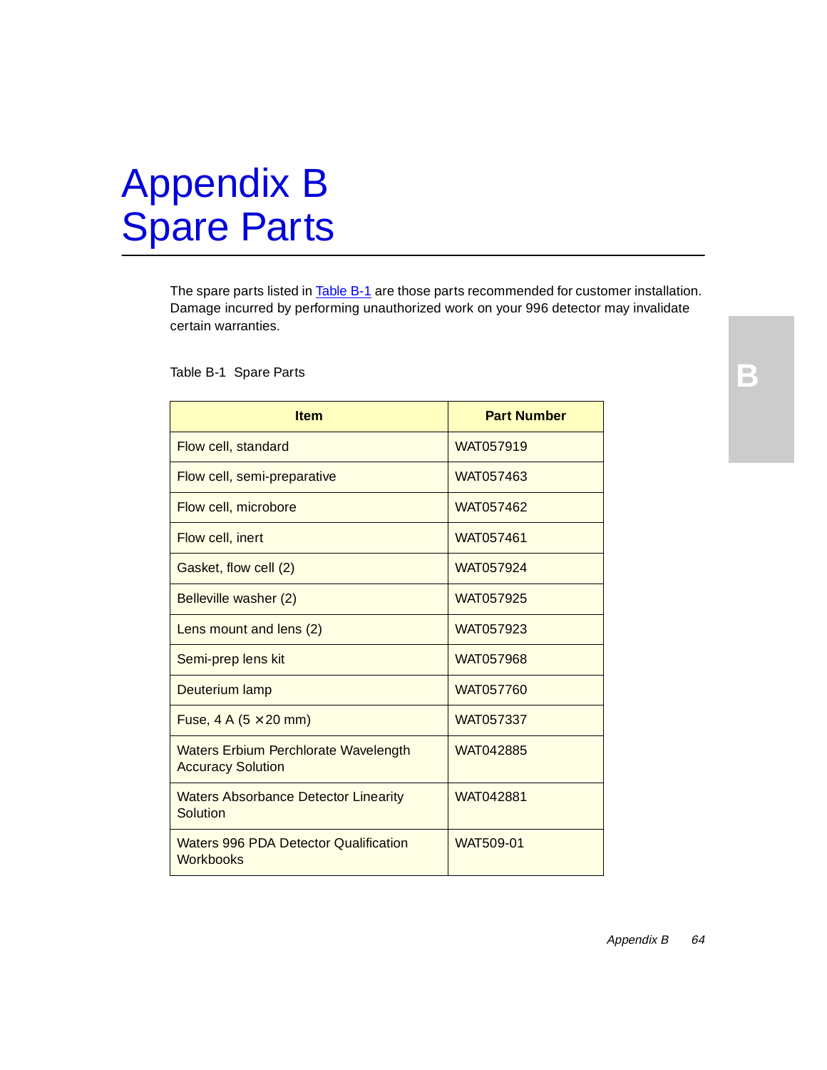# Appendix B Spare Parts

The spare parts listed in Table B-1 are those parts recommended for customer installation. Damage incurred by performing unauthorized work on your 996 detector may invalidate certain warranties.

Table B-1 Spare Parts

| Item | Part Number |
|---|---|
| Flow cell, standard | WAT057919 |
| Flow cell, semi-preparative | WAT057463 |
| Flow cell, microbore | WAT057462 |
| Flow cell, inert | WAT057461 |
| Gasket, flow cell (2) | WAT057924 |
| Belleville washer (2) | WAT057925 |
| Lens mount and lens (2) | WAT057923 |
| Semi-prep lens kit | WAT057968 |
| Deuterium lamp | WAT057760 |
| Fuse, 4 A ($5 \times 20$ mm) | WAT057337 |
| Waters Erbium Perchlorate Wavelength Accuracy Solution | WAT042885 |
| Waters Absorbance Detector Linearity Solution | WAT042881 |
| Waters 996 PDA Detector Qualification Workbooks | WAT509-01 |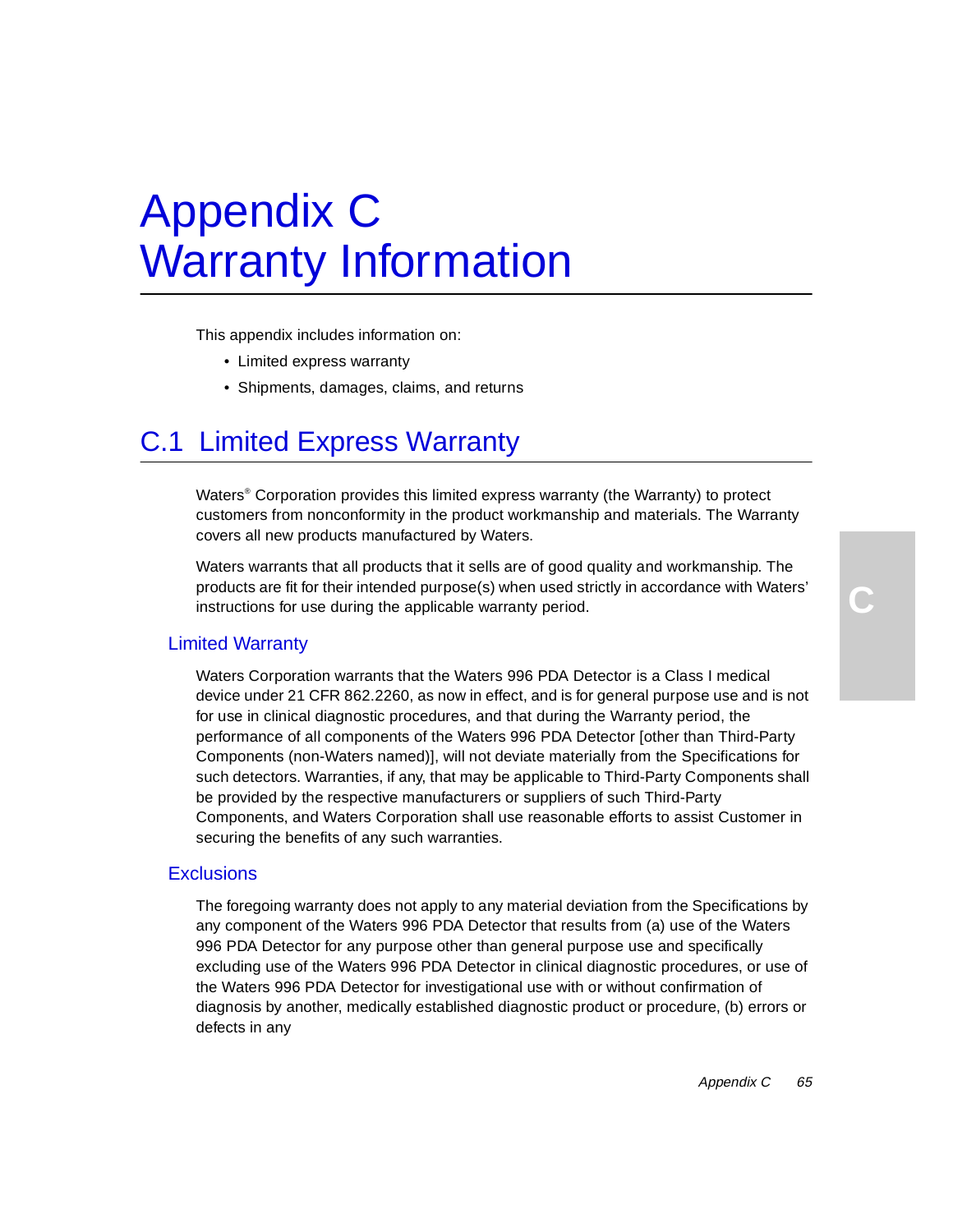# Appendix C Warranty Information

This appendix includes information on:

- Limited express warranty
- Shipments, damages, claims, and returns

## C.1 Limited Express Warranty

Waters® Corporation provides this limited express warranty (the Warranty) to protect customers from nonconformity in the product workmanship and materials. The Warranty covers all new products manufactured by Waters.

Waters warrants that all products that it sells are of good quality and workmanship. The products are fit for their intended purpose(s) when used strictly in accordance with Waters' instructions for use during the applicable warranty period.

### Limited Warranty

Waters Corporation warrants that the Waters 996 PDA Detector is a Class I medical device under 21 CFR 862.2260, as now in effect, and is for general purpose use and is not for use in clinical diagnostic procedures, and that during the Warranty period, the performance of all components of the Waters 996 PDA Detector [other than Third-Party Components (non-Waters named)], will not deviate materially from the Specifications for such detectors. Warranties, if any, that may be applicable to Third-Party Components shall be provided by the respective manufacturers or suppliers of such Third-Party Components, and Waters Corporation shall use reasonable efforts to assist Customer in securing the benefits of any such warranties.

### Exclusions

The foregoing warranty does not apply to any material deviation from the Specifications by any component of the Waters 996 PDA Detector that results from (a) use of the Waters 996 PDA Detector for any purpose other than general purpose use and specifically excluding use of the Waters 996 PDA Detector in clinical diagnostic procedures, or use of the Waters 996 PDA Detector for investigational use with or without confirmation of diagnosis by another, medically established diagnostic product or procedure, (b) errors or defects in any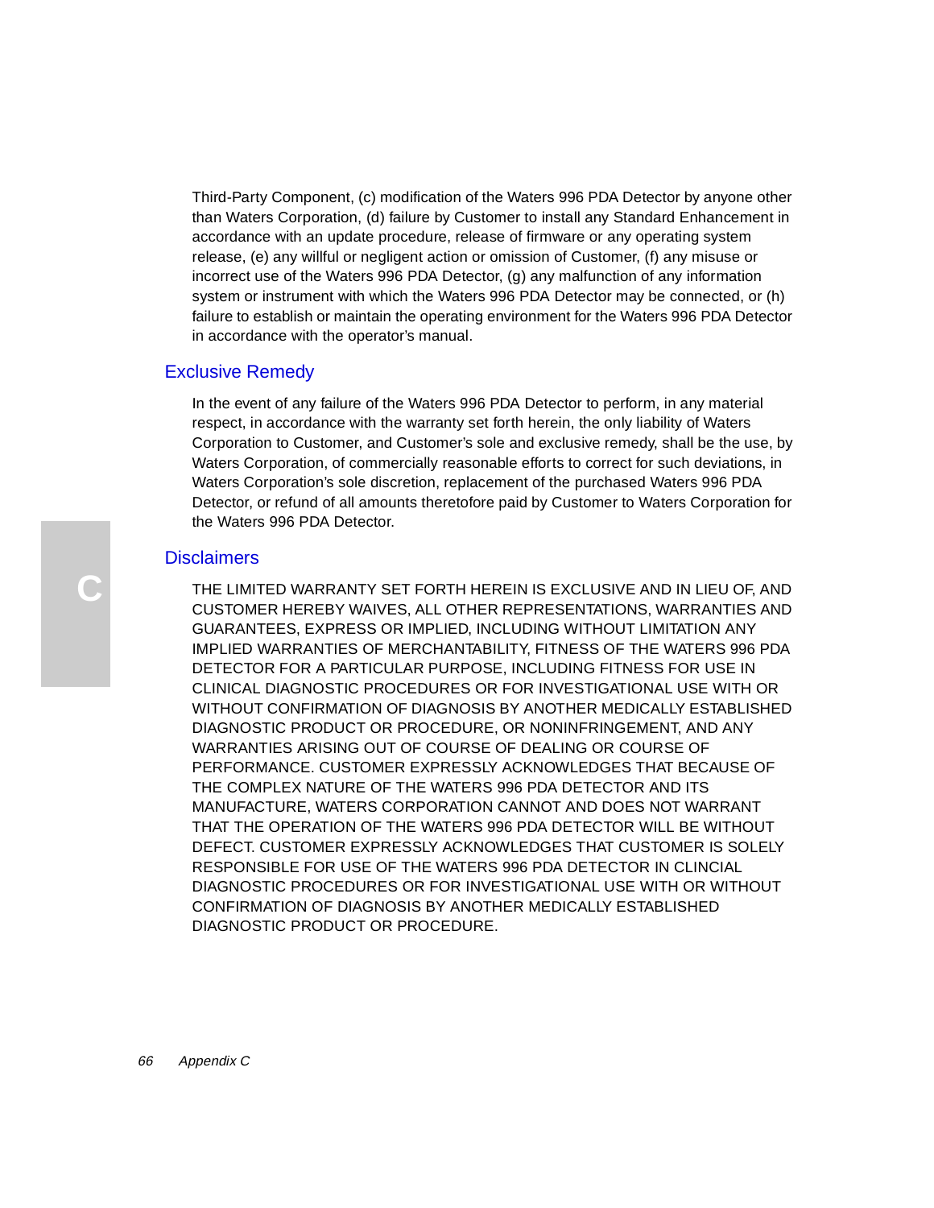Third-Party Component, (c) modification of the Waters 996 PDA Detector by anyone other than Waters Corporation, (d) failure by Customer to install any Standard Enhancement in accordance with an update procedure, release of firmware or any operating system release, (e) any willful or negligent action or omission of Customer, (f) any misuse or incorrect use of the Waters 996 PDA Detector, (g) any malfunction of any information system or instrument with which the Waters 996 PDA Detector may be connected, or (h) failure to establish or maintain the operating environment for the Waters 996 PDA Detector in accordance with the operator's manual.

## Exclusive Remedy

In the event of any failure of the Waters 996 PDA Detector to perform, in any material respect, in accordance with the warranty set forth herein, the only liability of Waters Corporation to Customer, and Customer's sole and exclusive remedy, shall be the use, by Waters Corporation, of commercially reasonable efforts to correct for such deviations, in Waters Corporation's sole discretion, replacement of the purchased Waters 996 PDA Detector, or refund of all amounts theretofore paid by Customer to Waters Corporation for the Waters 996 PDA Detector.

## Disclaimers

THE LIMITED WARRANTY SET FORTH HEREIN IS EXCLUSIVE AND IN LIEU OF, AND CUSTOMER HEREBY WAIVES, ALL OTHER REPRESENTATIONS, WARRANTIES AND GUARANTEES, EXPRESS OR IMPLIED, INCLUDING WITHOUT LIMITATION ANY IMPLIED WARRANTIES OF MERCHANTABILITY, FITNESS OF THE WATERS 996 PDA DETECTOR FOR A PARTICULAR PURPOSE, INCLUDING FITNESS FOR USE IN CLINICAL DIAGNOSTIC PROCEDURES OR FOR INVESTIGATIONAL USE WITH OR WITHOUT CONFIRMATION OF DIAGNOSIS BY ANOTHER MEDICALLY ESTABLISHED DIAGNOSTIC PRODUCT OR PROCEDURE, OR NONINFRINGEMENT, AND ANY WARRANTIES ARISING OUT OF COURSE OF DEALING OR COURSE OF PERFORMANCE. CUSTOMER EXPRESSLY ACKNOWLEDGES THAT BECAUSE OF THE COMPLEX NATURE OF THE WATERS 996 PDA DETECTOR AND ITS MANUFACTURE, WATERS CORPORATION CANNOT AND DOES NOT WARRANT THAT THE OPERATION OF THE WATERS 996 PDA DETECTOR WILL BE WITHOUT DEFECT. CUSTOMER EXPRESSLY ACKNOWLEDGES THAT CUSTOMER IS SOLELY RESPONSIBLE FOR USE OF THE WATERS 996 PDA DETECTOR IN CLINCIAL DIAGNOSTIC PROCEDURES OR FOR INVESTIGATIONAL USE WITH OR WITHOUT CONFIRMATION OF DIAGNOSIS BY ANOTHER MEDICALLY ESTABLISHED DIAGNOSTIC PRODUCT OR PROCEDURE.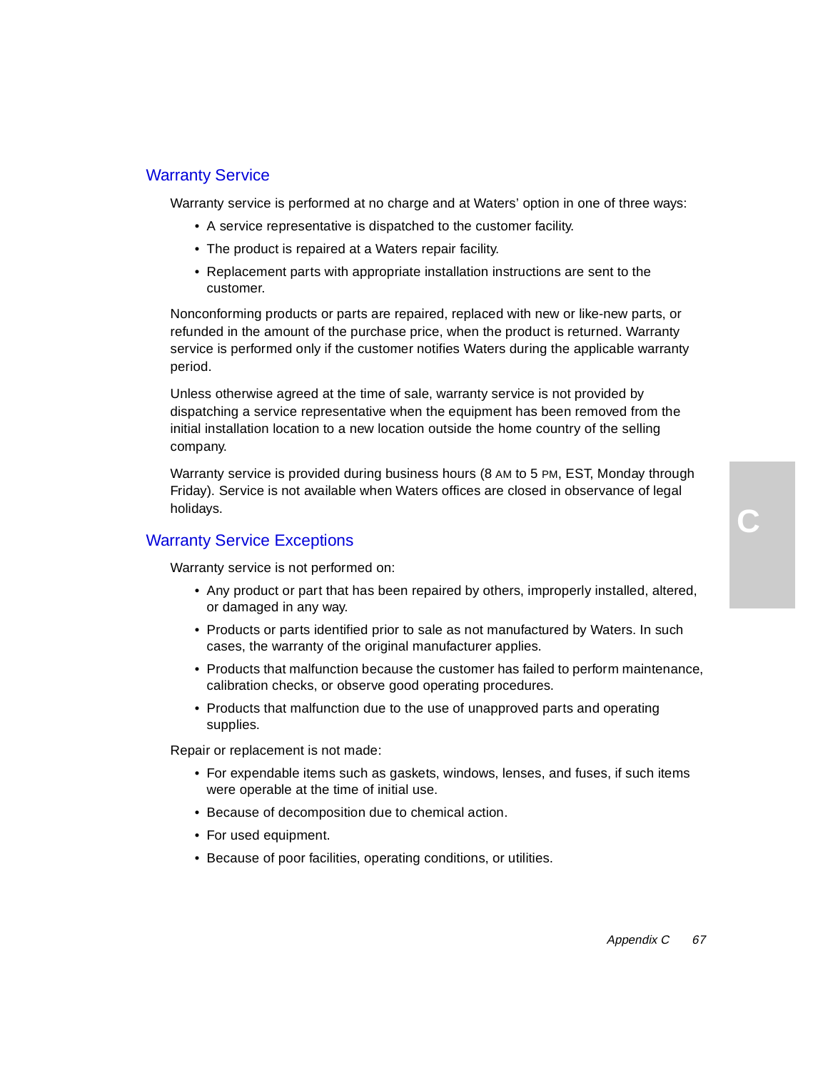## Warranty Service

Warranty service is performed at no charge and at Waters' option in one of three ways:

- A service representative is dispatched to the customer facility.
- The product is repaired at a Waters repair facility.
- Replacement parts with appropriate installation instructions are sent to the customer.

Nonconforming products or parts are repaired, replaced with new or like-new parts, or refunded in the amount of the purchase price, when the product is returned. Warranty service is performed only if the customer notifies Waters during the applicable warranty period.

Unless otherwise agreed at the time of sale, warranty service is not provided by dispatching a service representative when the equipment has been removed from the initial installation location to a new location outside the home country of the selling company.

Warranty service is provided during business hours (8 AM to 5 PM, EST, Monday through Friday). Service is not available when Waters offices are closed in observance of legal holidays.

## Warranty Service Exceptions

Warranty service is not performed on:

- Any product or part that has been repaired by others, improperly installed, altered, or damaged in any way.
- Products or parts identified prior to sale as not manufactured by Waters. In such cases, the warranty of the original manufacturer applies.
- Products that malfunction because the customer has failed to perform maintenance, calibration checks, or observe good operating procedures.
- Products that malfunction due to the use of unapproved parts and operating supplies.

Repair or replacement is not made:

- For expendable items such as gaskets, windows, lenses, and fuses, if such items were operable at the time of initial use.
- Because of decomposition due to chemical action.
- For used equipment.
- Because of poor facilities, operating conditions, or utilities.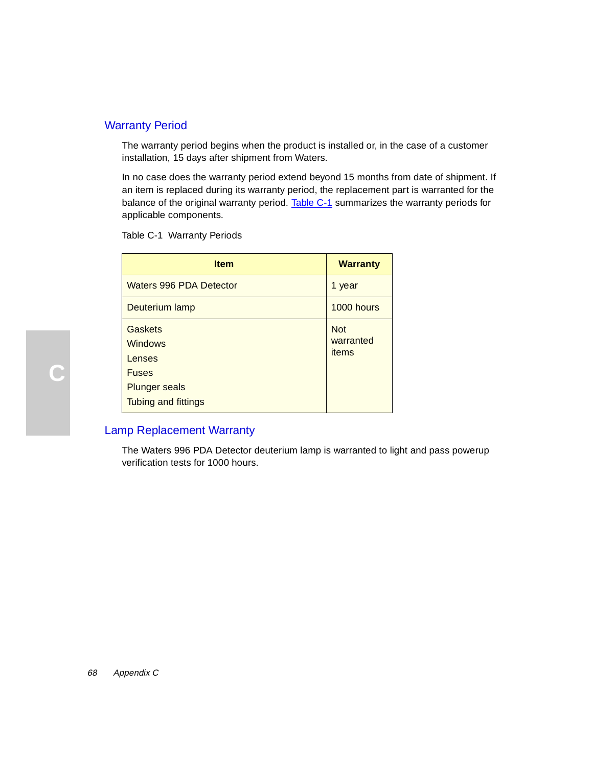## Warranty Period

The warranty period begins when the product is installed or, in the case of a customer installation, 15 days after shipment from Waters.

In no case does the warranty period extend beyond 15 months from date of shipment. If an item is replaced during its warranty period, the replacement part is warranted for the balance of the original warranty period. Table C-1 summarizes the warranty periods for applicable components.

Table C-1 Warranty Periods

| Item | Warranty |
|---|---|
| Waters 996 PDA Detector | 1 year |
| Deuterium lamp | 1000 hours |
| Gaskets<br>Windows<br>Lenses<br>Fuses<br>Plunger seals<br>Tubing and fittings | Not warranted items |

## Lamp Replacement Warranty

The Waters 996 PDA Detector deuterium lamp is warranted to light and pass powerup verification tests for 1000 hours.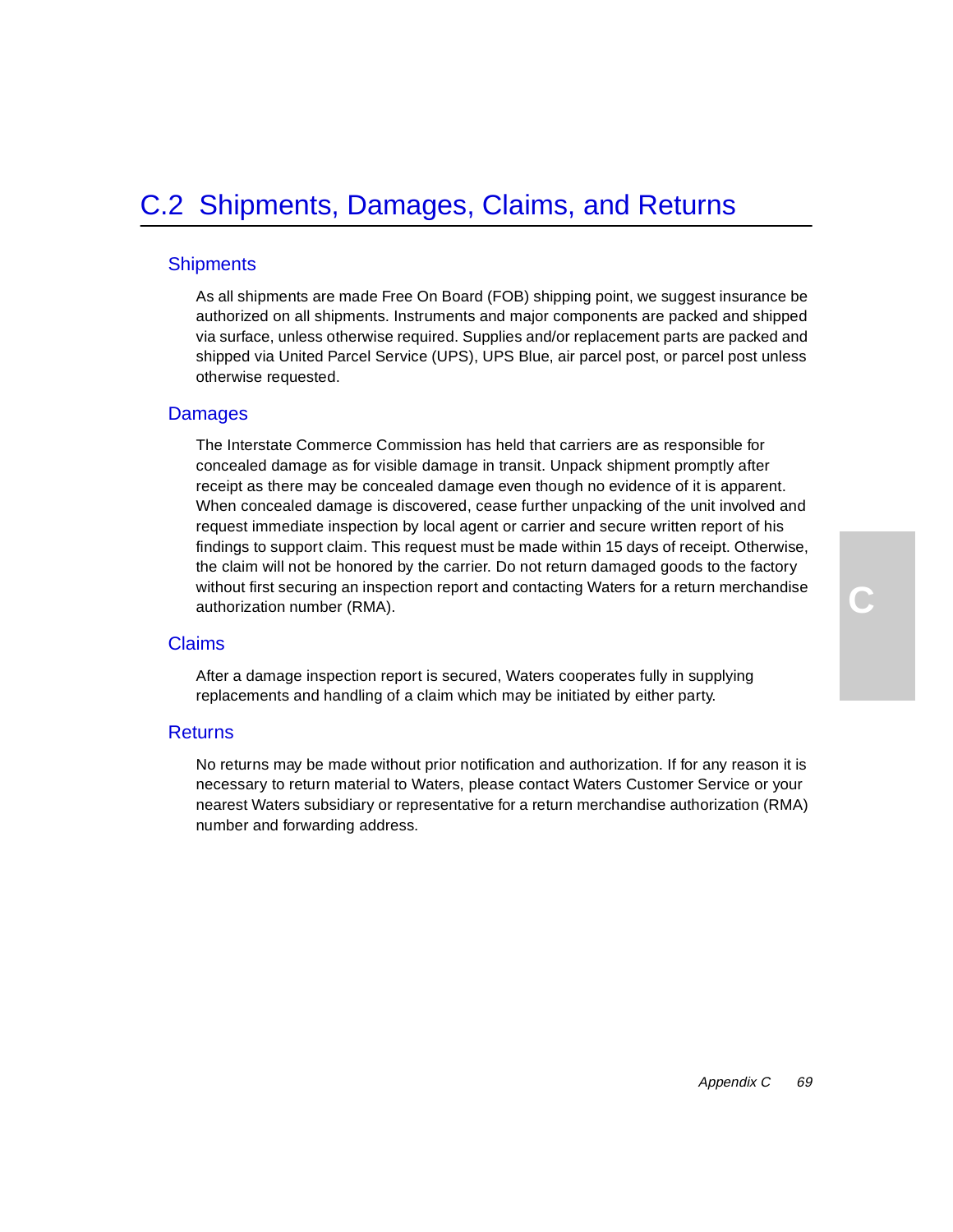## C.2 Shipments, Damages, Claims, and Returns

### Shipments

As all shipments are made Free On Board (FOB) shipping point, we suggest insurance be authorized on all shipments. Instruments and major components are packed and shipped via surface, unless otherwise required. Supplies and/or replacement parts are packed and shipped via United Parcel Service (UPS), UPS Blue, air parcel post, or parcel post unless otherwise requested.

### Damages

The Interstate Commerce Commission has held that carriers are as responsible for concealed damage as for visible damage in transit. Unpack shipment promptly after receipt as there may be concealed damage even though no evidence of it is apparent. When concealed damage is discovered, cease further unpacking of the unit involved and request immediate inspection by local agent or carrier and secure written report of his findings to support claim. This request must be made within 15 days of receipt. Otherwise, the claim will not be honored by the carrier. Do not return damaged goods to the factory without first securing an inspection report and contacting Waters for a return merchandise authorization number (RMA).

### Claims

After a damage inspection report is secured, Waters cooperates fully in supplying replacements and handling of a claim which may be initiated by either party.

### Returns

No returns may be made without prior notification and authorization. If for any reason it is necessary to return material to Waters, please contact Waters Customer Service or your nearest Waters subsidiary or representative for a return merchandise authorization (RMA) number and forwarding address.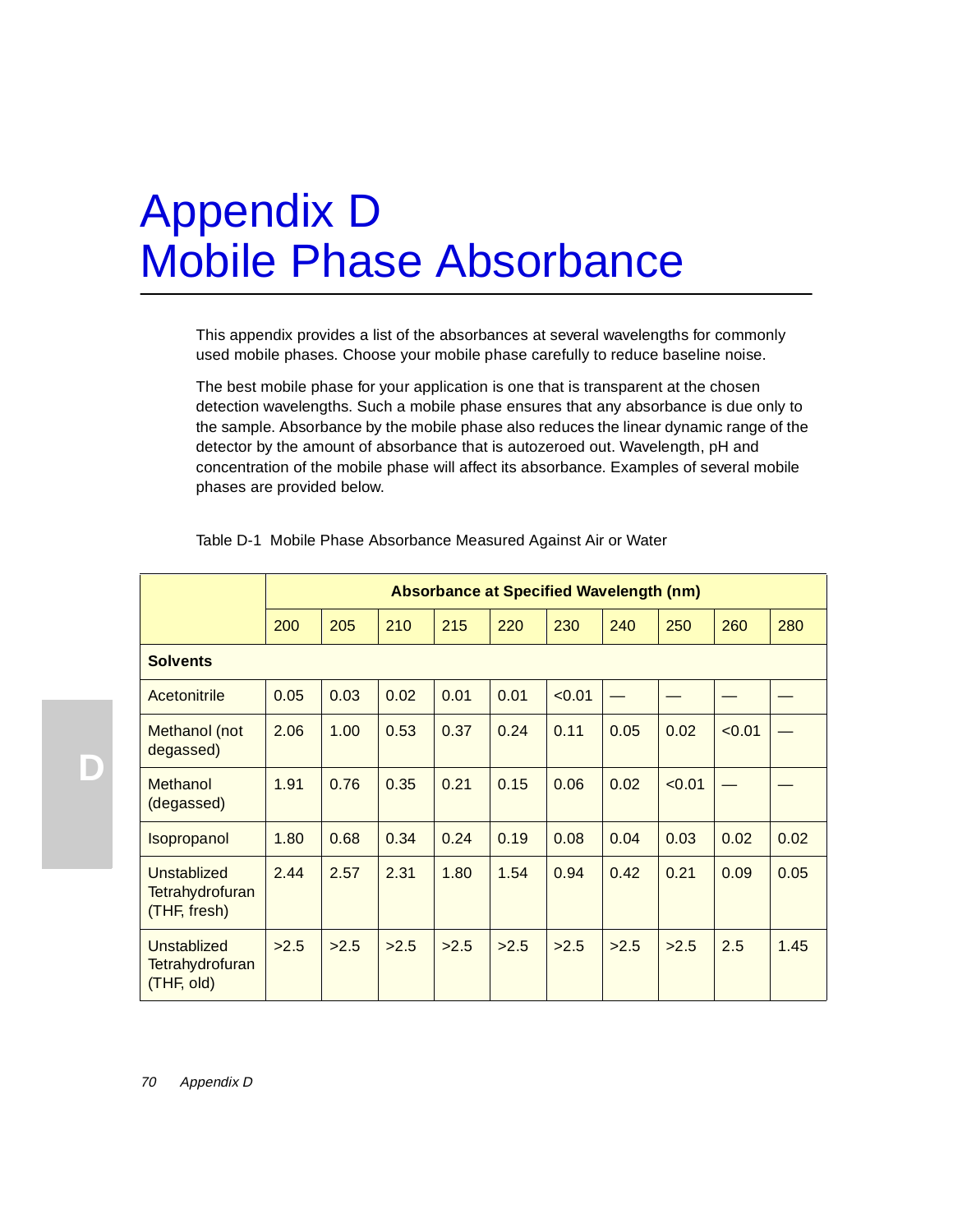# Appendix D
# Mobile Phase Absorbance

This appendix provides a list of the absorbances at several wavelengths for commonly used mobile phases. Choose your mobile phase carefully to reduce baseline noise.

The best mobile phase for your application is one that is transparent at the chosen detection wavelengths. Such a mobile phase ensures that any absorbance is due only to the sample. Absorbance by the mobile phase also reduces the linear dynamic range of the detector by the amount of absorbance that is autozeroed out. Wavelength, pH and concentration of the mobile phase will affect its absorbance. Examples of several mobile phases are provided below.

Table D-1 Mobile Phase Absorbance Measured Against Air or Water

| | **Absorbance at Specified Wavelength (nm)** | | | | | | | | | |
|---|---|---|---|---|---|---|---|---|---|---|
| | 200 | 205 | 210 | 215 | 220 | 230 | 240 | 250 | 260 | 280 |
| **Solvents** | | | | | | | | | | |
| Acetonitrile | 0.05 | 0.03 | 0.02 | 0.01 | 0.01 | <0.01 | — | — | — | — |
| Methanol (not degassed) | 2.06 | 1.00 | 0.53 | 0.37 | 0.24 | 0.11 | 0.05 | 0.02 | <0.01 | — |
| Methanol (degassed) | 1.91 | 0.76 | 0.35 | 0.21 | 0.15 | 0.06 | 0.02 | <0.01 | — | — |
| Isopropanol | 1.80 | 0.68 | 0.34 | 0.24 | 0.19 | 0.08 | 0.04 | 0.03 | 0.02 | 0.02 |
| Unstablized Tetrahydrofuran (THF, fresh) | 2.44 | 2.57 | 2.31 | 1.80 | 1.54 | 0.94 | 0.42 | 0.21 | 0.09 | 0.05 |
| Unstablized Tetrahydrofuran (THF, old) | >2.5 | >2.5 | >2.5 | >2.5 | >2.5 | >2.5 | >2.5 | >2.5 | 2.5 | 1.45 |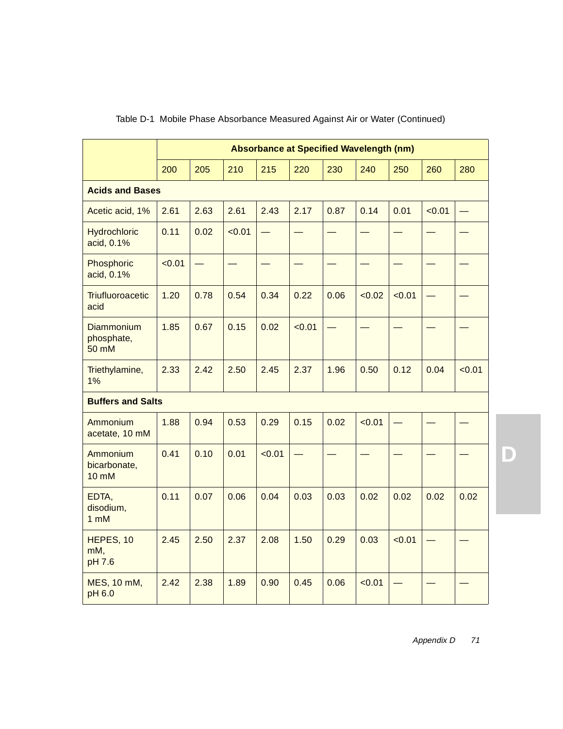Table D-1  Mobile Phase Absorbance Measured Against Air or Water (Continued)

| | Absorbance at Specified Wavelength (nm) | | | | | | | | | |
|---|---|---|---|---|---|---|---|---|---|---|
| | 200 | 205 | 210 | 215 | 220 | 230 | 240 | 250 | 260 | 280 |
| **Acids and Bases** | | | | | | | | | | |
| Acetic acid, 1% | 2.61 | 2.63 | 2.61 | 2.43 | 2.17 | 0.87 | 0.14 | 0.01 | <0.01 | — |
| Hydrochloric acid, 0.1% | 0.11 | 0.02 | <0.01 | — | — | — | — | — | — | — |
| Phosphoric acid, 0.1% | <0.01 | — | — | — | — | — | — | — | — | — |
| Triufluoroacetic acid | 1.20 | 0.78 | 0.54 | 0.34 | 0.22 | 0.06 | <0.02 | <0.01 | — | — |
| Diammonium phosphate, 50 mM | 1.85 | 0.67 | 0.15 | 0.02 | <0.01 | — | — | — | — | — |
| Triethylamine, 1% | 2.33 | 2.42 | 2.50 | 2.45 | 2.37 | 1.96 | 0.50 | 0.12 | 0.04 | <0.01 |
| **Buffers and Salts** | | | | | | | | | | |
| Ammonium acetate, 10 mM | 1.88 | 0.94 | 0.53 | 0.29 | 0.15 | 0.02 | <0.01 | — | — | — |
| Ammonium bicarbonate, 10 mM | 0.41 | 0.10 | 0.01 | <0.01 | — | — | — | — | — | — |
| EDTA, disodium, 1 mM | 0.11 | 0.07 | 0.06 | 0.04 | 0.03 | 0.03 | 0.02 | 0.02 | 0.02 | 0.02 |
| HEPES, 10 mM, pH 7.6 | 2.45 | 2.50 | 2.37 | 2.08 | 1.50 | 0.29 | 0.03 | <0.01 | — | — |
| MES, 10 mM, pH 6.0 | 2.42 | 2.38 | 1.89 | 0.90 | 0.45 | 0.06 | <0.01 | — | — | — |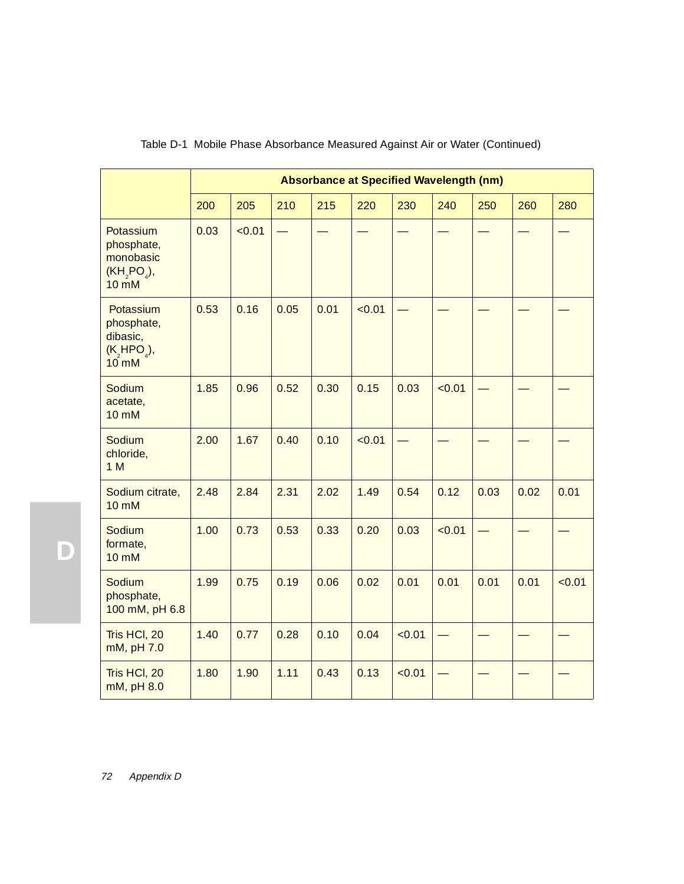Table D-1 Mobile Phase Absorbance Measured Against Air or Water (Continued)

| | Absorbance at Specified Wavelength (nm) | | | | | | | | | |
|---|---|---|---|---|---|---|---|---|---|---|
| | 200 | 205 | 210 | 215 | 220 | 230 | 240 | 250 | 260 | 280 |
| Potassium phosphate, monobasic ($KH_2PO_4$), 10 mM | 0.03 | <0.01 | — | — | — | — | — | — | — | — |
| Potassium phosphate, dibasic, ($K_2HPO_4$), 10 mM | 0.53 | 0.16 | 0.05 | 0.01 | <0.01 | — | — | — | — | — |
| Sodium acetate, 10 mM | 1.85 | 0.96 | 0.52 | 0.30 | 0.15 | 0.03 | <0.01 | — | — | — |
| Sodium chloride, 1 M | 2.00 | 1.67 | 0.40 | 0.10 | <0.01 | — | — | — | — | — |
| Sodium citrate, 10 mM | 2.48 | 2.84 | 2.31 | 2.02 | 1.49 | 0.54 | 0.12 | 0.03 | 0.02 | 0.01 |
| Sodium formate, 10 mM | 1.00 | 0.73 | 0.53 | 0.33 | 0.20 | 0.03 | <0.01 | — | — | — |
| Sodium phosphate, 100 mM, pH 6.8 | 1.99 | 0.75 | 0.19 | 0.06 | 0.02 | 0.01 | 0.01 | 0.01 | 0.01 | <0.01 |
| Tris HCl, 20 mM, pH 7.0 | 1.40 | 0.77 | 0.28 | 0.10 | 0.04 | <0.01 | — | — | — | — |
| Tris HCl, 20 mM, pH 8.0 | 1.80 | 1.90 | 1.11 | 0.43 | 0.13 | <0.01 | — | — | — | — |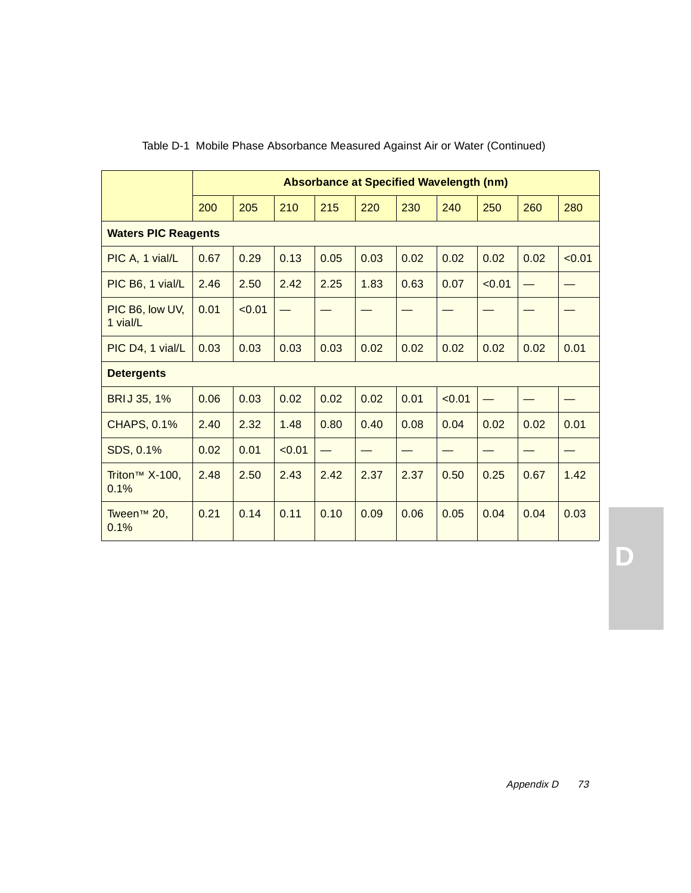Table D-1 Mobile Phase Absorbance Measured Against Air or Water (Continued)

| | Absorbance at Specified Wavelength (nm) | | | | | | | | | |
|---|---|---|---|---|---|---|---|---|---|---|
| | 200 | 205 | 210 | 215 | 220 | 230 | 240 | 250 | 260 | 280 |
| **Waters PIC Reagents** | | | | | | | | | | |
| PIC A, 1 vial/L | 0.67 | 0.29 | 0.13 | 0.05 | 0.03 | 0.02 | 0.02 | 0.02 | 0.02 | <0.01 |
| PIC B6, 1 vial/L | 2.46 | 2.50 | 2.42 | 2.25 | 1.83 | 0.63 | 0.07 | <0.01 | — | — |
| PIC B6, low UV, 1 vial/L | 0.01 | <0.01 | — | — | — | — | — | — | — | — |
| PIC D4, 1 vial/L | 0.03 | 0.03 | 0.03 | 0.03 | 0.02 | 0.02 | 0.02 | 0.02 | 0.02 | 0.01 |
| **Detergents** | | | | | | | | | | |
| BRIJ 35, 1% | 0.06 | 0.03 | 0.02 | 0.02 | 0.02 | 0.01 | <0.01 | — | — | — |
| CHAPS, 0.1% | 2.40 | 2.32 | 1.48 | 0.80 | 0.40 | 0.08 | 0.04 | 0.02 | 0.02 | 0.01 |
| SDS, 0.1% | 0.02 | 0.01 | <0.01 | — | — | — | — | — | — | — |
| Triton™ X-100, 0.1% | 2.48 | 2.50 | 2.43 | 2.42 | 2.37 | 2.37 | 0.50 | 0.25 | 0.67 | 1.42 |
| Tween™ 20, 0.1% | 0.21 | 0.14 | 0.11 | 0.10 | 0.09 | 0.06 | 0.05 | 0.04 | 0.04 | 0.03 |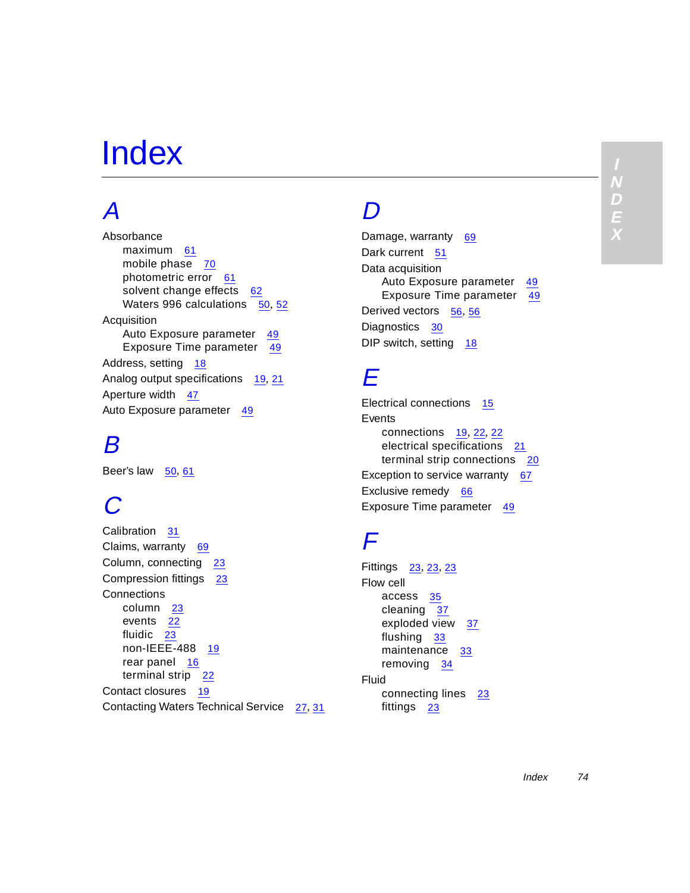# Index

## A

Absorbance
- maximum 61
- mobile phase 70
- photometric error 61
- solvent change effects 62
- Waters 996 calculations 50, 52

Acquisition
- Auto Exposure parameter 49
- Exposure Time parameter 49

Address, setting 18

Analog output specifications 19, 21

Aperture width 47

Auto Exposure parameter 49

## B

Beer's law 50, 61

## C

Calibration 31

Claims, warranty 69

Column, connecting 23

Compression fittings 23

Connections
- column 23
- events 22
- fluidic 23
- non-IEEE-488 19
- rear panel 16
- terminal strip 22

Contact closures 19

Contacting Waters Technical Service 27, 31

## D

Damage, warranty 69

Dark current 51

Data acquisition
- Auto Exposure parameter 49
- Exposure Time parameter 49

Derived vectors 56, 56

Diagnostics 30

DIP switch, setting 18

## E

Electrical connections 15

Events
- connections 19, 22, 22
- electrical specifications 21
- terminal strip connections 20

Exception to service warranty 67

Exclusive remedy 66

Exposure Time parameter 49

## F

Fittings 23, 23, 23

Flow cell
- access 35
- cleaning 37
- exploded view 37
- flushing 33
- maintenance 33
- removing 34

Fluid
- connecting lines 23
- fittings 23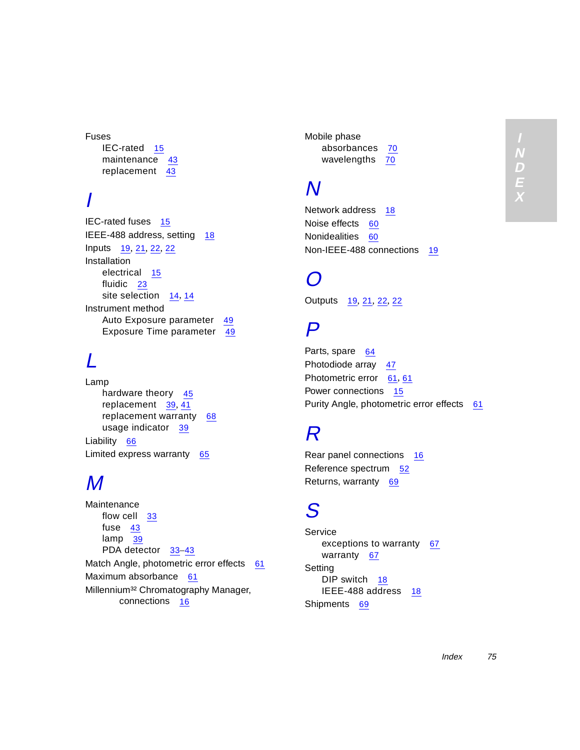Fuses
- IEC-rated 15
- maintenance 43
- replacement 43

## I

IEC-rated fuses 15
IEEE-488 address, setting 18
Inputs 19, 21, 22, 22
Installation
- electrical 15
- fluidic 23
- site selection 14, 14

Instrument method
- Auto Exposure parameter 49
- Exposure Time parameter 49

## L

Lamp
- hardware theory 45
- replacement 39, 41
- replacement warranty 68
- usage indicator 39

Liability 66
Limited express warranty 65

## M

Maintenance
- flow cell 33
- fuse 43
- lamp 39
- PDA detector 33–43

Match Angle, photometric error effects 61
Maximum absorbance 61
Millennium[32] Chromatography Manager, connections 16

Mobile phase
- absorbances 70
- wavelengths 70

## N

Network address 18
Noise effects 60
Nonidealities 60
Non-IEEE-488 connections 19

## O

Outputs 19, 21, 22, 22

## P

Parts, spare 64
Photodiode array 47
Photometric error 61, 61
Power connections 15
Purity Angle, photometric error effects 61

## R

Rear panel connections 16
Reference spectrum 52
Returns, warranty 69

## S

Service
- exceptions to warranty 67
- warranty 67

Setting
- DIP switch 18
- IEEE-488 address 18

Shipments 69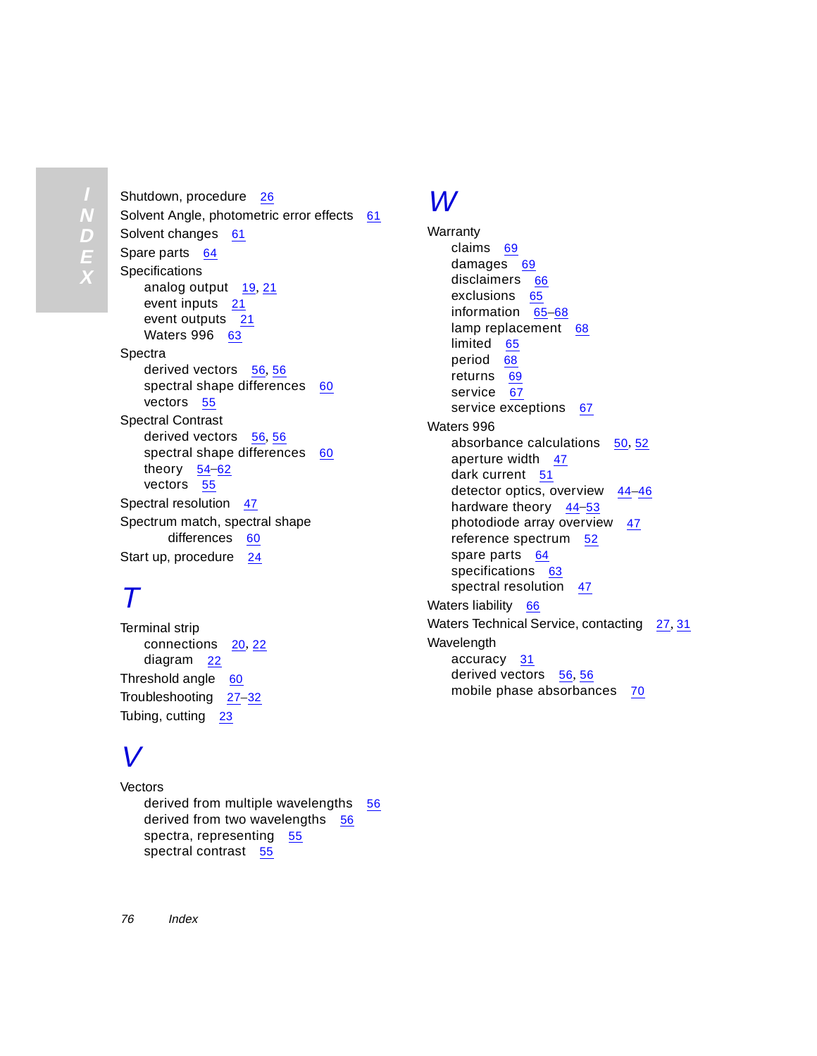Shutdown, procedure 26

Solvent Angle, photometric error effects 61

Solvent changes 61

Spare parts 64

Specifications
- analog output 19, 21
- event inputs 21
- event outputs 21
- Waters 996 63

Spectra
- derived vectors 56, 56
- spectral shape differences 60
- vectors 55

Spectral Contrast
- derived vectors 56, 56
- spectral shape differences 60
- theory 54–62
- vectors 55

Spectral resolution 47

Spectrum match, spectral shape differences 60

Start up, procedure 24

## T

Terminal strip
- connections 20, 22
- diagram 22

Threshold angle 60

Troubleshooting 27–32

Tubing, cutting 23

## V

Vectors
- derived from multiple wavelengths 56
- derived from two wavelengths 56
- spectra, representing 55
- spectral contrast 55

## W

Warranty
- claims 69
- damages 69
- disclaimers 66
- exclusions 65
- information 65–68
- lamp replacement 68
- limited 65
- period 68
- returns 69
- service 67
- service exceptions 67

Waters 996
- absorbance calculations 50, 52
- aperture width 47
- dark current 51
- detector optics, overview 44–46
- hardware theory 44–53
- photodiode array overview 47
- reference spectrum 52
- spare parts 64
- specifications 63
- spectral resolution 47

Waters liability 66

Waters Technical Service, contacting 27, 31

Wavelength
- accuracy 31
- derived vectors 56, 56
- mobile phase absorbances 70